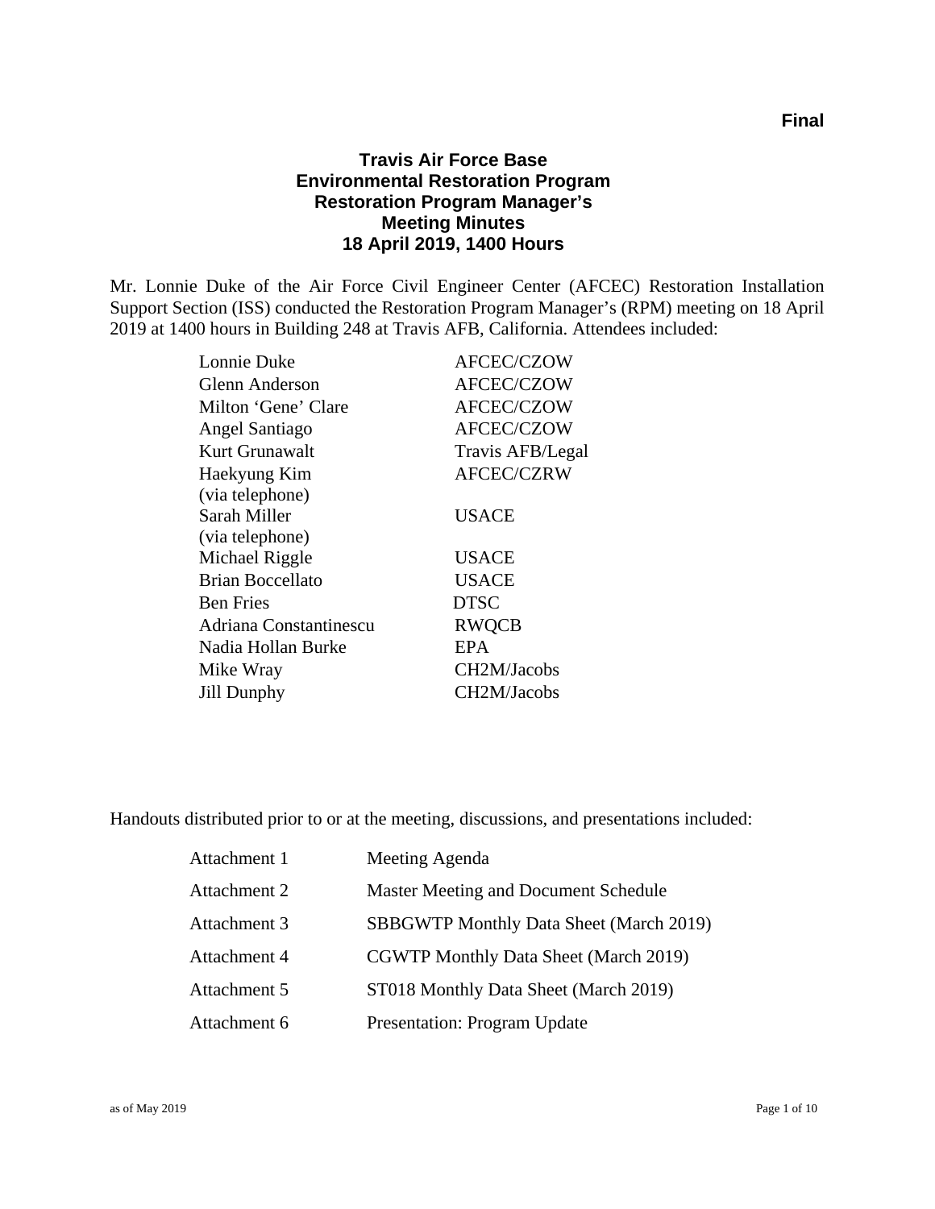**Final**

# Travis Air Force Base
# Environmental Restoration Program
# Restoration Program Manager's
# Meeting Minutes
# 18 April 2019, 1400 Hours

Mr. Lonnie Duke of the Air Force Civil Engineer Center (AFCEC) Restoration Installation Support Section (ISS) conducted the Restoration Program Manager's (RPM) meeting on 18 April 2019 at 1400 hours in Building 248 at Travis AFB, California. Attendees included:

| | |
|---|---|
| Lonnie Duke | AFCEC/CZOW |
| Glenn Anderson | AFCEC/CZOW |
| Milton 'Gene' Clare | AFCEC/CZOW |
| Angel Santiago | AFCEC/CZOW |
| Kurt Grunawalt | Travis AFB/Legal |
| Haekyung Kim (via telephone) | AFCEC/CZRW |
| Sarah Miller (via telephone) | USACE |
| Michael Riggle | USACE |
| Brian Boccellato | USACE |
| Ben Fries | DTSC |
| Adriana Constantinescu | RWQCB |
| Nadia Hollan Burke | EPA |
| Mike Wray | CH2M/Jacobs |
| Jill Dunphy | CH2M/Jacobs |

Handouts distributed prior to or at the meeting, discussions, and presentations included:

| | |
|---|---|
| Attachment 1 | Meeting Agenda |
| Attachment 2 | Master Meeting and Document Schedule |
| Attachment 3 | SBBGWTP Monthly Data Sheet (March 2019) |
| Attachment 4 | CGWTP Monthly Data Sheet (March 2019) |
| Attachment 5 | ST018 Monthly Data Sheet (March 2019) |
| Attachment 6 | Presentation: Program Update |

as of May 2019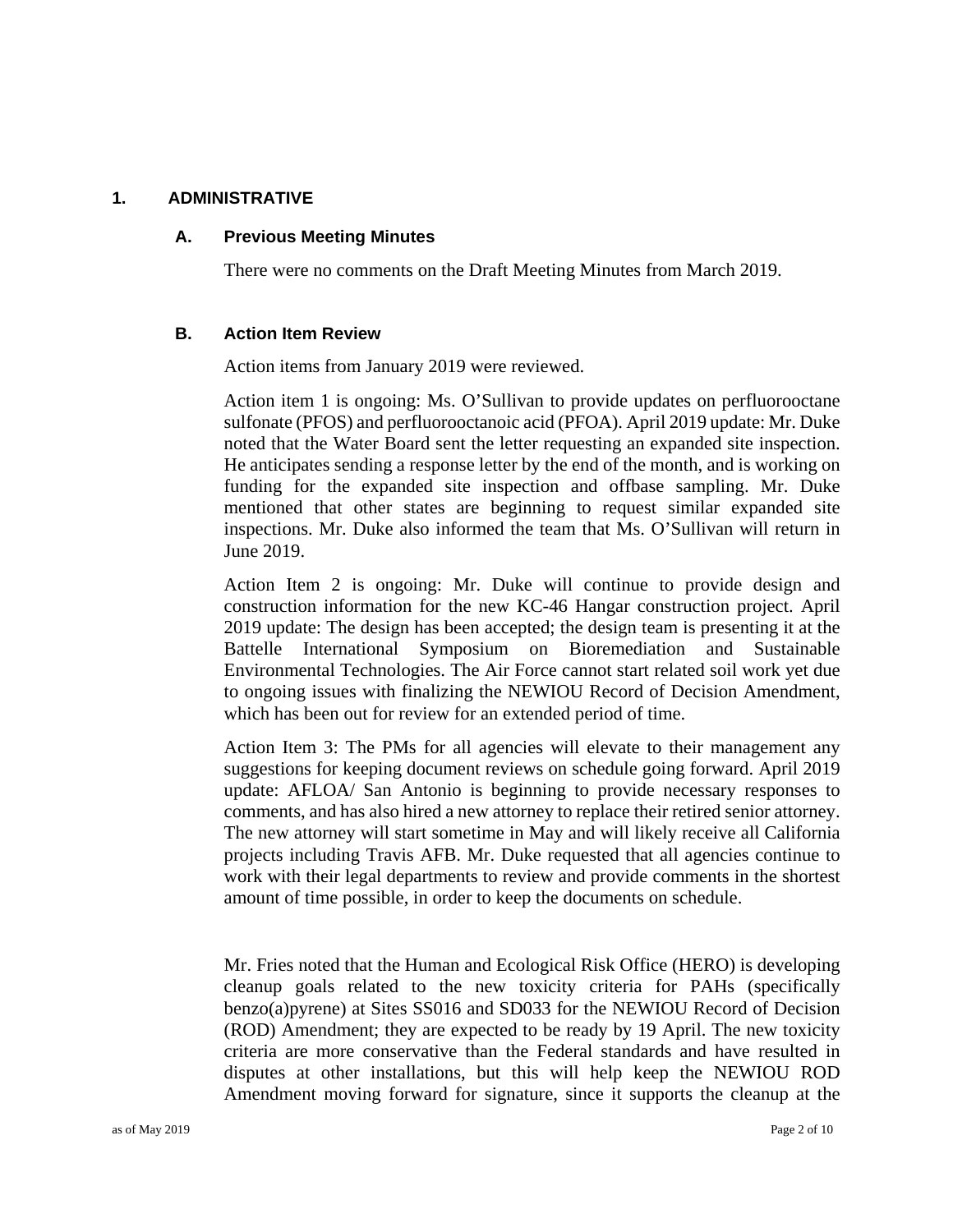## 1. ADMINISTRATIVE

### A. Previous Meeting Minutes

There were no comments on the Draft Meeting Minutes from March 2019.

### B. Action Item Review

Action items from January 2019 were reviewed.

Action item 1 is ongoing: Ms. O'Sullivan to provide updates on perfluorooctane sulfonate (PFOS) and perfluorooctanoic acid (PFOA). April 2019 update: Mr. Duke noted that the Water Board sent the letter requesting an expanded site inspection. He anticipates sending a response letter by the end of the month, and is working on funding for the expanded site inspection and offbase sampling. Mr. Duke mentioned that other states are beginning to request similar expanded site inspections. Mr. Duke also informed the team that Ms. O'Sullivan will return in June 2019.

Action Item 2 is ongoing: Mr. Duke will continue to provide design and construction information for the new KC-46 Hangar construction project. April 2019 update: The design has been accepted; the design team is presenting it at the Battelle International Symposium on Bioremediation and Sustainable Environmental Technologies. The Air Force cannot start related soil work yet due to ongoing issues with finalizing the NEWIOU Record of Decision Amendment, which has been out for review for an extended period of time.

Action Item 3: The PMs for all agencies will elevate to their management any suggestions for keeping document reviews on schedule going forward. April 2019 update: AFLOA/ San Antonio is beginning to provide necessary responses to comments, and has also hired a new attorney to replace their retired senior attorney. The new attorney will start sometime in May and will likely receive all California projects including Travis AFB. Mr. Duke requested that all agencies continue to work with their legal departments to review and provide comments in the shortest amount of time possible, in order to keep the documents on schedule.

Mr. Fries noted that the Human and Ecological Risk Office (HERO) is developing cleanup goals related to the new toxicity criteria for PAHs (specifically benzo(a)pyrene) at Sites SS016 and SD033 for the NEWIOU Record of Decision (ROD) Amendment; they are expected to be ready by 19 April. The new toxicity criteria are more conservative than the Federal standards and have resulted in disputes at other installations, but this will help keep the NEWIOU ROD Amendment moving forward for signature, since it supports the cleanup at the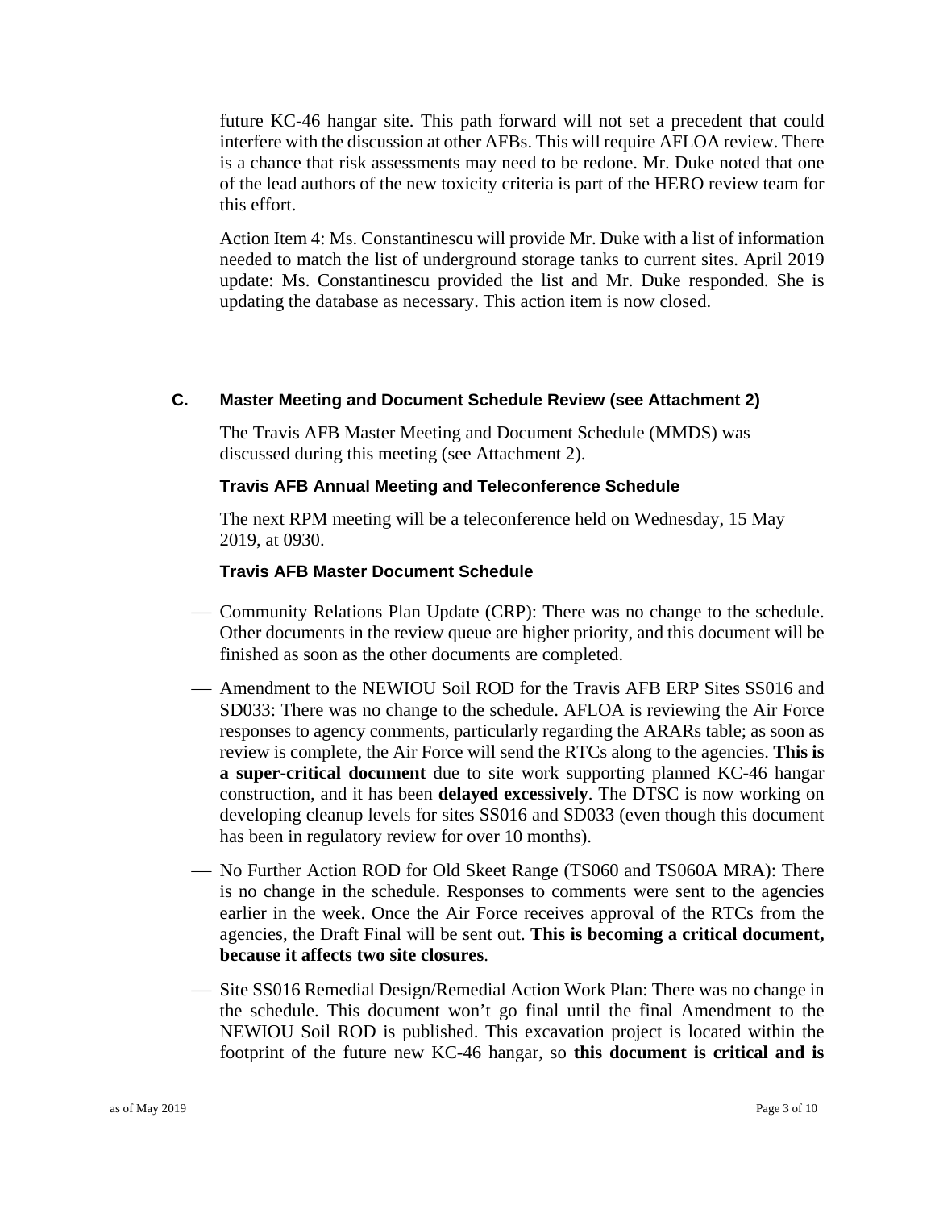future KC-46 hangar site. This path forward will not set a precedent that could interfere with the discussion at other AFBs. This will require AFLOA review. There is a chance that risk assessments may need to be redone. Mr. Duke noted that one of the lead authors of the new toxicity criteria is part of the HERO review team for this effort.

Action Item 4: Ms. Constantinescu will provide Mr. Duke with a list of information needed to match the list of underground storage tanks to current sites. April 2019 update: Ms. Constantinescu provided the list and Mr. Duke responded. She is updating the database as necessary. This action item is now closed.

### C. Master Meeting and Document Schedule Review (see Attachment 2)

The Travis AFB Master Meeting and Document Schedule (MMDS) was discussed during this meeting (see Attachment 2).

#### Travis AFB Annual Meeting and Teleconference Schedule

The next RPM meeting will be a teleconference held on Wednesday, 15 May 2019, at 0930.

#### Travis AFB Master Document Schedule

- Community Relations Plan Update (CRP): There was no change to the schedule. Other documents in the review queue are higher priority, and this document will be finished as soon as the other documents are completed.
- Amendment to the NEWIOU Soil ROD for the Travis AFB ERP Sites SS016 and SD033: There was no change to the schedule. AFLOA is reviewing the Air Force responses to agency comments, particularly regarding the ARARs table; as soon as review is complete, the Air Force will send the RTCs along to the agencies. **This is a super-critical document** due to site work supporting planned KC-46 hangar construction, and it has been **delayed excessively**. The DTSC is now working on developing cleanup levels for sites SS016 and SD033 (even though this document has been in regulatory review for over 10 months).
- No Further Action ROD for Old Skeet Range (TS060 and TS060A MRA): There is no change in the schedule. Responses to comments were sent to the agencies earlier in the week. Once the Air Force receives approval of the RTCs from the agencies, the Draft Final will be sent out. **This is becoming a critical document, because it affects two site closures**.
- Site SS016 Remedial Design/Remedial Action Work Plan: There was no change in the schedule. This document won't go final until the final Amendment to the NEWIOU Soil ROD is published. This excavation project is located within the footprint of the future new KC-46 hangar, so **this document is critical and is**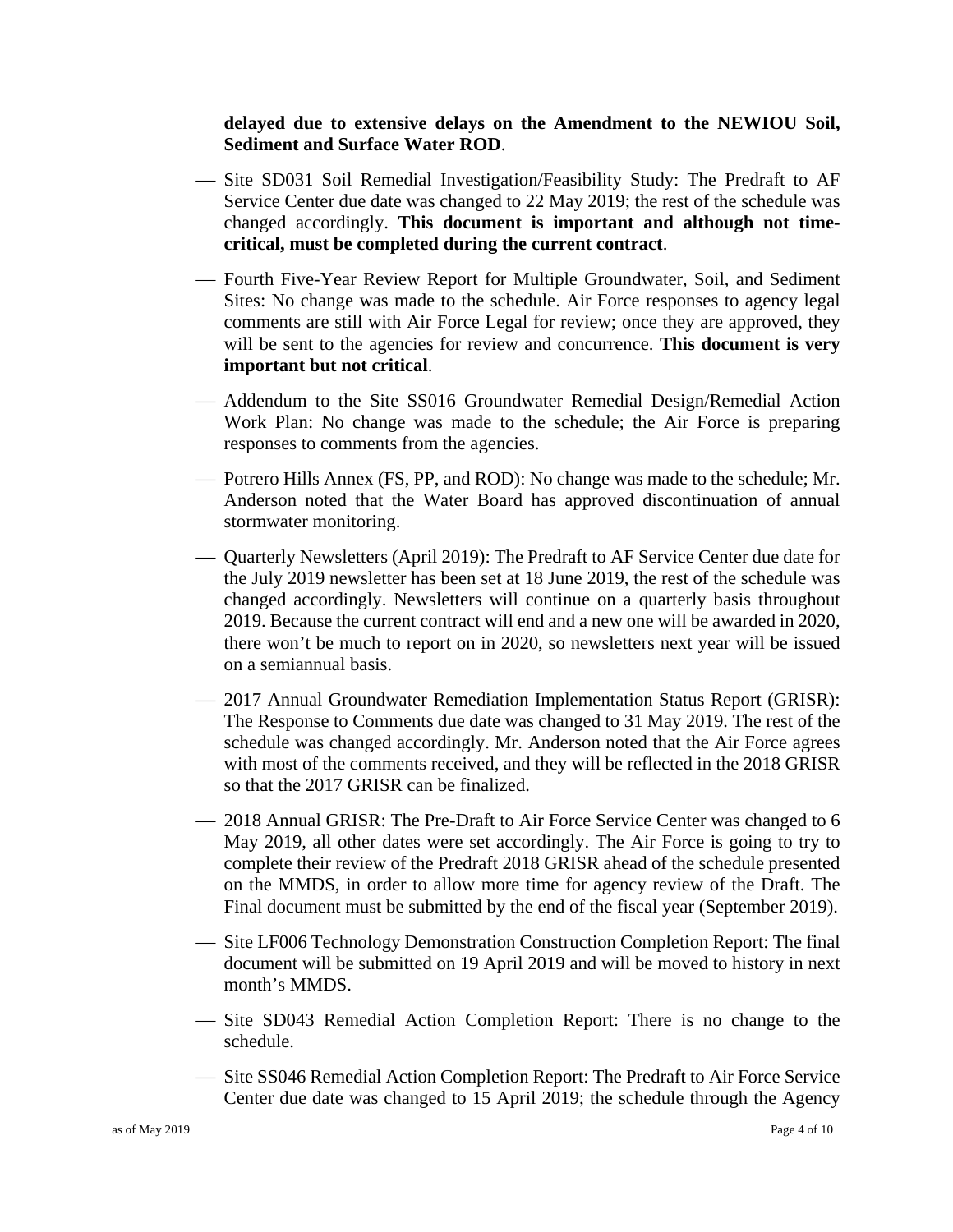**delayed due to extensive delays on the Amendment to the NEWIOU Soil, Sediment and Surface Water ROD**.

- Site SD031 Soil Remedial Investigation/Feasibility Study: The Predraft to AF Service Center due date was changed to 22 May 2019; the rest of the schedule was changed accordingly. **This document is important and although not time-critical, must be completed during the current contract**.
- Fourth Five-Year Review Report for Multiple Groundwater, Soil, and Sediment Sites: No change was made to the schedule. Air Force responses to agency legal comments are still with Air Force Legal for review; once they are approved, they will be sent to the agencies for review and concurrence. **This document is very important but not critical**.
- Addendum to the Site SS016 Groundwater Remedial Design/Remedial Action Work Plan: No change was made to the schedule; the Air Force is preparing responses to comments from the agencies.
- Potrero Hills Annex (FS, PP, and ROD): No change was made to the schedule; Mr. Anderson noted that the Water Board has approved discontinuation of annual stormwater monitoring.
- Quarterly Newsletters (April 2019): The Predraft to AF Service Center due date for the July 2019 newsletter has been set at 18 June 2019, the rest of the schedule was changed accordingly. Newsletters will continue on a quarterly basis throughout 2019. Because the current contract will end and a new one will be awarded in 2020, there won't be much to report on in 2020, so newsletters next year will be issued on a semiannual basis.
- 2017 Annual Groundwater Remediation Implementation Status Report (GRISR): The Response to Comments due date was changed to 31 May 2019. The rest of the schedule was changed accordingly. Mr. Anderson noted that the Air Force agrees with most of the comments received, and they will be reflected in the 2018 GRISR so that the 2017 GRISR can be finalized.
- 2018 Annual GRISR: The Pre-Draft to Air Force Service Center was changed to 6 May 2019, all other dates were set accordingly. The Air Force is going to try to complete their review of the Predraft 2018 GRISR ahead of the schedule presented on the MMDS, in order to allow more time for agency review of the Draft. The Final document must be submitted by the end of the fiscal year (September 2019).
- Site LF006 Technology Demonstration Construction Completion Report: The final document will be submitted on 19 April 2019 and will be moved to history in next month's MMDS.
- Site SD043 Remedial Action Completion Report: There is no change to the schedule.
- Site SS046 Remedial Action Completion Report: The Predraft to Air Force Service Center due date was changed to 15 April 2019; the schedule through the Agency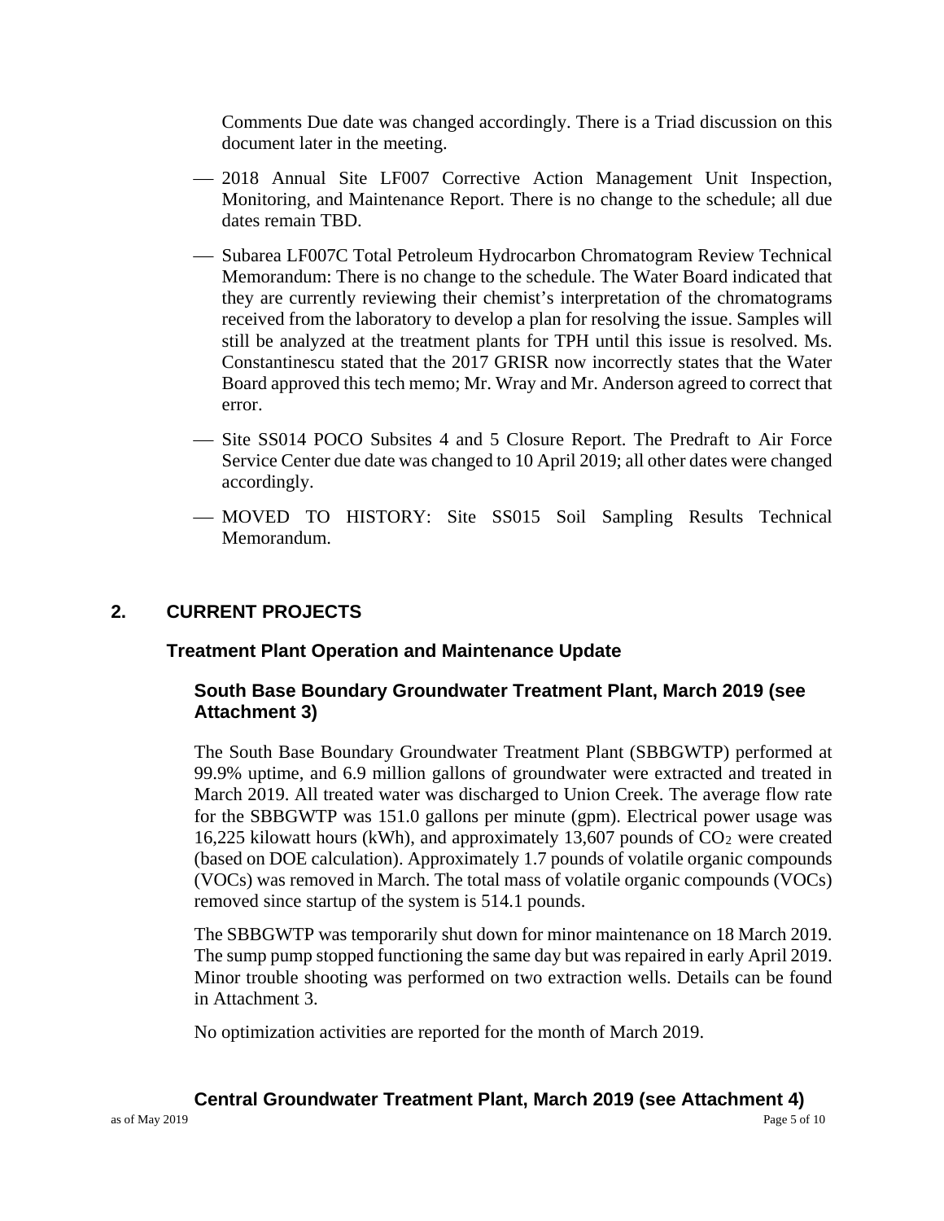Comments Due date was changed accordingly. There is a Triad discussion on this document later in the meeting.

- 2018 Annual Site LF007 Corrective Action Management Unit Inspection, Monitoring, and Maintenance Report. There is no change to the schedule; all due dates remain TBD.
- Subarea LF007C Total Petroleum Hydrocarbon Chromatogram Review Technical Memorandum: There is no change to the schedule. The Water Board indicated that they are currently reviewing their chemist's interpretation of the chromatograms received from the laboratory to develop a plan for resolving the issue. Samples will still be analyzed at the treatment plants for TPH until this issue is resolved. Ms. Constantinescu stated that the 2017 GRISR now incorrectly states that the Water Board approved this tech memo; Mr. Wray and Mr. Anderson agreed to correct that error.
- Site SS014 POCO Subsites 4 and 5 Closure Report. The Predraft to Air Force Service Center due date was changed to 10 April 2019; all other dates were changed accordingly.
- MOVED TO HISTORY: Site SS015 Soil Sampling Results Technical Memorandum.

## 2. CURRENT PROJECTS

### Treatment Plant Operation and Maintenance Update

#### South Base Boundary Groundwater Treatment Plant, March 2019 (see Attachment 3)

The South Base Boundary Groundwater Treatment Plant (SBBGWTP) performed at 99.9% uptime, and 6.9 million gallons of groundwater were extracted and treated in March 2019. All treated water was discharged to Union Creek. The average flow rate for the SBBGWTP was 151.0 gallons per minute (gpm). Electrical power usage was 16,225 kilowatt hours (kWh), and approximately 13,607 pounds of $CO_2$ were created (based on DOE calculation). Approximately 1.7 pounds of volatile organic compounds (VOCs) was removed in March. The total mass of volatile organic compounds (VOCs) removed since startup of the system is 514.1 pounds.

The SBBGWTP was temporarily shut down for minor maintenance on 18 March 2019. The sump pump stopped functioning the same day but was repaired in early April 2019. Minor trouble shooting was performed on two extraction wells. Details can be found in Attachment 3.

No optimization activities are reported for the month of March 2019.

#### Central Groundwater Treatment Plant, March 2019 (see Attachment 4)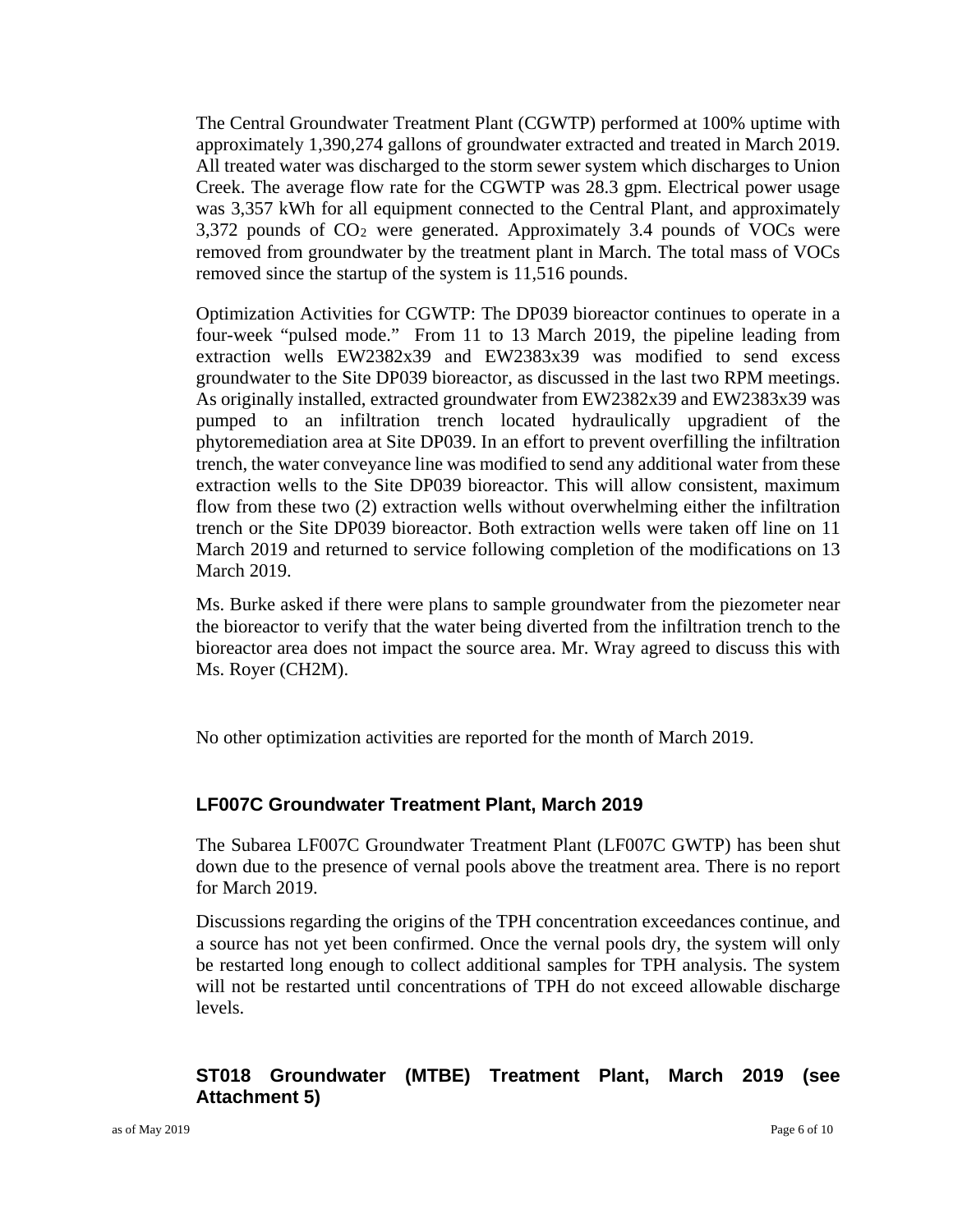The Central Groundwater Treatment Plant (CGWTP) performed at 100% uptime with approximately 1,390,274 gallons of groundwater extracted and treated in March 2019. All treated water was discharged to the storm sewer system which discharges to Union Creek. The average flow rate for the CGWTP was 28.3 gpm. Electrical power usage was 3,357 kWh for all equipment connected to the Central Plant, and approximately 3,372 pounds of $CO_2$ were generated. Approximately 3.4 pounds of VOCs were removed from groundwater by the treatment plant in March. The total mass of VOCs removed since the startup of the system is 11,516 pounds.

Optimization Activities for CGWTP: The DP039 bioreactor continues to operate in a four-week "pulsed mode." From 11 to 13 March 2019, the pipeline leading from extraction wells EW2382x39 and EW2383x39 was modified to send excess groundwater to the Site DP039 bioreactor, as discussed in the last two RPM meetings. As originally installed, extracted groundwater from EW2382x39 and EW2383x39 was pumped to an infiltration trench located hydraulically upgradient of the phytoremediation area at Site DP039. In an effort to prevent overfilling the infiltration trench, the water conveyance line was modified to send any additional water from these extraction wells to the Site DP039 bioreactor. This will allow consistent, maximum flow from these two (2) extraction wells without overwhelming either the infiltration trench or the Site DP039 bioreactor. Both extraction wells were taken off line on 11 March 2019 and returned to service following completion of the modifications on 13 March 2019.

Ms. Burke asked if there were plans to sample groundwater from the piezometer near the bioreactor to verify that the water being diverted from the infiltration trench to the bioreactor area does not impact the source area. Mr. Wray agreed to discuss this with Ms. Royer (CH2M).

No other optimization activities are reported for the month of March 2019.

### LF007C Groundwater Treatment Plant, March 2019

The Subarea LF007C Groundwater Treatment Plant (LF007C GWTP) has been shut down due to the presence of vernal pools above the treatment area. There is no report for March 2019.

Discussions regarding the origins of the TPH concentration exceedances continue, and a source has not yet been confirmed. Once the vernal pools dry, the system will only be restarted long enough to collect additional samples for TPH analysis. The system will not be restarted until concentrations of TPH do not exceed allowable discharge levels.

### ST018 Groundwater (MTBE) Treatment Plant, March 2019 (see Attachment 5)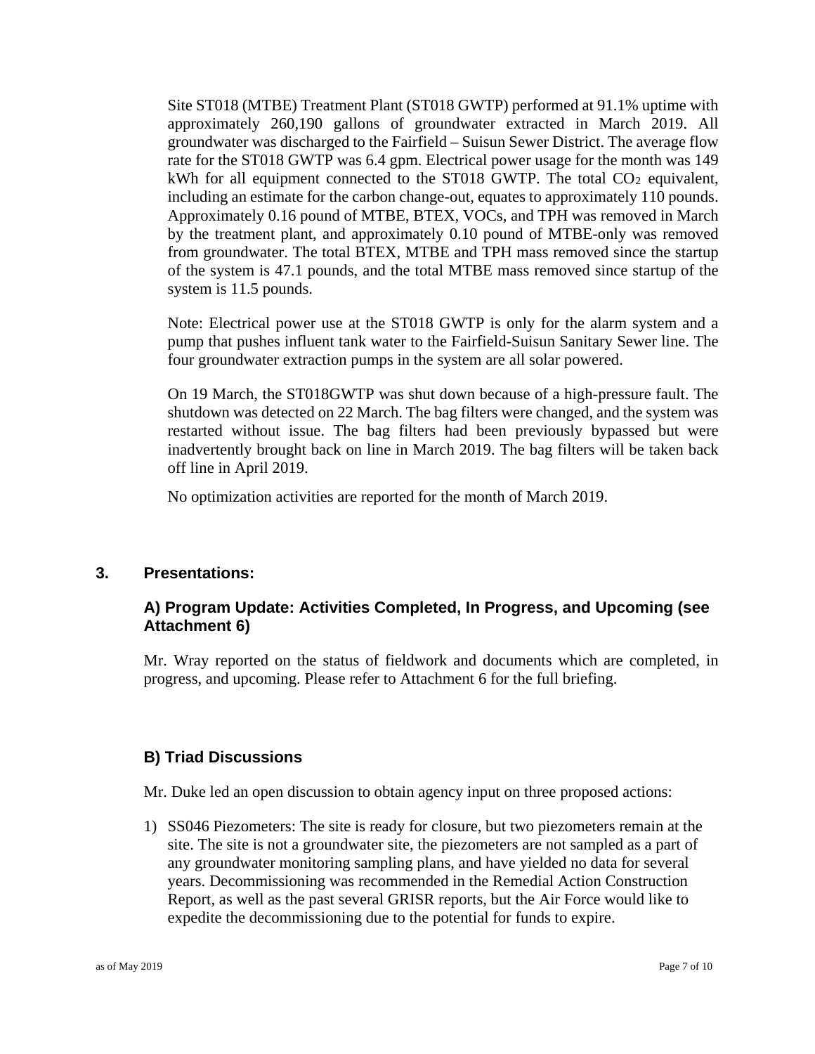Site ST018 (MTBE) Treatment Plant (ST018 GWTP) performed at 91.1% uptime with approximately 260,190 gallons of groundwater extracted in March 2019. All groundwater was discharged to the Fairfield – Suisun Sewer District. The average flow rate for the ST018 GWTP was 6.4 gpm. Electrical power usage for the month was 149 kWh for all equipment connected to the ST018 GWTP. The total $CO_2$ equivalent, including an estimate for the carbon change-out, equates to approximately 110 pounds. Approximately 0.16 pound of MTBE, BTEX, VOCs, and TPH was removed in March by the treatment plant, and approximately 0.10 pound of MTBE-only was removed from groundwater. The total BTEX, MTBE and TPH mass removed since the startup of the system is 47.1 pounds, and the total MTBE mass removed since startup of the system is 11.5 pounds.

Note: Electrical power use at the ST018 GWTP is only for the alarm system and a pump that pushes influent tank water to the Fairfield-Suisun Sanitary Sewer line. The four groundwater extraction pumps in the system are all solar powered.

On 19 March, the ST018GWTP was shut down because of a high-pressure fault. The shutdown was detected on 22 March. The bag filters were changed, and the system was restarted without issue. The bag filters had been previously bypassed but were inadvertently brought back on line in March 2019. The bag filters will be taken back off line in April 2019.

No optimization activities are reported for the month of March 2019.

## 3. Presentations:

### A) Program Update: Activities Completed, In Progress, and Upcoming (see Attachment 6)

Mr. Wray reported on the status of fieldwork and documents which are completed, in progress, and upcoming. Please refer to Attachment 6 for the full briefing.

### B) Triad Discussions

Mr. Duke led an open discussion to obtain agency input on three proposed actions:

1) SS046 Piezometers: The site is ready for closure, but two piezometers remain at the site. The site is not a groundwater site, the piezometers are not sampled as a part of any groundwater monitoring sampling plans, and have yielded no data for several years. Decommissioning was recommended in the Remedial Action Construction Report, as well as the past several GRISR reports, but the Air Force would like to expedite the decommissioning due to the potential for funds to expire.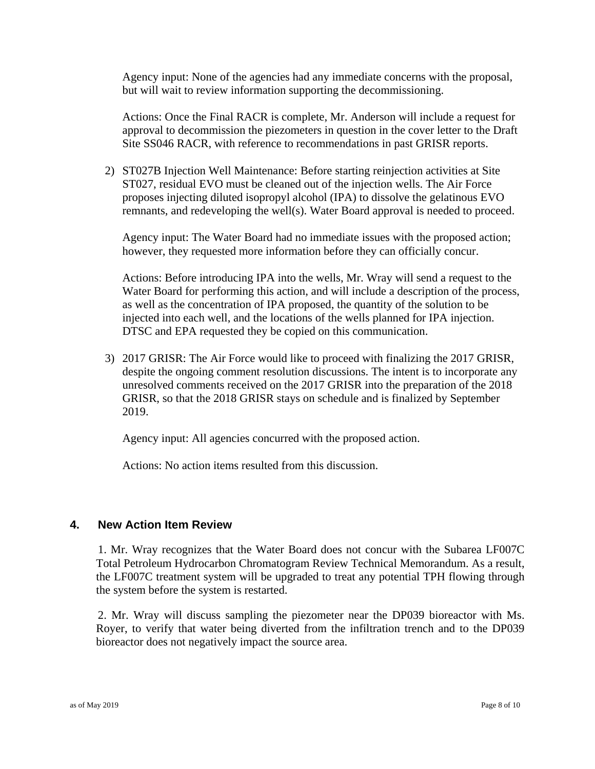Agency input: None of the agencies had any immediate concerns with the proposal, but will wait to review information supporting the decommissioning.

Actions: Once the Final RACR is complete, Mr. Anderson will include a request for approval to decommission the piezometers in question in the cover letter to the Draft Site SS046 RACR, with reference to recommendations in past GRISR reports.

2) ST027B Injection Well Maintenance: Before starting reinjection activities at Site ST027, residual EVO must be cleaned out of the injection wells. The Air Force proposes injecting diluted isopropyl alcohol (IPA) to dissolve the gelatinous EVO remnants, and redeveloping the well(s). Water Board approval is needed to proceed.

   Agency input: The Water Board had no immediate issues with the proposed action; however, they requested more information before they can officially concur.

   Actions: Before introducing IPA into the wells, Mr. Wray will send a request to the Water Board for performing this action, and will include a description of the process, as well as the concentration of IPA proposed, the quantity of the solution to be injected into each well, and the locations of the wells planned for IPA injection. DTSC and EPA requested they be copied on this communication.

3) 2017 GRISR: The Air Force would like to proceed with finalizing the 2017 GRISR, despite the ongoing comment resolution discussions. The intent is to incorporate any unresolved comments received on the 2017 GRISR into the preparation of the 2018 GRISR, so that the 2018 GRISR stays on schedule and is finalized by September 2019.

   Agency input: All agencies concurred with the proposed action.

   Actions: No action items resulted from this discussion.

## 4. New Action Item Review

1. Mr. Wray recognizes that the Water Board does not concur with the Subarea LF007C Total Petroleum Hydrocarbon Chromatogram Review Technical Memorandum. As a result, the LF007C treatment system will be upgraded to treat any potential TPH flowing through the system before the system is restarted.

2. Mr. Wray will discuss sampling the piezometer near the DP039 bioreactor with Ms. Royer, to verify that water being diverted from the infiltration trench and to the DP039 bioreactor does not negatively impact the source area.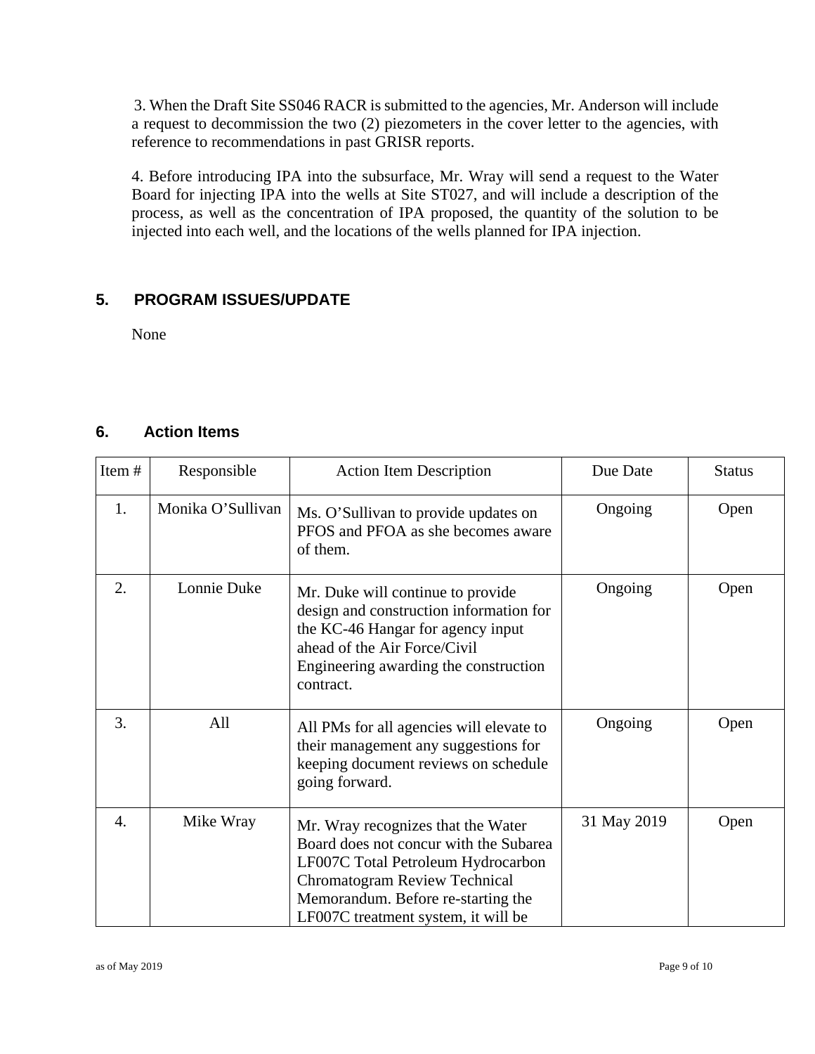3. When the Draft Site SS046 RACR is submitted to the agencies, Mr. Anderson will include a request to decommission the two (2) piezometers in the cover letter to the agencies, with reference to recommendations in past GRISR reports.

4. Before introducing IPA into the subsurface, Mr. Wray will send a request to the Water Board for injecting IPA into the wells at Site ST027, and will include a description of the process, as well as the concentration of IPA proposed, the quantity of the solution to be injected into each well, and the locations of the wells planned for IPA injection.

## 5. PROGRAM ISSUES/UPDATE

None

## 6. Action Items

| Item # | Responsible | Action Item Description | Due Date | Status |
|---|---|---|---|---|
| 1. | Monika O'Sullivan | Ms. O'Sullivan to provide updates on PFOS and PFOA as she becomes aware of them. | Ongoing | Open |
| 2. | Lonnie Duke | Mr. Duke will continue to provide design and construction information for the KC-46 Hangar for agency input ahead of the Air Force/Civil Engineering awarding the construction contract. | Ongoing | Open |
| 3. | All | All PMs for all agencies will elevate to their management any suggestions for keeping document reviews on schedule going forward. | Ongoing | Open |
| 4. | Mike Wray | Mr. Wray recognizes that the Water Board does not concur with the Subarea LF007C Total Petroleum Hydrocarbon Chromatogram Review Technical Memorandum. Before re-starting the LF007C treatment system, it will be | 31 May 2019 | Open |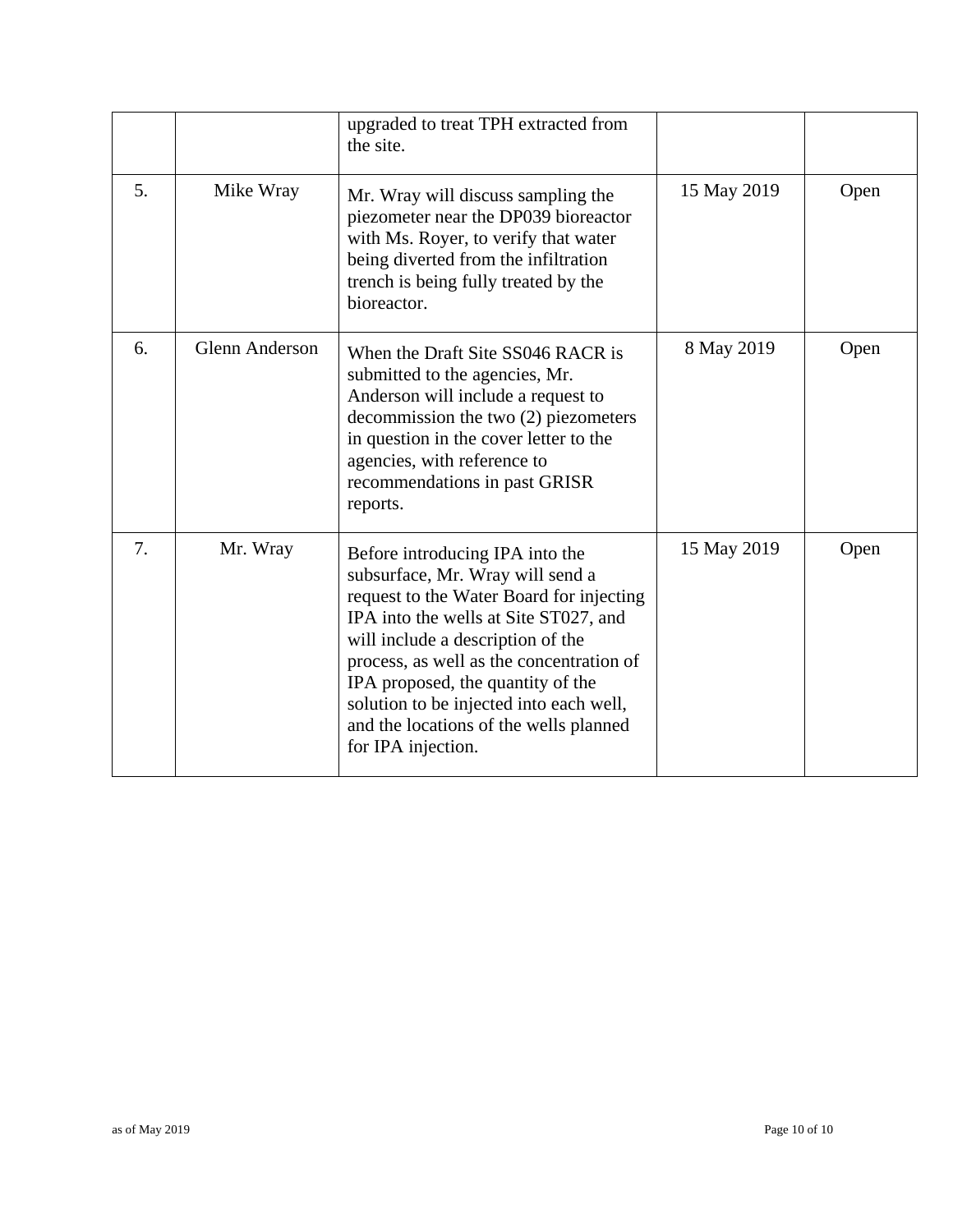| | | upgraded to treat TPH extracted from the site. | | |
|---|---|---|---|---|
| 5. | Mike Wray | Mr. Wray will discuss sampling the piezometer near the DP039 bioreactor with Ms. Royer, to verify that water being diverted from the infiltration trench is being fully treated by the bioreactor. | 15 May 2019 | Open |
| 6. | Glenn Anderson | When the Draft Site SS046 RACR is submitted to the agencies, Mr. Anderson will include a request to decommission the two (2) piezometers in question in the cover letter to the agencies, with reference to recommendations in past GRISR reports. | 8 May 2019 | Open |
| 7. | Mr. Wray | Before introducing IPA into the subsurface, Mr. Wray will send a request to the Water Board for injecting IPA into the wells at Site ST027, and will include a description of the process, as well as the concentration of IPA proposed, the quantity of the solution to be injected into each well, and the locations of the wells planned for IPA injection. | 15 May 2019 | Open |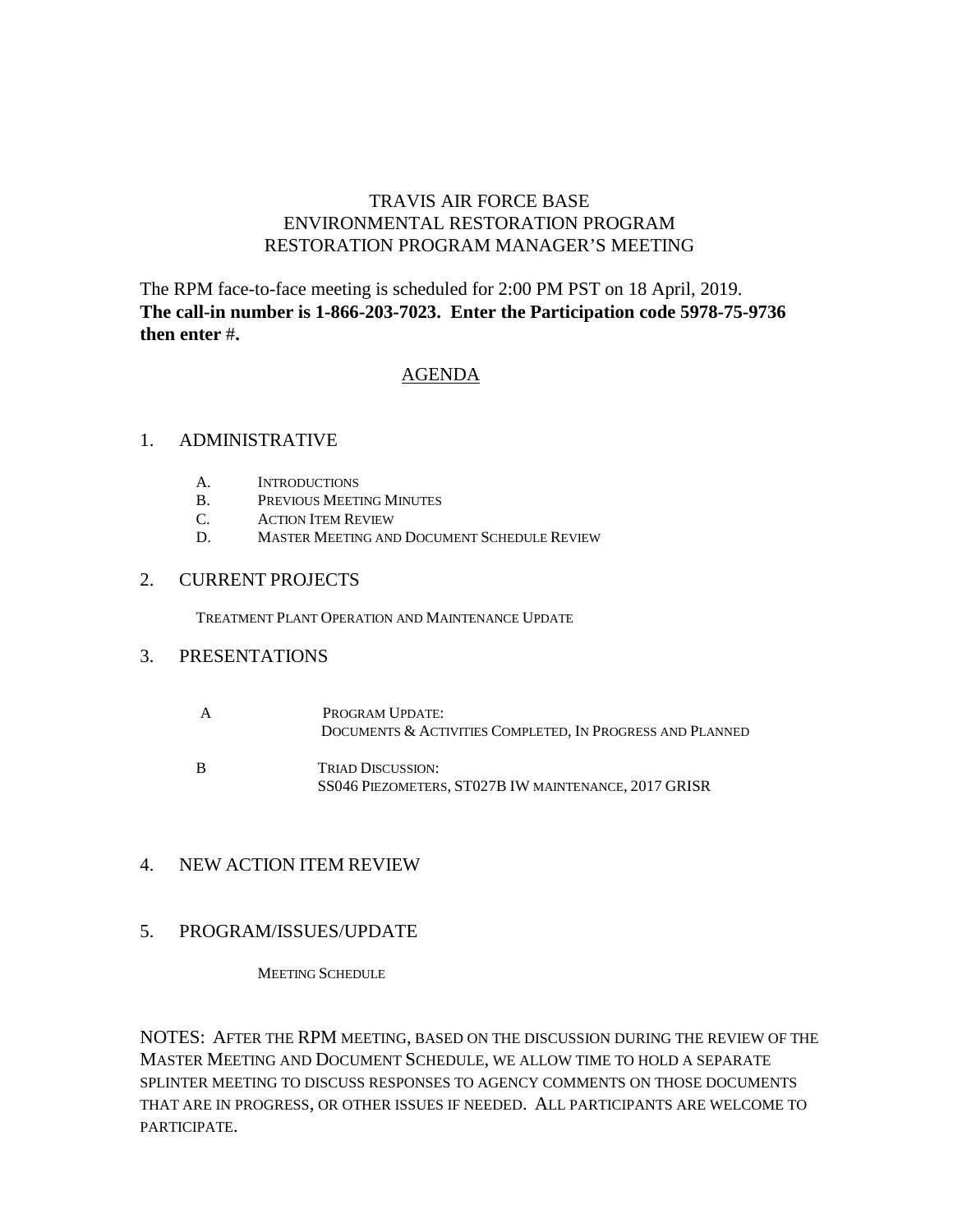# TRAVIS AIR FORCE BASE
# ENVIRONMENTAL RESTORATION PROGRAM
# RESTORATION PROGRAM MANAGER'S MEETING

The RPM face-to-face meeting is scheduled for 2:00 PM PST on 18 April, 2019.
**The call-in number is 1-866-203-7023. Enter the Participation code 5978-75-9736 then enter #.**

## AGENDA

### 1. ADMINISTRATIVE

A. Introductions
B. Previous Meeting Minutes
C. Action Item Review
D. Master Meeting and Document Schedule Review

### 2. CURRENT PROJECTS

Treatment Plant Operation and Maintenance Update

### 3. PRESENTATIONS

A Program Update:
Documents & Activities Completed, In Progress and Planned

B Triad Discussion:
SS046 Piezometers, ST027B IW maintenance, 2017 GRISR

### 4. NEW ACTION ITEM REVIEW

### 5. PROGRAM/ISSUES/UPDATE

Meeting Schedule

NOTES: After the RPM meeting, based on the discussion during the review of the Master Meeting and Document Schedule, we allow time to hold a separate splinter meeting to discuss responses to agency comments on those documents that are in progress, or other issues if needed. All participants are welcome to participate.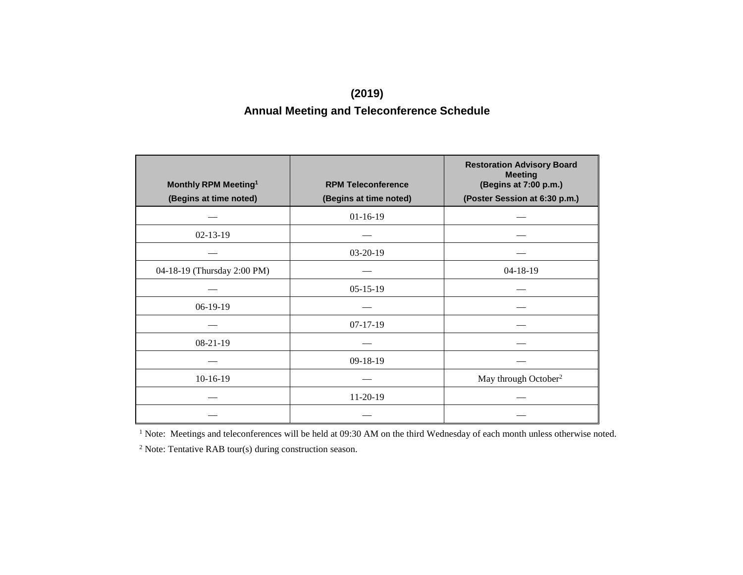# (2019)

## Annual Meeting and Teleconference Schedule

| Monthly RPM Meeting[1] (Begins at time noted) | RPM Teleconference (Begins at time noted) | Restoration Advisory Board Meeting (Begins at 7:00 p.m.) (Poster Session at 6:30 p.m.) |
|---|---|---|
| — | 01-16-19 | — |
| 02-13-19 | — | — |
| — | 03-20-19 | — |
| 04-18-19 (Thursday 2:00 PM) | — | 04-18-19 |
| — | 05-15-19 | — |
| 06-19-19 | — | — |
| — | 07-17-19 | — |
| 08-21-19 | — | — |
| — | 09-18-19 | — |
| 10-16-19 | — | May through October[2] |
| — | 11-20-19 | — |
| — | — | — |

[1] Note: Meetings and teleconferences will be held at 09:30 AM on the third Wednesday of each month unless otherwise noted.

[2] Note: Tentative RAB tour(s) during construction season.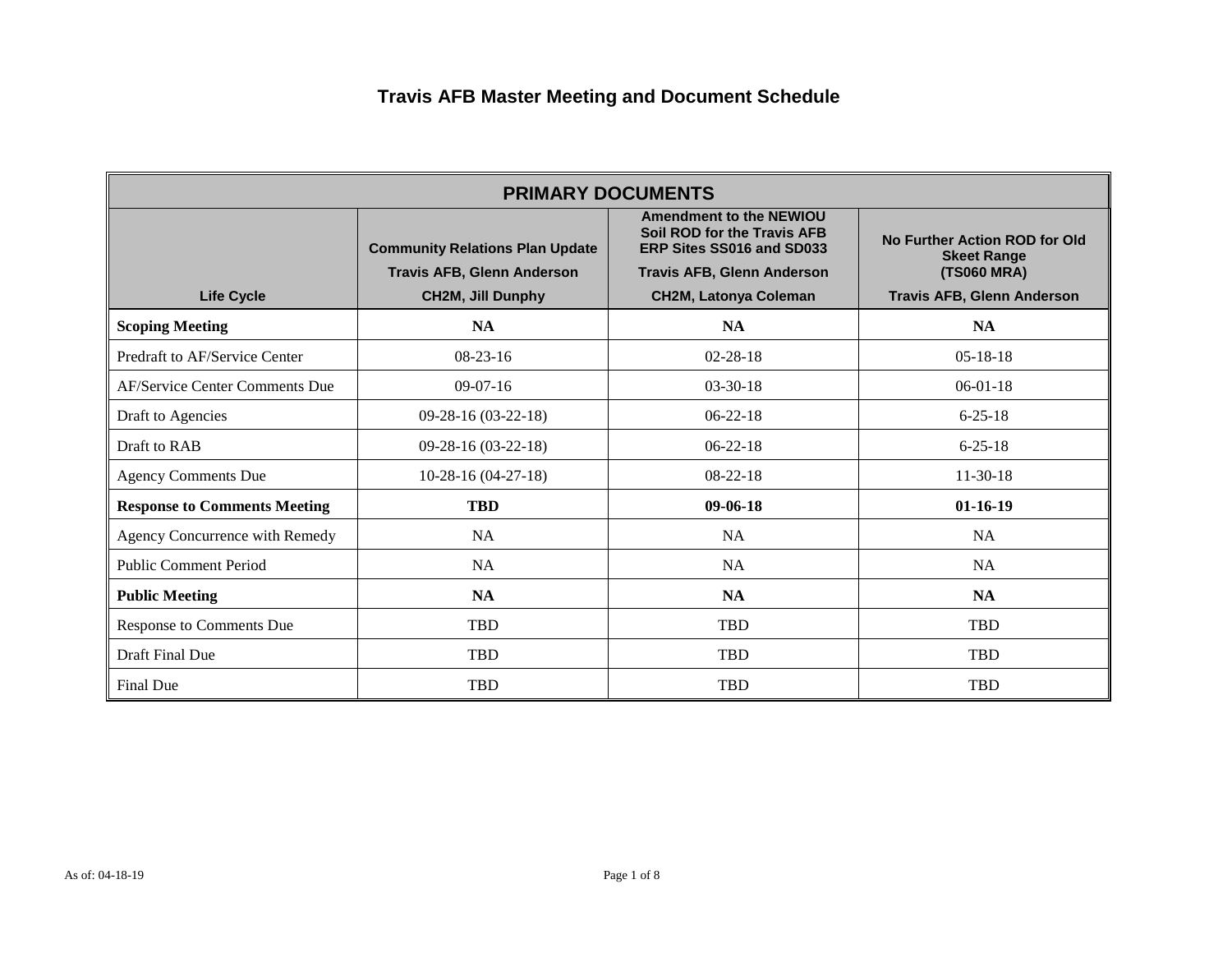# Travis AFB Master Meeting and Document Schedule

| PRIMARY DOCUMENTS | | | |
|---|---|---|---|
| **Life Cycle** | **Community Relations Plan Update**<br>**Travis AFB, Glenn Anderson**<br>**CH2M, Jill Dunphy** | **Amendment to the NEWIOU Soil ROD for the Travis AFB ERP Sites SS016 and SD033**<br>**Travis AFB, Glenn Anderson**<br>**CH2M, Latonya Coleman** | **No Further Action ROD for Old Skeet Range (TS060 MRA)**<br>**Travis AFB, Glenn Anderson** |
| **Scoping Meeting** | **NA** | **NA** | **NA** |
| Predraft to AF/Service Center | 08-23-16 | 02-28-18 | 05-18-18 |
| AF/Service Center Comments Due | 09-07-16 | 03-30-18 | 06-01-18 |
| Draft to Agencies | 09-28-16 (03-22-18) | 06-22-18 | 6-25-18 |
| Draft to RAB | 09-28-16 (03-22-18) | 06-22-18 | 6-25-18 |
| Agency Comments Due | 10-28-16 (04-27-18) | 08-22-18 | 11-30-18 |
| **Response to Comments Meeting** | **TBD** | **09-06-18** | **01-16-19** |
| Agency Concurrence with Remedy | NA | NA | NA |
| Public Comment Period | NA | NA | NA |
| **Public Meeting** | **NA** | **NA** | **NA** |
| Response to Comments Due | TBD | TBD | TBD |
| Draft Final Due | TBD | TBD | TBD |
| Final Due | TBD | TBD | TBD |

As of: 04-18-19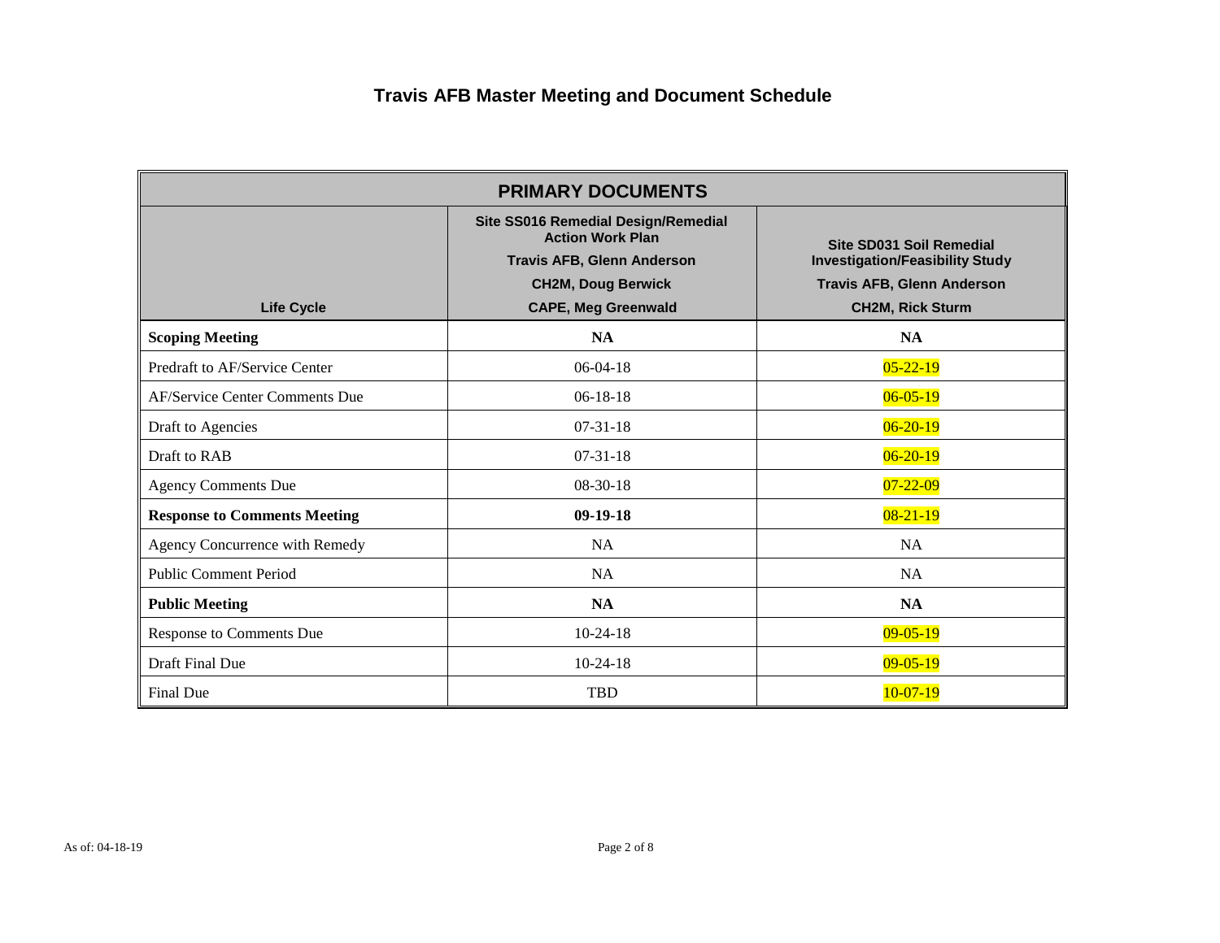# Travis AFB Master Meeting and Document Schedule

| PRIMARY DOCUMENTS | | |
|---|---|---|
| Life Cycle | Site SS016 Remedial Design/Remedial Action Work Plan<br>Travis AFB, Glenn Anderson<br>CH2M, Doug Berwick<br>CAPE, Meg Greenwald | Site SD031 Soil Remedial Investigation/Feasibility Study<br>Travis AFB, Glenn Anderson<br>CH2M, Rick Sturm |
| **Scoping Meeting** | **NA** | **NA** |
| Predraft to AF/Service Center | 06-04-18 | 05-22-19 |
| AF/Service Center Comments Due | 06-18-18 | 06-05-19 |
| Draft to Agencies | 07-31-18 | 06-20-19 |
| Draft to RAB | 07-31-18 | 06-20-19 |
| Agency Comments Due | 08-30-18 | 07-22-09 |
| **Response to Comments Meeting** | **09-19-18** | 08-21-19 |
| Agency Concurrence with Remedy | NA | NA |
| Public Comment Period | NA | NA |
| **Public Meeting** | **NA** | **NA** |
| Response to Comments Due | 10-24-18 | 09-05-19 |
| Draft Final Due | 10-24-18 | 09-05-19 |
| Final Due | TBD | 10-07-19 |

As of: 04-18-19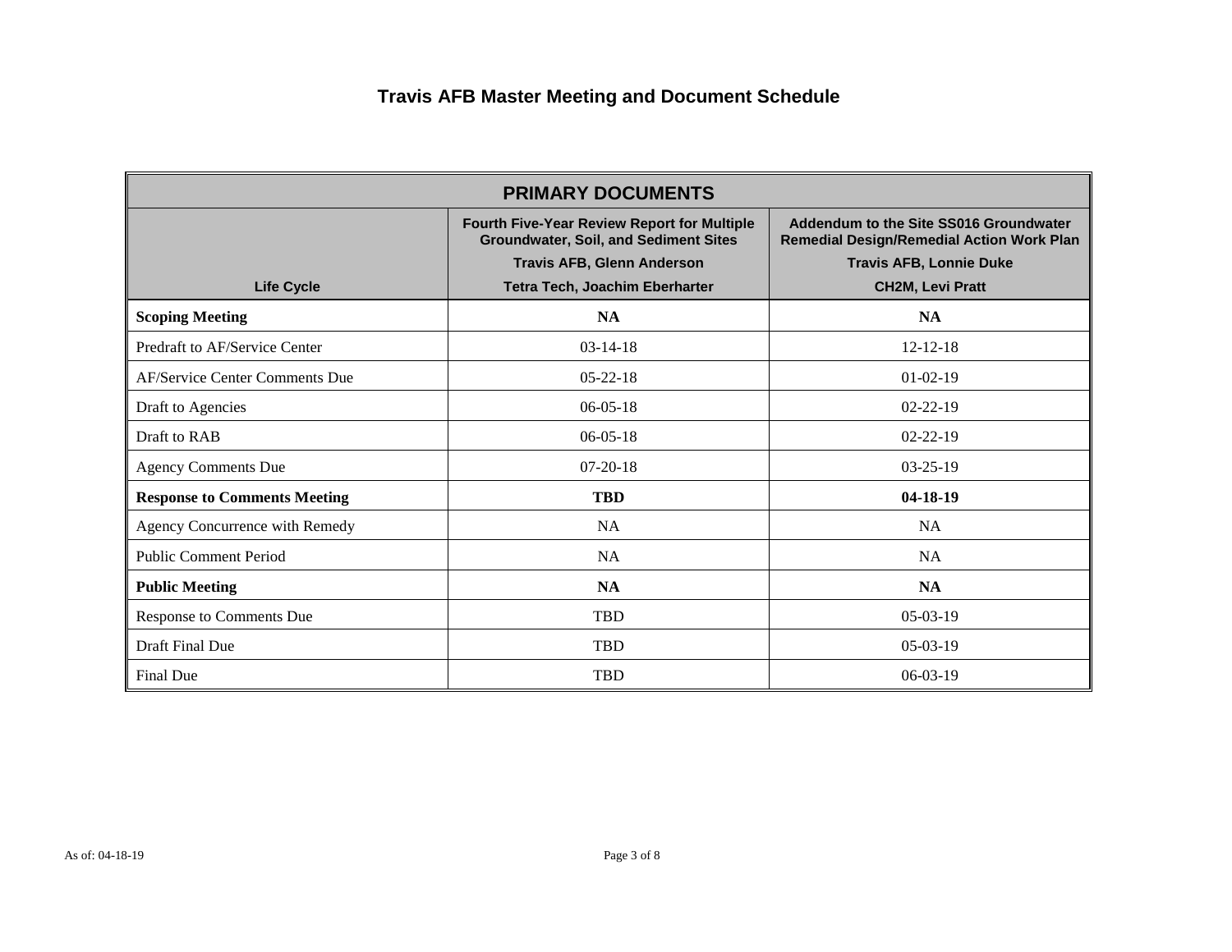# Travis AFB Master Meeting and Document Schedule

| PRIMARY DOCUMENTS | | |
|---|---|---|
| **Life Cycle** | **Fourth Five-Year Review Report for Multiple Groundwater, Soil, and Sediment Sites**<br>**Travis AFB, Glenn Anderson**<br>**Tetra Tech, Joachim Eberharter** | **Addendum to the Site SS016 Groundwater Remedial Design/Remedial Action Work Plan**<br>**Travis AFB, Lonnie Duke**<br>**CH2M, Levi Pratt** |
| **Scoping Meeting** | **NA** | **NA** |
| Predraft to AF/Service Center | 03-14-18 | 12-12-18 |
| AF/Service Center Comments Due | 05-22-18 | 01-02-19 |
| Draft to Agencies | 06-05-18 | 02-22-19 |
| Draft to RAB | 06-05-18 | 02-22-19 |
| Agency Comments Due | 07-20-18 | 03-25-19 |
| **Response to Comments Meeting** | **TBD** | **04-18-19** |
| Agency Concurrence with Remedy | NA | NA |
| Public Comment Period | NA | NA |
| **Public Meeting** | **NA** | **NA** |
| Response to Comments Due | TBD | 05-03-19 |
| Draft Final Due | TBD | 05-03-19 |
| Final Due | TBD | 06-03-19 |

As of: 04-18-19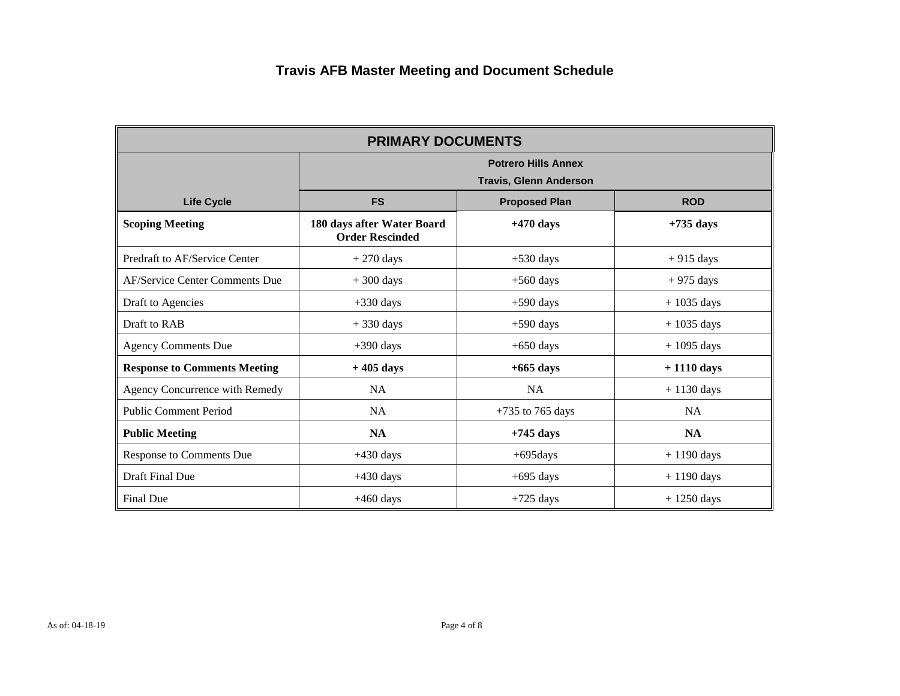# Travis AFB Master Meeting and Document Schedule

| PRIMARY DOCUMENTS | | | |
|---|---|---|---|
| | Potrero Hills Annex<br>Travis, Glenn Anderson | | |
| **Life Cycle** | **FS** | **Proposed Plan** | **ROD** |
| **Scoping Meeting** | **180 days after Water Board Order Rescinded** | **+470 days** | **+735 days** |
| Predraft to AF/Service Center | + 270 days | +530 days | + 915 days |
| AF/Service Center Comments Due | + 300 days | +560 days | + 975 days |
| Draft to Agencies | +330 days | +590 days | + 1035 days |
| Draft to RAB | + 330 days | +590 days | + 1035 days |
| Agency Comments Due | +390 days | +650 days | + 1095 days |
| **Response to Comments Meeting** | **+ 405 days** | **+665 days** | **+ 1110 days** |
| Agency Concurrence with Remedy | NA | NA | + 1130 days |
| Public Comment Period | NA | +735 to 765 days | NA |
| **Public Meeting** | **NA** | **+745 days** | **NA** |
| Response to Comments Due | +430 days | +695days | + 1190 days |
| Draft Final Due | +430 days | +695 days | + 1190 days |
| Final Due | +460 days | +725 days | + 1250 days |

As of: 04-18-19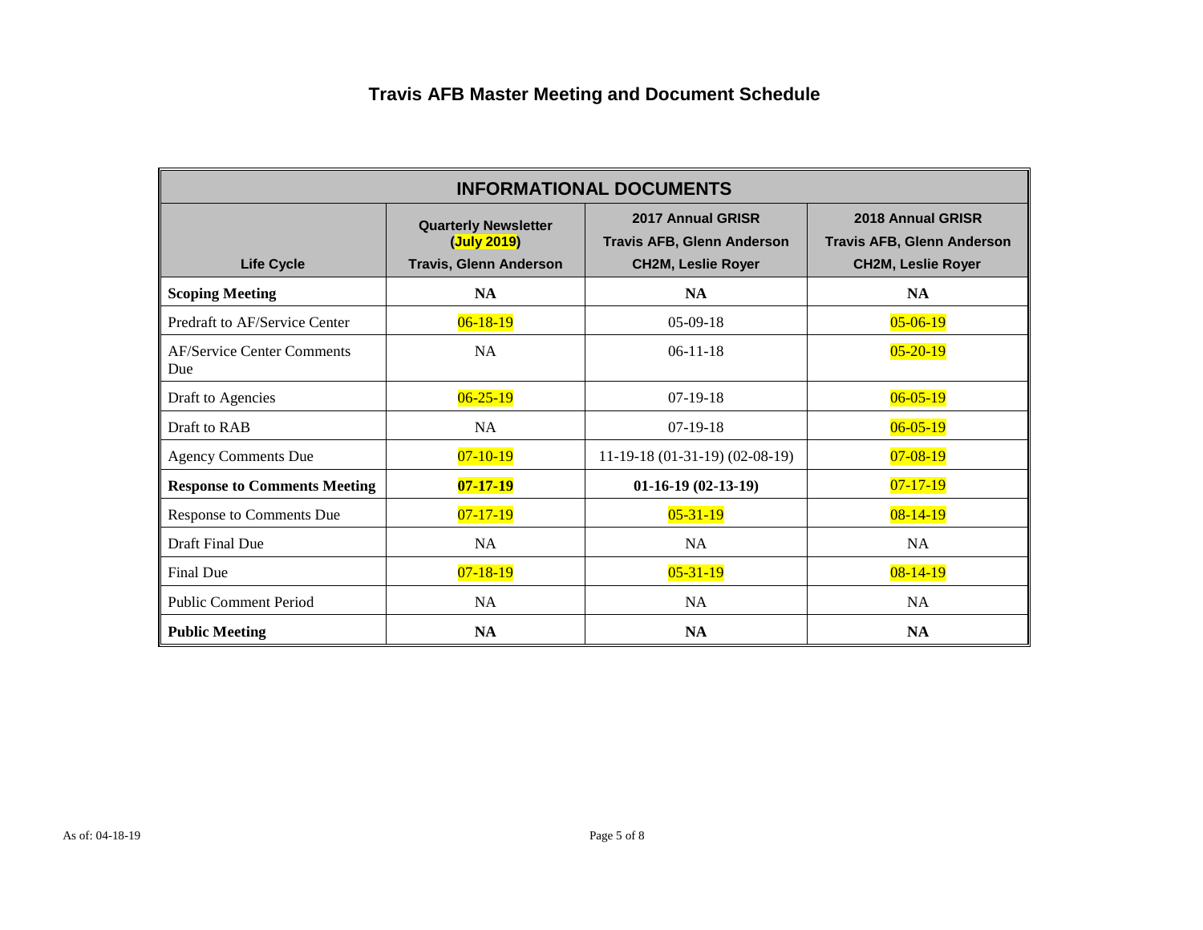# Travis AFB Master Meeting and Document Schedule

| INFORMATIONAL DOCUMENTS | | | |
|---|---|---|---|
| **Life Cycle** | **Quarterly Newsletter (July 2019) Travis, Glenn Anderson** | **2017 Annual GRISR Travis AFB, Glenn Anderson CH2M, Leslie Royer** | **2018 Annual GRISR Travis AFB, Glenn Anderson CH2M, Leslie Royer** |
| **Scoping Meeting** | **NA** | **NA** | **NA** |
| Predraft to AF/Service Center | 06-18-19 | 05-09-18 | 05-06-19 |
| AF/Service Center Comments Due | NA | 06-11-18 | 05-20-19 |
| Draft to Agencies | 06-25-19 | 07-19-18 | 06-05-19 |
| Draft to RAB | NA | 07-19-18 | 06-05-19 |
| Agency Comments Due | 07-10-19 | 11-19-18 (01-31-19) (02-08-19) | 07-08-19 |
| **Response to Comments Meeting** | **07-17-19** | **01-16-19 (02-13-19)** | 07-17-19 |
| Response to Comments Due | 07-17-19 | 05-31-19 | 08-14-19 |
| Draft Final Due | NA | NA | NA |
| Final Due | 07-18-19 | 05-31-19 | 08-14-19 |
| Public Comment Period | NA | NA | NA |
| **Public Meeting** | **NA** | **NA** | **NA** |

As of: 04-18-19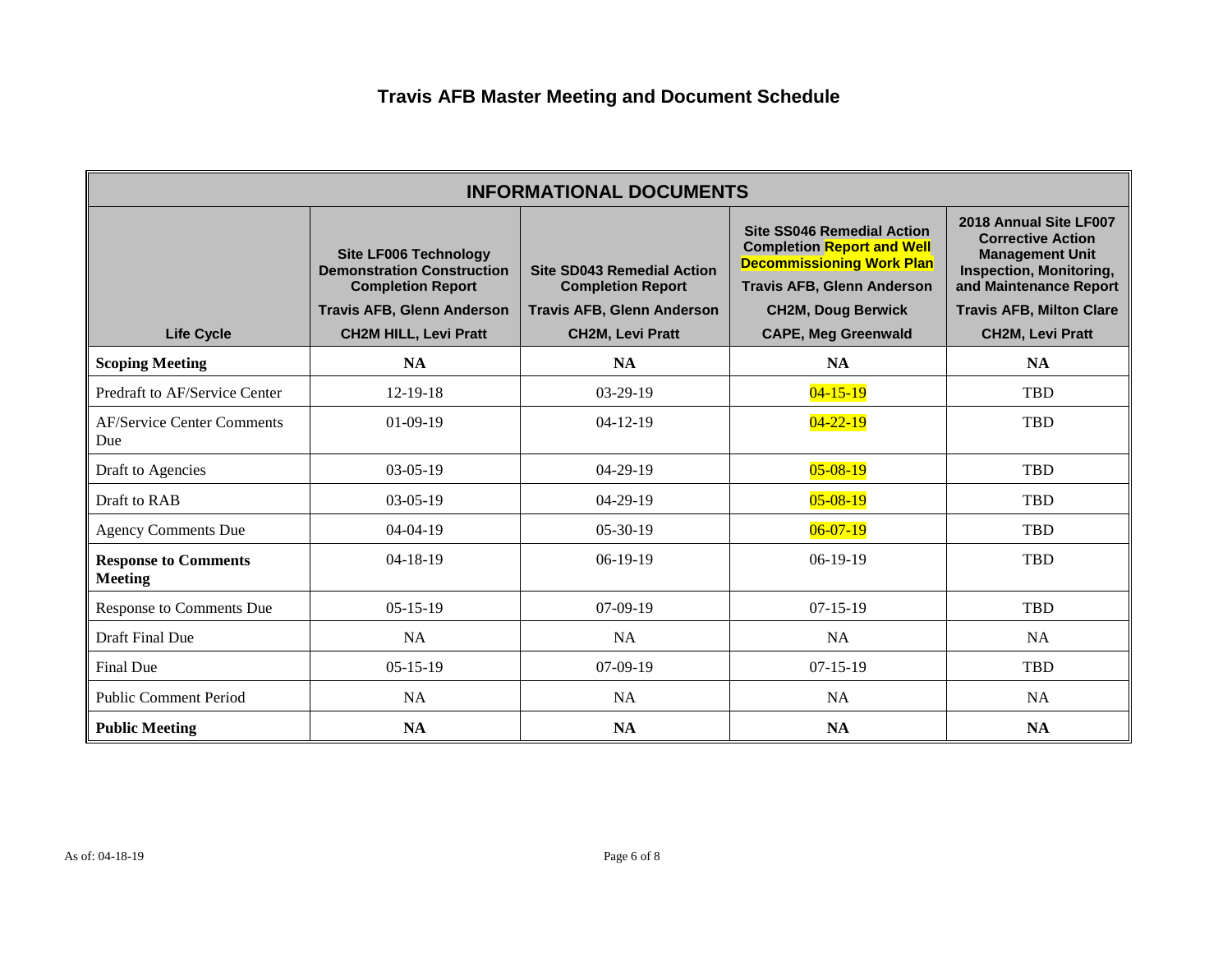# Travis AFB Master Meeting and Document Schedule

| INFORMATIONAL DOCUMENTS | | | | |
|---|---|---|---|---|
| **Life Cycle** | **Site LF006 Technology Demonstration Construction Completion Report**<br>**Travis AFB, Glenn Anderson**<br>**CH2M HILL, Levi Pratt** | **Site SD043 Remedial Action Completion Report**<br>**Travis AFB, Glenn Anderson**<br>**CH2M, Levi Pratt** | **Site SS046 Remedial Action Completion Report and Well Decommissioning Work Plan**<br>**Travis AFB, Glenn Anderson**<br>**CH2M, Doug Berwick**<br>**CAPE, Meg Greenwald** | **2018 Annual Site LF007 Corrective Action Management Unit Inspection, Monitoring, and Maintenance Report**<br>**Travis AFB, Milton Clare**<br>**CH2M, Levi Pratt** |
| **Scoping Meeting** | **NA** | **NA** | **NA** | **NA** |
| Predraft to AF/Service Center | 12-19-18 | 03-29-19 | 04-15-19 | TBD |
| AF/Service Center Comments Due | 01-09-19 | 04-12-19 | 04-22-19 | TBD |
| Draft to Agencies | 03-05-19 | 04-29-19 | 05-08-19 | TBD |
| Draft to RAB | 03-05-19 | 04-29-19 | 05-08-19 | TBD |
| Agency Comments Due | 04-04-19 | 05-30-19 | 06-07-19 | TBD |
| **Response to Comments Meeting** | 04-18-19 | 06-19-19 | 06-19-19 | TBD |
| Response to Comments Due | 05-15-19 | 07-09-19 | 07-15-19 | TBD |
| Draft Final Due | NA | NA | NA | NA |
| Final Due | 05-15-19 | 07-09-19 | 07-15-19 | TBD |
| Public Comment Period | NA | NA | NA | NA |
| **Public Meeting** | **NA** | **NA** | **NA** | **NA** |

As of: 04-18-19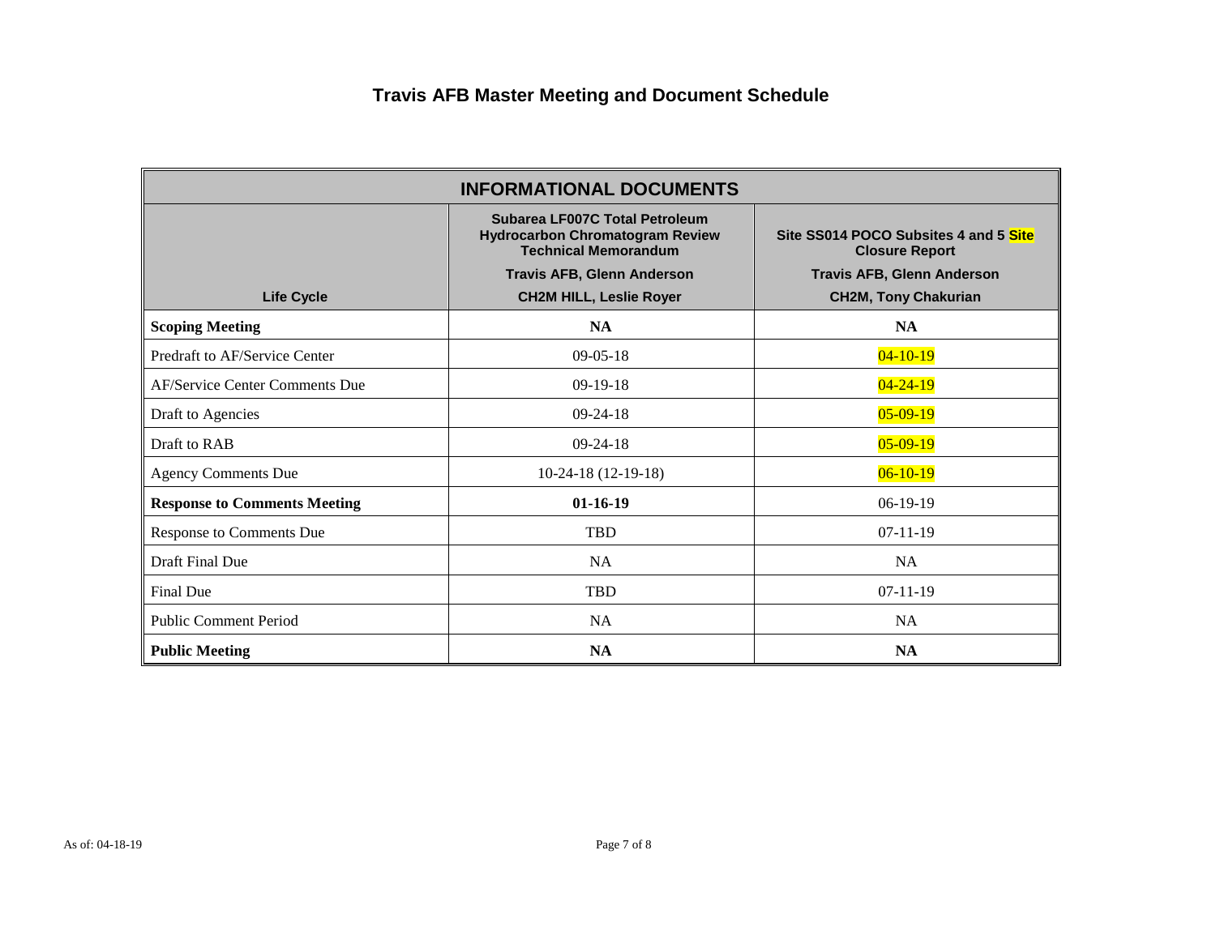# Travis AFB Master Meeting and Document Schedule

| INFORMATIONAL DOCUMENTS | | |
|---|---|---|
| **Life Cycle** | **Subarea LF007C Total Petroleum Hydrocarbon Chromatogram Review Technical Memorandum**<br>**Travis AFB, Glenn Anderson**<br>**CH2M HILL, Leslie Royer** | **Site SS014 POCO Subsites 4 and 5 Site Closure Report**<br>**Travis AFB, Glenn Anderson**<br>**CH2M, Tony Chakurian** |
| **Scoping Meeting** | **NA** | **NA** |
| Predraft to AF/Service Center | 09-05-18 | 04-10-19 |
| AF/Service Center Comments Due | 09-19-18 | 04-24-19 |
| Draft to Agencies | 09-24-18 | 05-09-19 |
| Draft to RAB | 09-24-18 | 05-09-19 |
| Agency Comments Due | 10-24-18 (12-19-18) | 06-10-19 |
| **Response to Comments Meeting** | **01-16-19** | 06-19-19 |
| Response to Comments Due | TBD | 07-11-19 |
| Draft Final Due | NA | NA |
| Final Due | TBD | 07-11-19 |
| Public Comment Period | NA | NA |
| **Public Meeting** | **NA** | **NA** |

As of: 04-18-19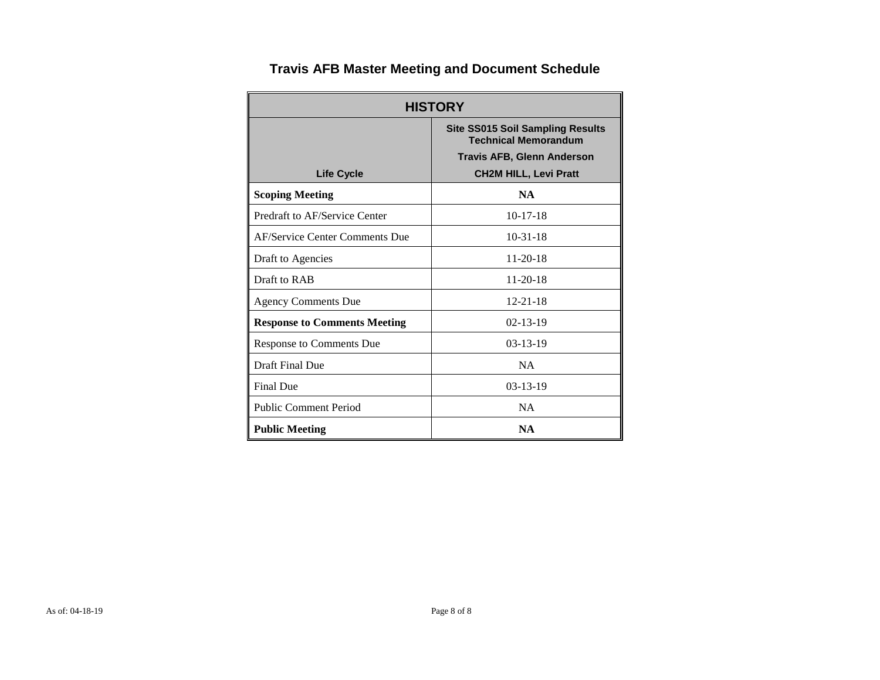# Travis AFB Master Meeting and Document Schedule

| HISTORY | |
|---|---|
| **Life Cycle** | **Site SS015 Soil Sampling Results Technical Memorandum**<br>**Travis AFB, Glenn Anderson**<br>**CH2M HILL, Levi Pratt** |
| **Scoping Meeting** | **NA** |
| Predraft to AF/Service Center | 10-17-18 |
| AF/Service Center Comments Due | 10-31-18 |
| Draft to Agencies | 11-20-18 |
| Draft to RAB | 11-20-18 |
| Agency Comments Due | 12-21-18 |
| **Response to Comments Meeting** | 02-13-19 |
| Response to Comments Due | 03-13-19 |
| Draft Final Due | NA |
| Final Due | 03-13-19 |
| Public Comment Period | NA |
| **Public Meeting** | **NA** |

As of: 04-18-19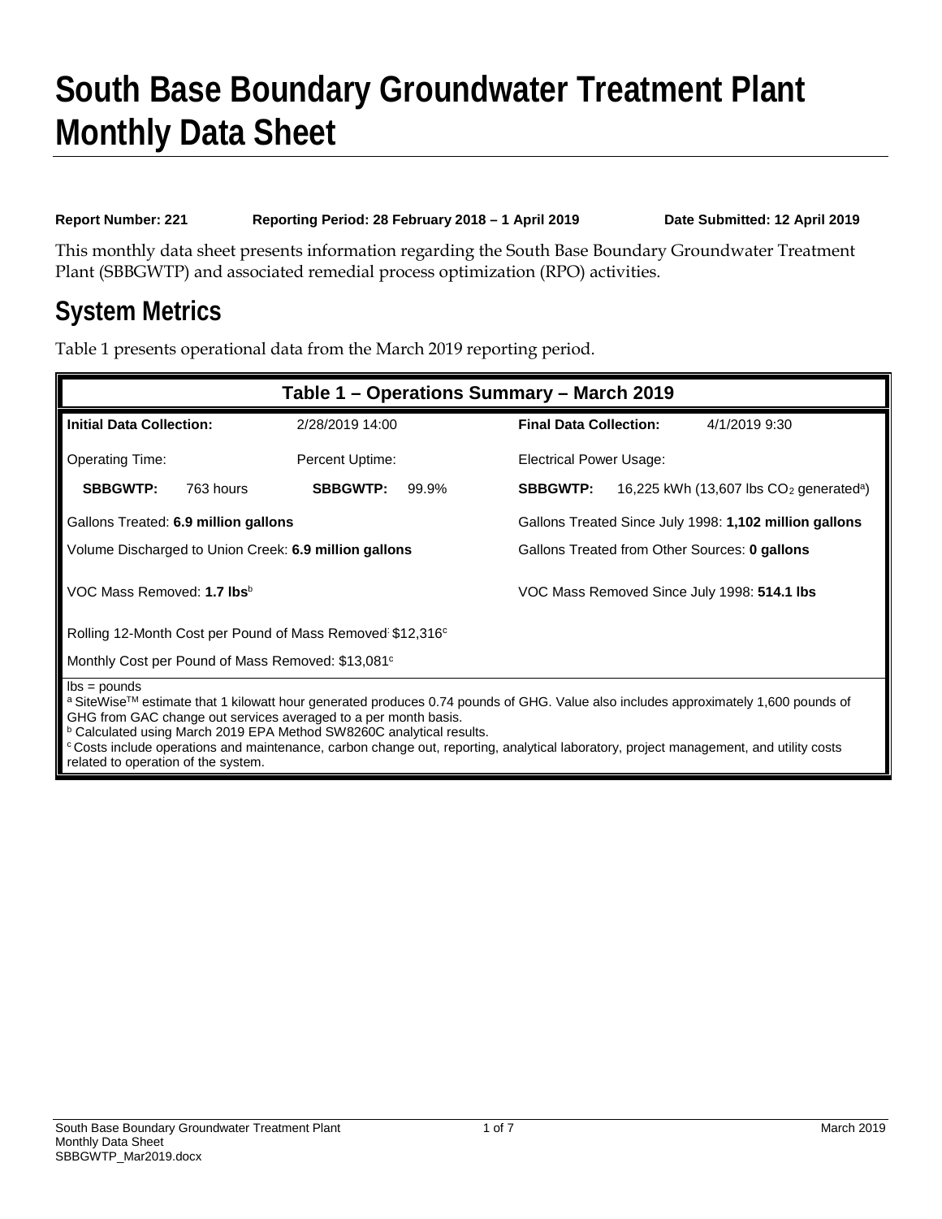# South Base Boundary Groundwater Treatment Plant Monthly Data Sheet

**Report Number: 221** **Reporting Period: 28 February 2018 – 1 April 2019** **Date Submitted: 12 April 2019**

This monthly data sheet presents information regarding the South Base Boundary Groundwater Treatment Plant (SBBGWTP) and associated remedial process optimization (RPO) activities.

## System Metrics

Table 1 presents operational data from the March 2019 reporting period.

| Table 1 – Operations Summary – March 2019 | | | | | |
|---|---|---|---|---|---|
| **Initial Data Collection:** | | 2/28/2019 14:00 | | **Final Data Collection:** | 4/1/2019 9:30 |
| Operating Time: | | Percent Uptime: | | Electrical Power Usage: | |
| **SBBGWTP:** | 763 hours | **SBBGWTP:** | 99.9% | **SBBGWTP:** | 16,225 kWh (13,607 lbs $CO_2$ generated[a]) |
| Gallons Treated: **6.9 million gallons** | | | | Gallons Treated Since July 1998: **1,102 million gallons** | |
| Volume Discharged to Union Creek: **6.9 million gallons** | | | | Gallons Treated from Other Sources: **0 gallons** | |
| VOC Mass Removed: **1.7 lbs**[b] | | | | VOC Mass Removed Since July 1998: **514.1 lbs** | |
| Rolling 12-Month Cost per Pound of Mass Removed: $12,316[c] | | | | | |
| Monthly Cost per Pound of Mass Removed: $13,081[c] | | | | | |

lbs = pounds
[a] SiteWise™ estimate that 1 kilowatt hour generated produces 0.74 pounds of GHG. Value also includes approximately 1,600 pounds of GHG from GAC change out services averaged to a per month basis.
[b] Calculated using March 2019 EPA Method SW8260C analytical results.
[c] Costs include operations and maintenance, carbon change out, reporting, analytical laboratory, project management, and utility costs related to operation of the system.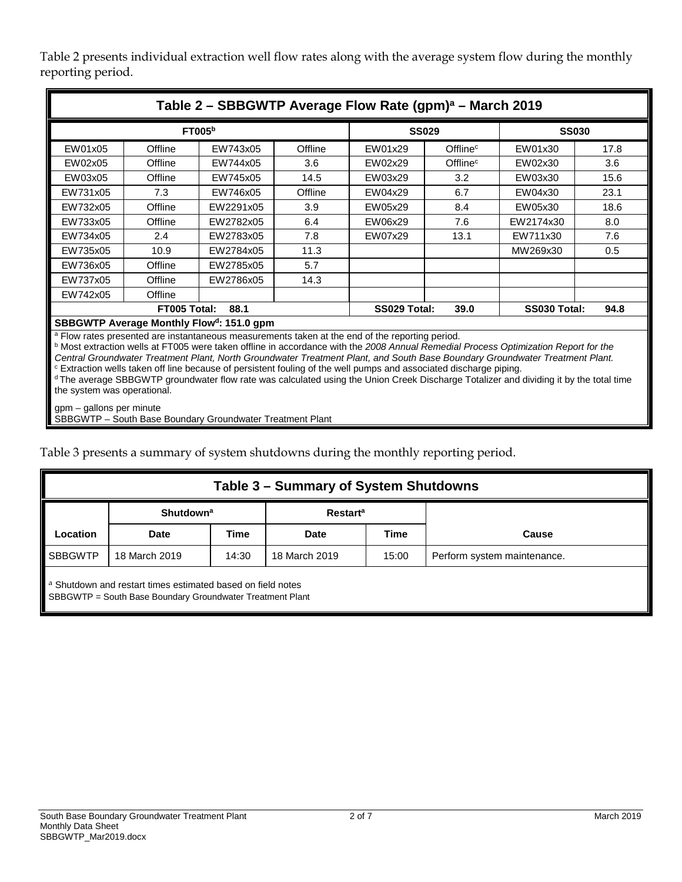Table 2 presents individual extraction well flow rates along with the average system flow during the monthly reporting period.

| Table 2 – SBBGWTP Average Flow Rate (gpm)[a] – March 2019 | | | | | | | |
|---|---|---|---|---|---|---|---|
| FT005[b] | | | | SS029 | | SS030 | |
| EW01x05 | Offline | EW743x05 | Offline | EW01x29 | Offline[c] | EW01x30 | 17.8 |
| EW02x05 | Offline | EW744x05 | 3.6 | EW02x29 | Offline[c] | EW02x30 | 3.6 |
| EW03x05 | Offline | EW745x05 | 14.5 | EW03x29 | 3.2 | EW03x30 | 15.6 |
| EW731x05 | 7.3 | EW746x05 | Offline | EW04x29 | 6.7 | EW04x30 | 23.1 |
| EW732x05 | Offline | EW2291x05 | 3.9 | EW05x29 | 8.4 | EW05x30 | 18.6 |
| EW733x05 | Offline | EW2782x05 | 6.4 | EW06x29 | 7.6 | EW2174x30 | 8.0 |
| EW734x05 | 2.4 | EW2783x05 | 7.8 | EW07x29 | 13.1 | EW711x30 | 7.6 |
| EW735x05 | 10.9 | EW2784x05 | 11.3 | | | MW269x30 | 0.5 |
| EW736x05 | Offline | EW2785x05 | 5.7 | | | | |
| EW737x05 | Offline | EW2786x05 | 14.3 | | | | |
| EW742x05 | Offline | | | | | | |
| **FT005 Total: 88.1** | | | | **SS029 Total: 39.0** | | **SS030 Total: 94.8** | |
| **SBBGWTP Average Monthly Flow[d]: 151.0 gpm** | | | | | | | |

[a] Flow rates presented are instantaneous measurements taken at the end of the reporting period.
[b] Most extraction wells at FT005 were taken offline in accordance with the *2008 Annual Remedial Process Optimization Report for the Central Groundwater Treatment Plant, North Groundwater Treatment Plant, and South Base Boundary Groundwater Treatment Plant.*
[c] Extraction wells taken off line because of persistent fouling of the well pumps and associated discharge piping.
[d] The average SBBGWTP groundwater flow rate was calculated using the Union Creek Discharge Totalizer and dividing it by the total time the system was operational.

gpm – gallons per minute
SBBGWTP – South Base Boundary Groundwater Treatment Plant

Table 3 presents a summary of system shutdowns during the monthly reporting period.

| Table 3 – Summary of System Shutdowns | | | | | |
|---|---|---|---|---|---|
| | Shutdown[a] | | Restart[a] | | |
| Location | Date | Time | Date | Time | Cause |
| SBBGWTP | 18 March 2019 | 14:30 | 18 March 2019 | 15:00 | Perform system maintenance. |

[a] Shutdown and restart times estimated based on field notes
SBBGWTP = South Base Boundary Groundwater Treatment Plant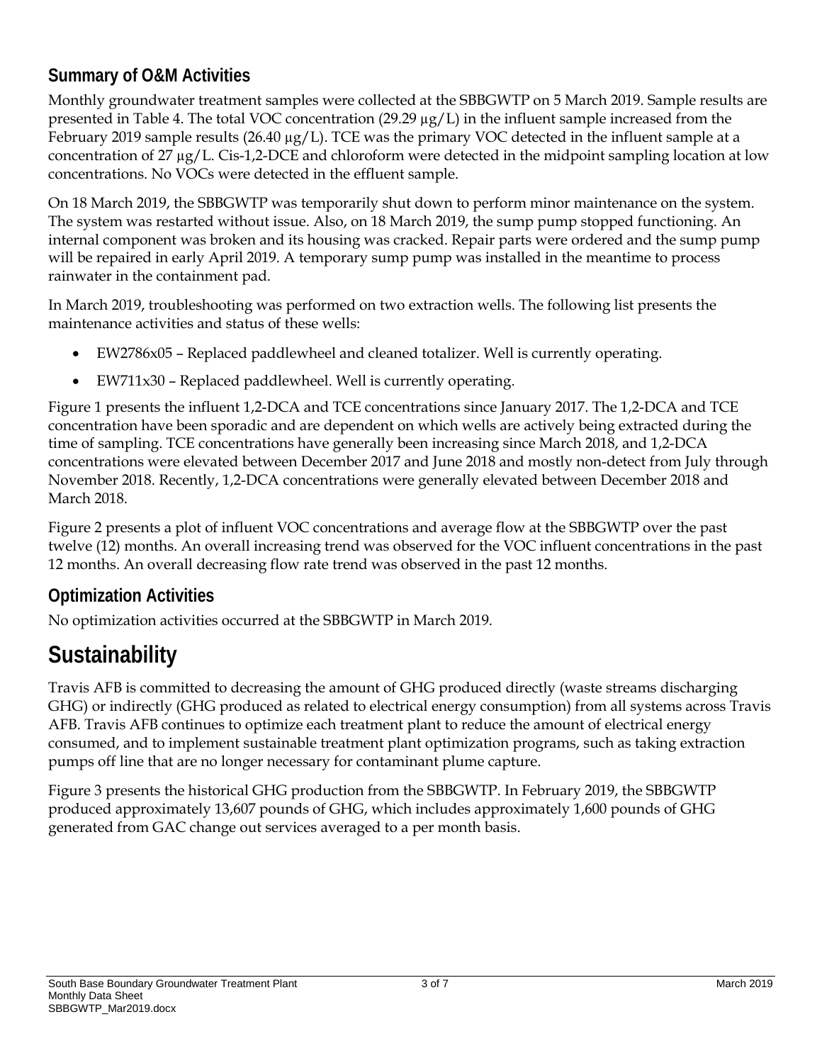## Summary of O&M Activities

Monthly groundwater treatment samples were collected at the SBBGWTP on 5 March 2019. Sample results are presented in Table 4. The total VOC concentration (29.29 µg/L) in the influent sample increased from the February 2019 sample results (26.40 µg/L). TCE was the primary VOC detected in the influent sample at a concentration of 27 µg/L. Cis-1,2-DCE and chloroform were detected in the midpoint sampling location at low concentrations. No VOCs were detected in the effluent sample.

On 18 March 2019, the SBBGWTP was temporarily shut down to perform minor maintenance on the system. The system was restarted without issue. Also, on 18 March 2019, the sump pump stopped functioning. An internal component was broken and its housing was cracked. Repair parts were ordered and the sump pump will be repaired in early April 2019. A temporary sump pump was installed in the meantime to process rainwater in the containment pad.

In March 2019, troubleshooting was performed on two extraction wells. The following list presents the maintenance activities and status of these wells:

- EW2786x05 – Replaced paddlewheel and cleaned totalizer. Well is currently operating.
- EW711x30 – Replaced paddlewheel. Well is currently operating.

Figure 1 presents the influent 1,2-DCA and TCE concentrations since January 2017. The 1,2-DCA and TCE concentration have been sporadic and are dependent on which wells are actively being extracted during the time of sampling. TCE concentrations have generally been increasing since March 2018, and 1,2-DCA concentrations were elevated between December 2017 and June 2018 and mostly non-detect from July through November 2018. Recently, 1,2-DCA concentrations were generally elevated between December 2018 and March 2018.

Figure 2 presents a plot of influent VOC concentrations and average flow at the SBBGWTP over the past twelve (12) months. An overall increasing trend was observed for the VOC influent concentrations in the past 12 months. An overall decreasing flow rate trend was observed in the past 12 months.

## Optimization Activities

No optimization activities occurred at the SBBGWTP in March 2019.

# Sustainability

Travis AFB is committed to decreasing the amount of GHG produced directly (waste streams discharging GHG) or indirectly (GHG produced as related to electrical energy consumption) from all systems across Travis AFB. Travis AFB continues to optimize each treatment plant to reduce the amount of electrical energy consumed, and to implement sustainable treatment plant optimization programs, such as taking extraction pumps off line that are no longer necessary for contaminant plume capture.

Figure 3 presents the historical GHG production from the SBBGWTP. In February 2019, the SBBGWTP produced approximately 13,607 pounds of GHG, which includes approximately 1,600 pounds of GHG generated from GAC change out services averaged to a per month basis.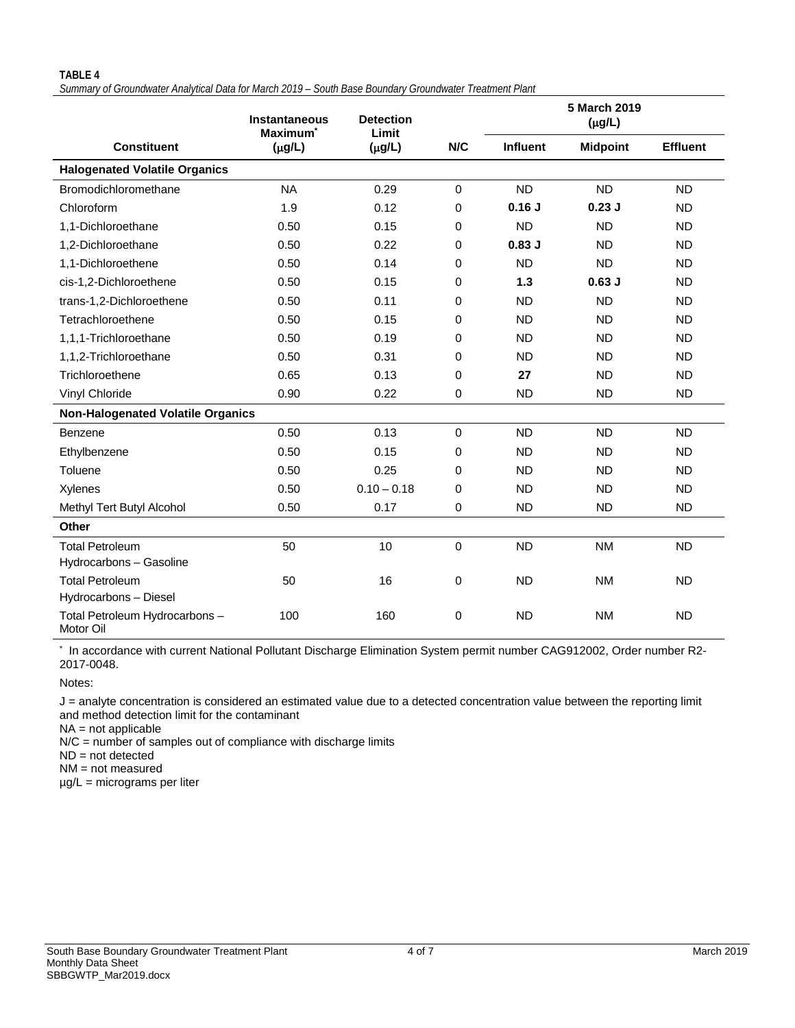**TABLE 4**

*Summary of Groundwater Analytical Data for March 2019 – South Base Boundary Groundwater Treatment Plant*

| Constituent | Instantaneous Maximum* (µg/L) | Detection Limit (µg/L) | N/C | 5 March 2019 (µg/L) | | |
|---|---|---|---|---|---|---|
| | | | | **Influent** | **Midpoint** | **Effluent** |
| **Halogenated Volatile Organics** | | | | | | |
| Bromodichloromethane | NA | 0.29 | 0 | ND | ND | ND |
| Chloroform | 1.9 | 0.12 | 0 | **0.16 J** | **0.23 J** | ND |
| 1,1-Dichloroethane | 0.50 | 0.15 | 0 | ND | ND | ND |
| 1,2-Dichloroethane | 0.50 | 0.22 | 0 | **0.83 J** | ND | ND |
| 1,1-Dichloroethene | 0.50 | 0.14 | 0 | ND | ND | ND |
| cis-1,2-Dichloroethene | 0.50 | 0.15 | 0 | **1.3** | **0.63 J** | ND |
| trans-1,2-Dichloroethene | 0.50 | 0.11 | 0 | ND | ND | ND |
| Tetrachloroethene | 0.50 | 0.15 | 0 | ND | ND | ND |
| 1,1,1-Trichloroethane | 0.50 | 0.19 | 0 | ND | ND | ND |
| 1,1,2-Trichloroethane | 0.50 | 0.31 | 0 | ND | ND | ND |
| Trichloroethene | 0.65 | 0.13 | 0 | **27** | ND | ND |
| Vinyl Chloride | 0.90 | 0.22 | 0 | ND | ND | ND |
| **Non-Halogenated Volatile Organics** | | | | | | |
| Benzene | 0.50 | 0.13 | 0 | ND | ND | ND |
| Ethylbenzene | 0.50 | 0.15 | 0 | ND | ND | ND |
| Toluene | 0.50 | 0.25 | 0 | ND | ND | ND |
| Xylenes | 0.50 | 0.10 – 0.18 | 0 | ND | ND | ND |
| Methyl Tert Butyl Alcohol | 0.50 | 0.17 | 0 | ND | ND | ND |
| **Other** | | | | | | |
| Total Petroleum Hydrocarbons – Gasoline | 50 | 10 | 0 | ND | NM | ND |
| Total Petroleum Hydrocarbons – Diesel | 50 | 16 | 0 | ND | NM | ND |
| Total Petroleum Hydrocarbons – Motor Oil | 100 | 160 | 0 | ND | NM | ND |

* In accordance with current National Pollutant Discharge Elimination System permit number CAG912002, Order number R2-2017-0048.

Notes:

J = analyte concentration is considered an estimated value due to a detected concentration value between the reporting limit and method detection limit for the contaminant
NA = not applicable
N/C = number of samples out of compliance with discharge limits
ND = not detected
NM = not measured
µg/L = micrograms per liter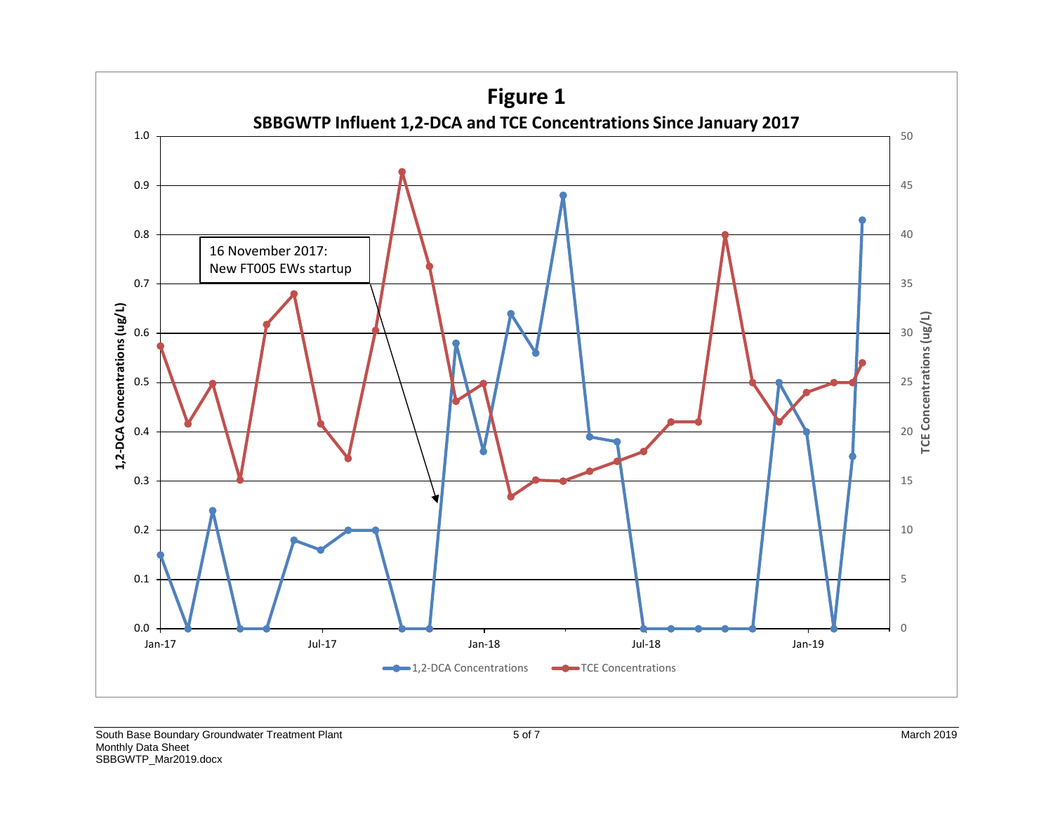# Figure 1

## SBBGWTP Influent 1,2-DCA and TCE Concentrations Since January 2017

16 November 2017: New FT005 EWs startup

1,2-DCA Concentrations (ug/L)

TCE Concentrations (ug/L)

1,2-DCA Concentrations — TCE Concentrations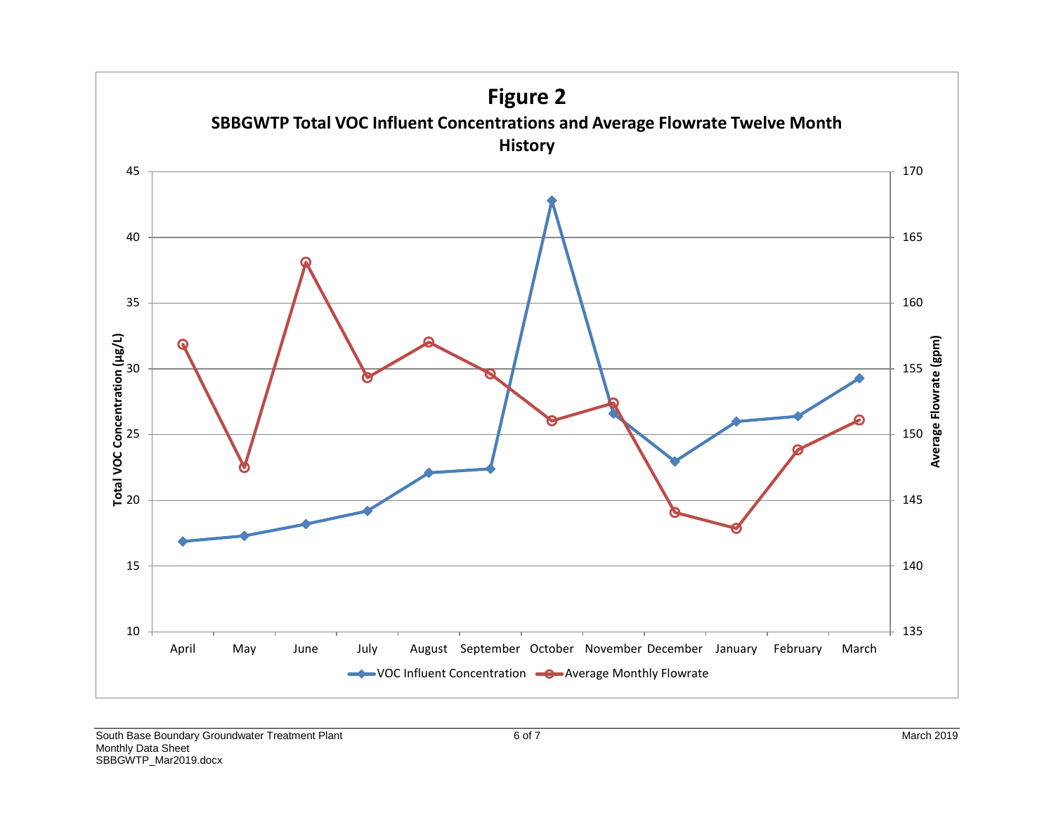# Figure 2

## SBBGWTP Total VOC Influent Concentrations and Average Flowrate Twelve Month History

Left axis: Total VOC Concentration (µg/L), 10 to 45. Right axis: Average Flowrate (gpm), 135 to 170.

Legend: VOC Influent Concentration; Average Monthly Flowrate

Months: April, May, June, July, August, September, October, November, December, January, February, March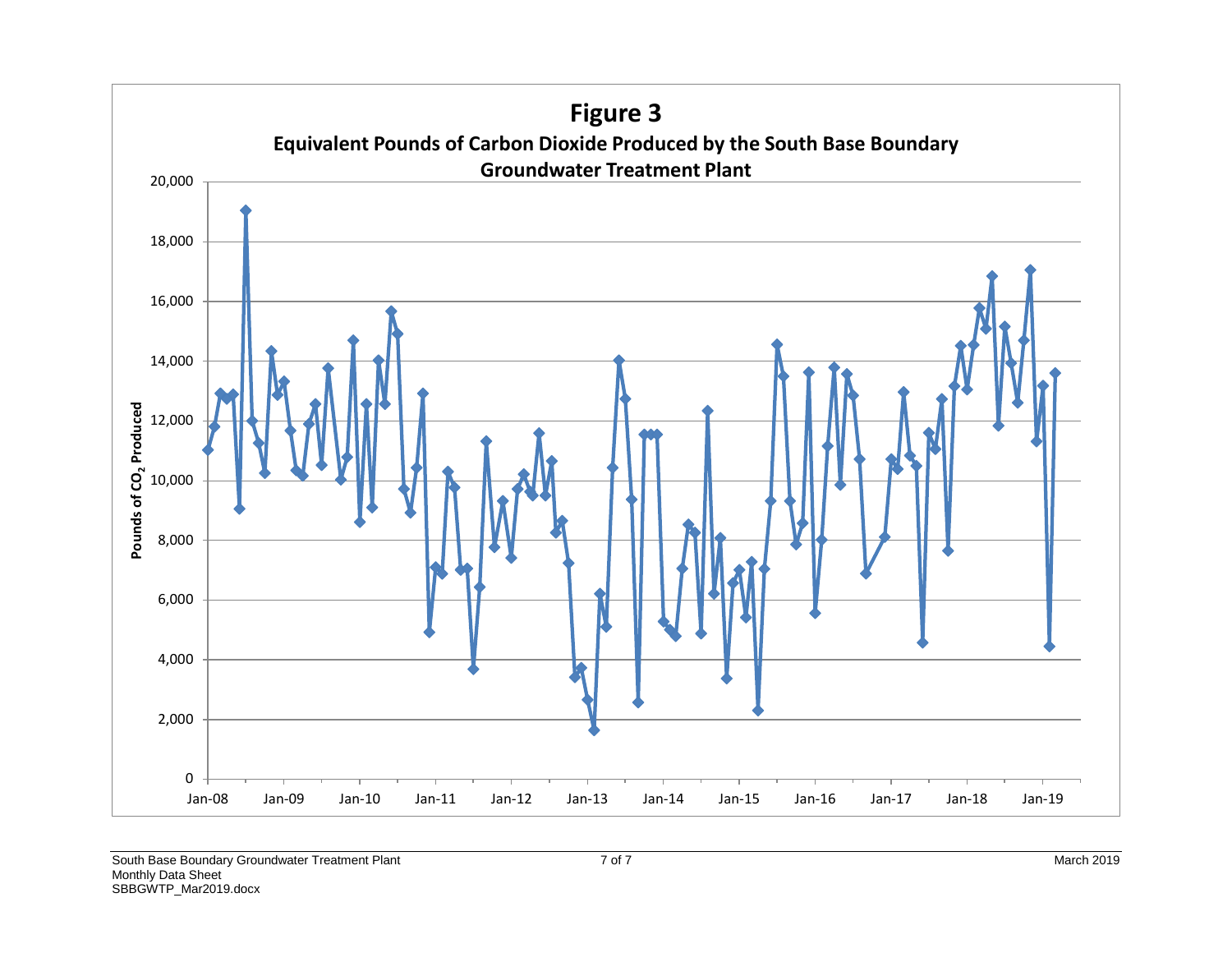# Figure 3

**Equivalent Pounds of Carbon Dioxide Produced by the South Base Boundary Groundwater Treatment Plant**

Pounds of $CO_2$ Produced

20,000
18,000
16,000
14,000
12,000
10,000
8,000
6,000
4,000
2,000
0

Jan-08 Jan-09 Jan-10 Jan-11 Jan-12 Jan-13 Jan-14 Jan-15 Jan-16 Jan-17 Jan-18 Jan-19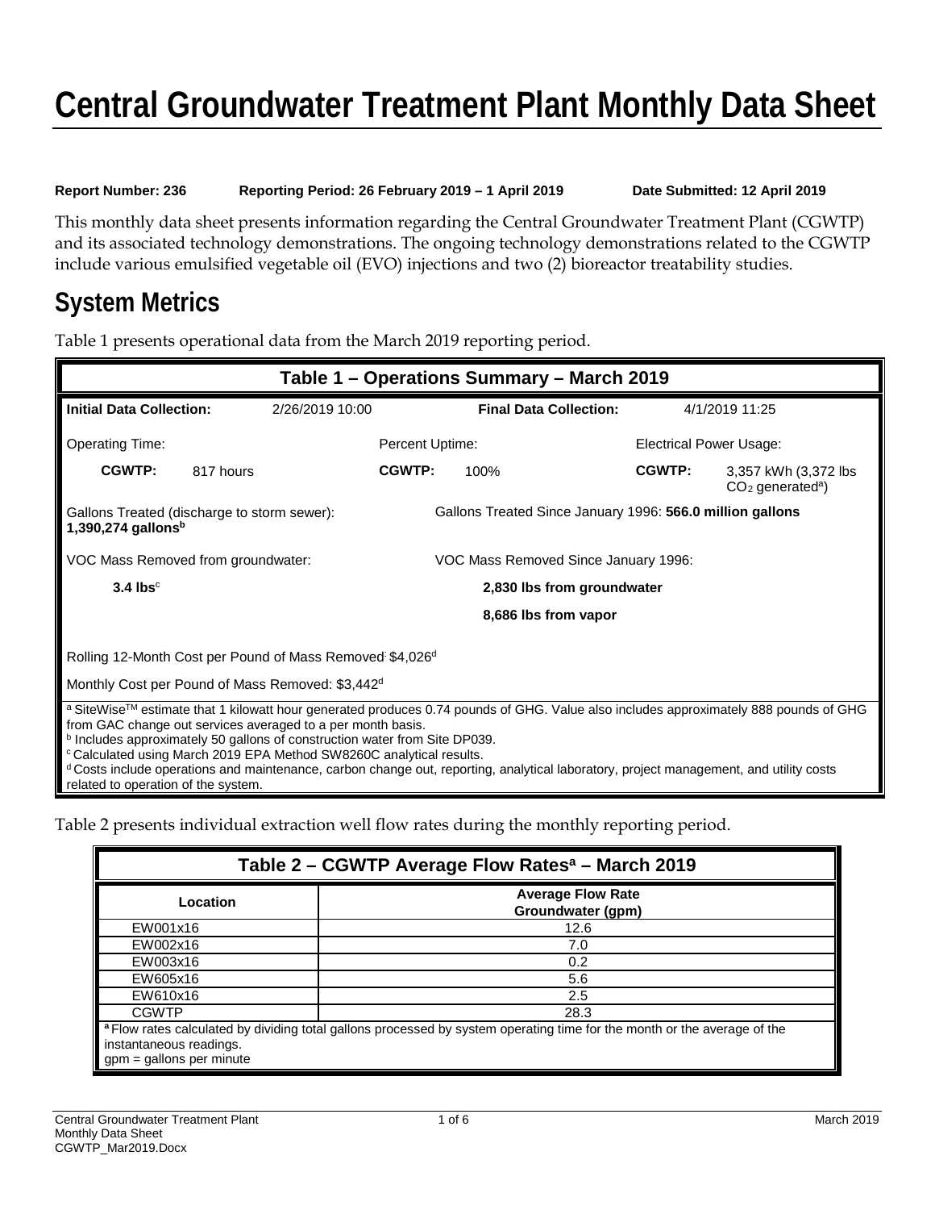# Central Groundwater Treatment Plant Monthly Data Sheet

**Report Number: 236** **Reporting Period: 26 February 2019 – 1 April 2019** **Date Submitted: 12 April 2019**

This monthly data sheet presents information regarding the Central Groundwater Treatment Plant (CGWTP) and its associated technology demonstrations. The ongoing technology demonstrations related to the CGWTP include various emulsified vegetable oil (EVO) injections and two (2) bioreactor treatability studies.

## System Metrics

Table 1 presents operational data from the March 2019 reporting period.

| Table 1 – Operations Summary – March 2019 | | | | | |
|---|---|---|---|---|---|
| **Initial Data Collection:** | 2/26/2019 10:00 | | **Final Data Collection:** | | 4/1/2019 11:25 |
| Operating Time: | | Percent Uptime: | | Electrical Power Usage: | |
| **CGWTP:** | 817 hours | **CGWTP:** | 100% | **CGWTP:** | 3,357 kWh (3,372 lbs $CO_2$ generated[a]) |
| Gallons Treated (discharge to storm sewer): **1,390,274 gallons**[b] | | | Gallons Treated Since January 1996: **566.0 million gallons** | | |
| VOC Mass Removed from groundwater: **3.4 lbs**[c] | | | VOC Mass Removed Since January 1996: **2,830 lbs from groundwater**; **8,686 lbs from vapor** | | |
| Rolling 12-Month Cost per Pound of Mass Removed: $4,026[d] | | | | | |
| Monthly Cost per Pound of Mass Removed: $3,442[d] | | | | | |

[a] SiteWise™ estimate that 1 kilowatt hour generated produces 0.74 pounds of GHG. Value also includes approximately 888 pounds of GHG from GAC change out services averaged to a per month basis.
[b] Includes approximately 50 gallons of construction water from Site DP039.
[c] Calculated using March 2019 EPA Method SW8260C analytical results.
[d] Costs include operations and maintenance, carbon change out, reporting, analytical laboratory, project management, and utility costs related to operation of the system.

Table 2 presents individual extraction well flow rates during the monthly reporting period.

| Table 2 – CGWTP Average Flow Rates[a] – March 2019 | |
|---|---|
| **Location** | **Average Flow Rate Groundwater (gpm)** |
| EW001x16 | 12.6 |
| EW002x16 | 7.0 |
| EW003x16 | 0.2 |
| EW605x16 | 5.6 |
| EW610x16 | 2.5 |
| CGWTP | 28.3 |

[a] Flow rates calculated by dividing total gallons processed by system operating time for the month or the average of the instantaneous readings.
gpm = gallons per minute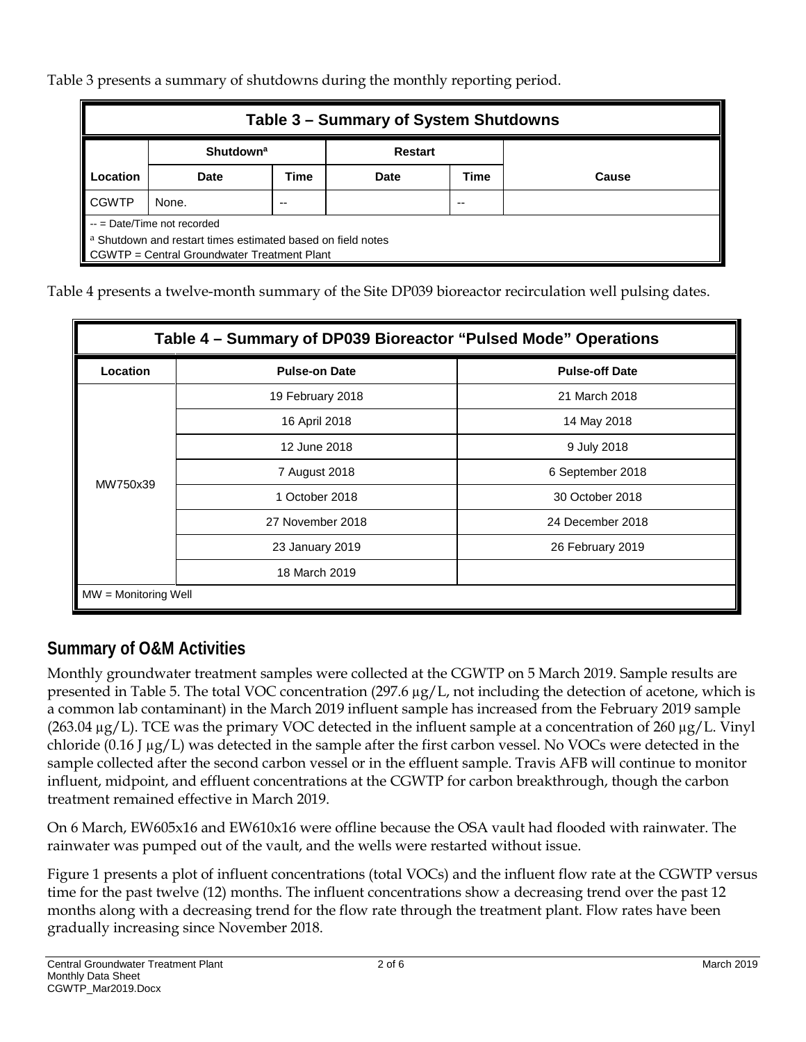Table 3 presents a summary of shutdowns during the monthly reporting period.

**Table 3 – Summary of System Shutdowns**

| | Shutdown[a] | | Restart | | |
|---|---|---|---|---|---|
| Location | Date | Time | Date | Time | Cause |
| CGWTP | None. | -- | | -- | |

-- = Date/Time not recorded
[a] Shutdown and restart times estimated based on field notes
CGWTP = Central Groundwater Treatment Plant

Table 4 presents a twelve-month summary of the Site DP039 bioreactor recirculation well pulsing dates.

**Table 4 – Summary of DP039 Bioreactor "Pulsed Mode" Operations**

| Location | Pulse-on Date | Pulse-off Date |
|---|---|---|
| MW750x39 | 19 February 2018 | 21 March 2018 |
| | 16 April 2018 | 14 May 2018 |
| | 12 June 2018 | 9 July 2018 |
| | 7 August 2018 | 6 September 2018 |
| | 1 October 2018 | 30 October 2018 |
| | 27 November 2018 | 24 December 2018 |
| | 23 January 2019 | 26 February 2019 |
| | 18 March 2019 | |

MW = Monitoring Well

## Summary of O&M Activities

Monthly groundwater treatment samples were collected at the CGWTP on 5 March 2019. Sample results are presented in Table 5. The total VOC concentration (297.6 µg/L, not including the detection of acetone, which is a common lab contaminant) in the March 2019 influent sample has increased from the February 2019 sample (263.04 µg/L). TCE was the primary VOC detected in the influent sample at a concentration of 260 µg/L. Vinyl chloride (0.16 J µg/L) was detected in the sample after the first carbon vessel. No VOCs were detected in the sample collected after the second carbon vessel or in the effluent sample. Travis AFB will continue to monitor influent, midpoint, and effluent concentrations at the CGWTP for carbon breakthrough, though the carbon treatment remained effective in March 2019.

On 6 March, EW605x16 and EW610x16 were offline because the OSA vault had flooded with rainwater. The rainwater was pumped out of the vault, and the wells were restarted without issue.

Figure 1 presents a plot of influent concentrations (total VOCs) and the influent flow rate at the CGWTP versus time for the past twelve (12) months. The influent concentrations show a decreasing trend over the past 12 months along with a decreasing trend for the flow rate through the treatment plant. Flow rates have been gradually increasing since November 2018.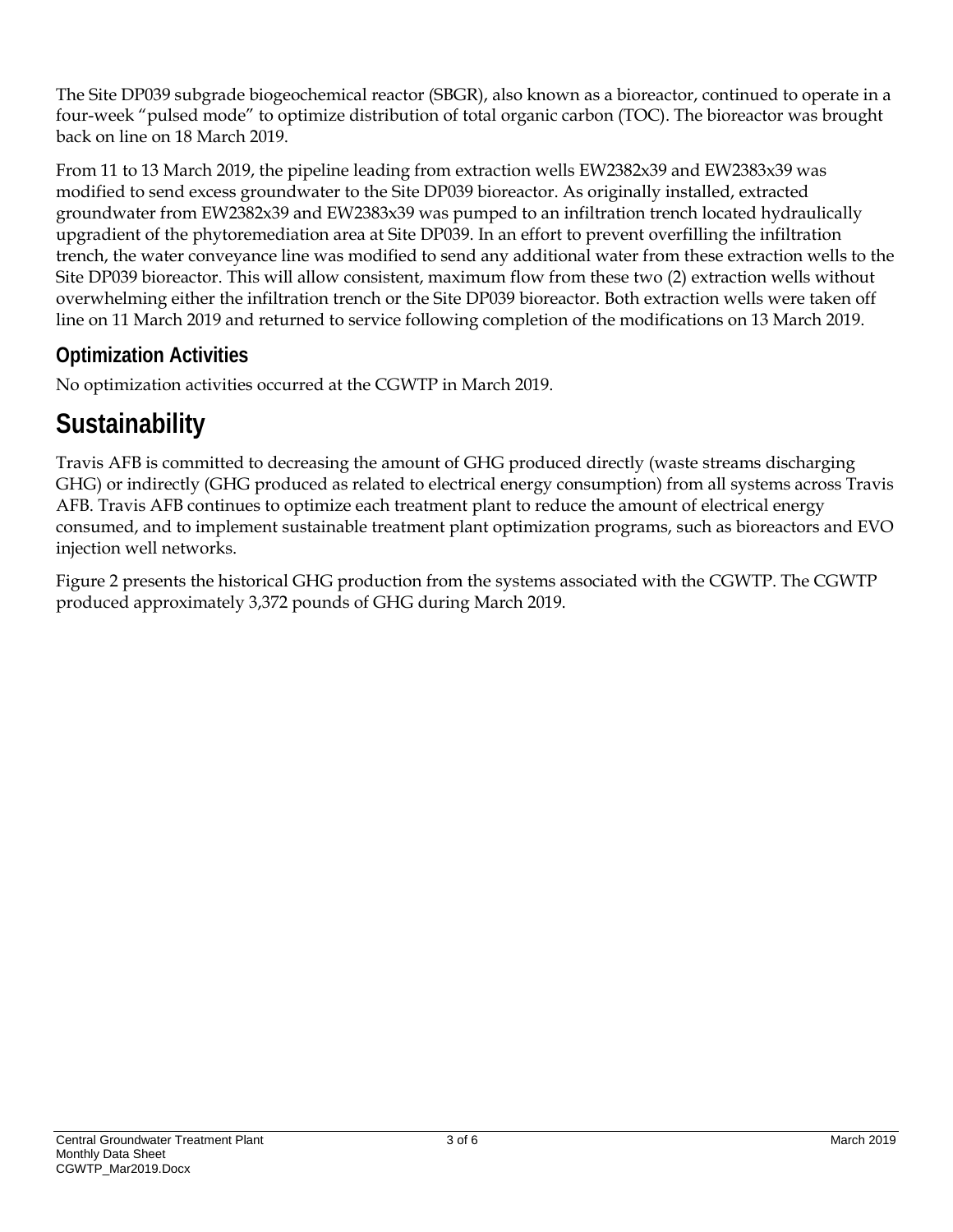The Site DP039 subgrade biogeochemical reactor (SBGR), also known as a bioreactor, continued to operate in a four-week "pulsed mode" to optimize distribution of total organic carbon (TOC). The bioreactor was brought back on line on 18 March 2019.

From 11 to 13 March 2019, the pipeline leading from extraction wells EW2382x39 and EW2383x39 was modified to send excess groundwater to the Site DP039 bioreactor. As originally installed, extracted groundwater from EW2382x39 and EW2383x39 was pumped to an infiltration trench located hydraulically upgradient of the phytoremediation area at Site DP039. In an effort to prevent overfilling the infiltration trench, the water conveyance line was modified to send any additional water from these extraction wells to the Site DP039 bioreactor. This will allow consistent, maximum flow from these two (2) extraction wells without overwhelming either the infiltration trench or the Site DP039 bioreactor. Both extraction wells were taken off line on 11 March 2019 and returned to service following completion of the modifications on 13 March 2019.

### Optimization Activities

No optimization activities occurred at the CGWTP in March 2019.

## Sustainability

Travis AFB is committed to decreasing the amount of GHG produced directly (waste streams discharging GHG) or indirectly (GHG produced as related to electrical energy consumption) from all systems across Travis AFB. Travis AFB continues to optimize each treatment plant to reduce the amount of electrical energy consumed, and to implement sustainable treatment plant optimization programs, such as bioreactors and EVO injection well networks.

Figure 2 presents the historical GHG production from the systems associated with the CGWTP. The CGWTP produced approximately 3,372 pounds of GHG during March 2019.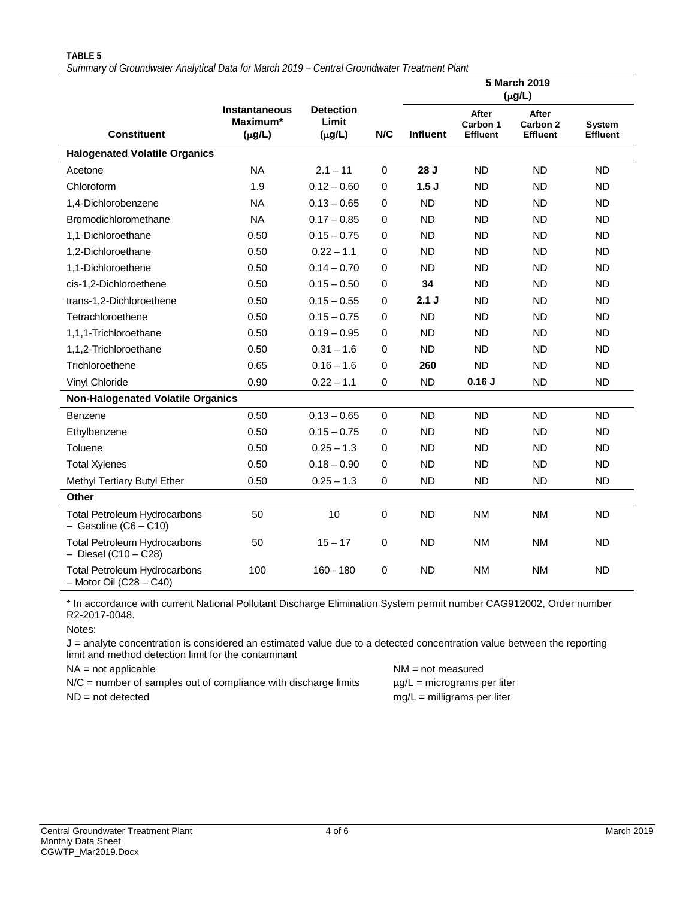**TABLE 5**

*Summary of Groundwater Analytical Data for March 2019 – Central Groundwater Treatment Plant*

| Constituent | Instantaneous Maximum* (µg/L) | Detection Limit (µg/L) | N/C | 5 March 2019 (µg/L) | | | |
|---|---|---|---|---|---|---|---|
| | | | | Influent | After Carbon 1 Effluent | After Carbon 2 Effluent | System Effluent |
| **Halogenated Volatile Organics** | | | | | | | |
| Acetone | NA | 2.1 – 11 | 0 | **28 J** | ND | ND | ND |
| Chloroform | 1.9 | 0.12 – 0.60 | 0 | **1.5 J** | ND | ND | ND |
| 1,4-Dichlorobenzene | NA | 0.13 – 0.65 | 0 | ND | ND | ND | ND |
| Bromodichloromethane | NA | 0.17 – 0.85 | 0 | ND | ND | ND | ND |
| 1,1-Dichloroethane | 0.50 | 0.15 – 0.75 | 0 | ND | ND | ND | ND |
| 1,2-Dichloroethane | 0.50 | 0.22 – 1.1 | 0 | ND | ND | ND | ND |
| 1,1-Dichloroethene | 0.50 | 0.14 – 0.70 | 0 | ND | ND | ND | ND |
| cis-1,2-Dichloroethene | 0.50 | 0.15 – 0.50 | 0 | **34** | ND | ND | ND |
| trans-1,2-Dichloroethene | 0.50 | 0.15 – 0.55 | 0 | **2.1 J** | ND | ND | ND |
| Tetrachloroethene | 0.50 | 0.15 – 0.75 | 0 | ND | ND | ND | ND |
| 1,1,1-Trichloroethane | 0.50 | 0.19 – 0.95 | 0 | ND | ND | ND | ND |
| 1,1,2-Trichloroethane | 0.50 | 0.31 – 1.6 | 0 | ND | ND | ND | ND |
| Trichloroethene | 0.65 | 0.16 – 1.6 | 0 | **260** | ND | ND | ND |
| Vinyl Chloride | 0.90 | 0.22 – 1.1 | 0 | ND | **0.16 J** | ND | ND |
| **Non-Halogenated Volatile Organics** | | | | | | | |
| Benzene | 0.50 | 0.13 – 0.65 | 0 | ND | ND | ND | ND |
| Ethylbenzene | 0.50 | 0.15 – 0.75 | 0 | ND | ND | ND | ND |
| Toluene | 0.50 | 0.25 – 1.3 | 0 | ND | ND | ND | ND |
| Total Xylenes | 0.50 | 0.18 – 0.90 | 0 | ND | ND | ND | ND |
| Methyl Tertiary Butyl Ether | 0.50 | 0.25 – 1.3 | 0 | ND | ND | ND | ND |
| **Other** | | | | | | | |
| Total Petroleum Hydrocarbons – Gasoline (C6 – C10) | 50 | 10 | 0 | ND | NM | NM | ND |
| Total Petroleum Hydrocarbons – Diesel (C10 – C28) | 50 | 15 – 17 | 0 | ND | NM | NM | ND |
| Total Petroleum Hydrocarbons – Motor Oil (C28 – C40) | 100 | 160 - 180 | 0 | ND | NM | NM | ND |

\* In accordance with current National Pollutant Discharge Elimination System permit number CAG912002, Order number R2-2017-0048.

Notes:

J = analyte concentration is considered an estimated value due to a detected concentration value between the reporting limit and method detection limit for the contaminant

NA = not applicable

N/C = number of samples out of compliance with discharge limits

ND = not detected

NM = not measured

µg/L = micrograms per liter

mg/L = milligrams per liter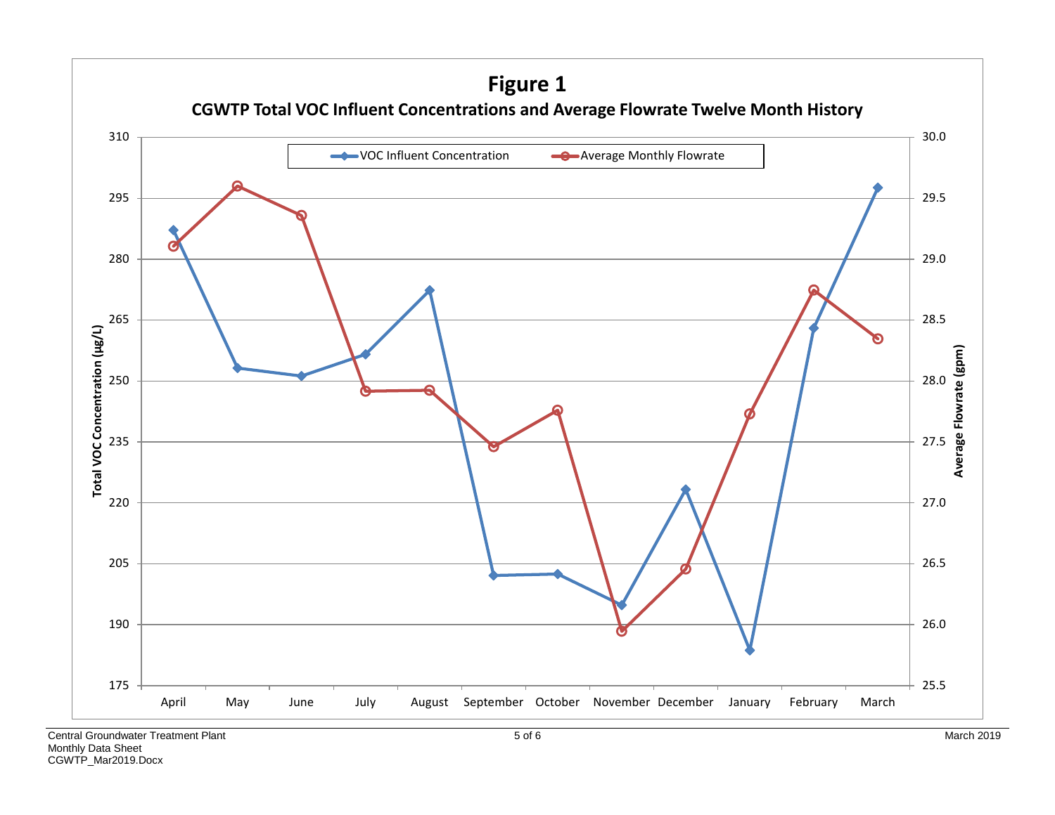# Figure 1

## CGWTP Total VOC Influent Concentrations and Average Flowrate Twelve Month History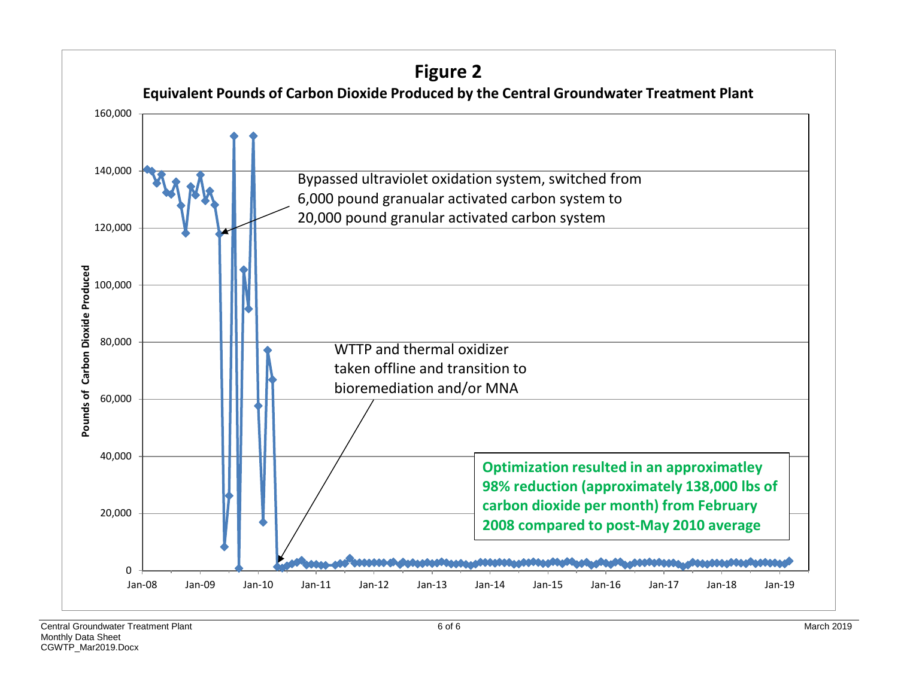**Figure 2**

**Equivalent Pounds of Carbon Dioxide Produced by the Central Groundwater Treatment Plant**

Pounds of Carbon Dioxide Produced

Bypassed ultraviolet oxidation system, switched from 6,000 pound granualar activated carbon system to 20,000 pound granular activated carbon system

WTTP and thermal oxidizer taken offline and transition to bioremediation and/or MNA

**Optimization resulted in an approximatley 98% reduction (approximately 138,000 lbs of carbon dioxide per month) from February 2008 compared to post-May 2010 average**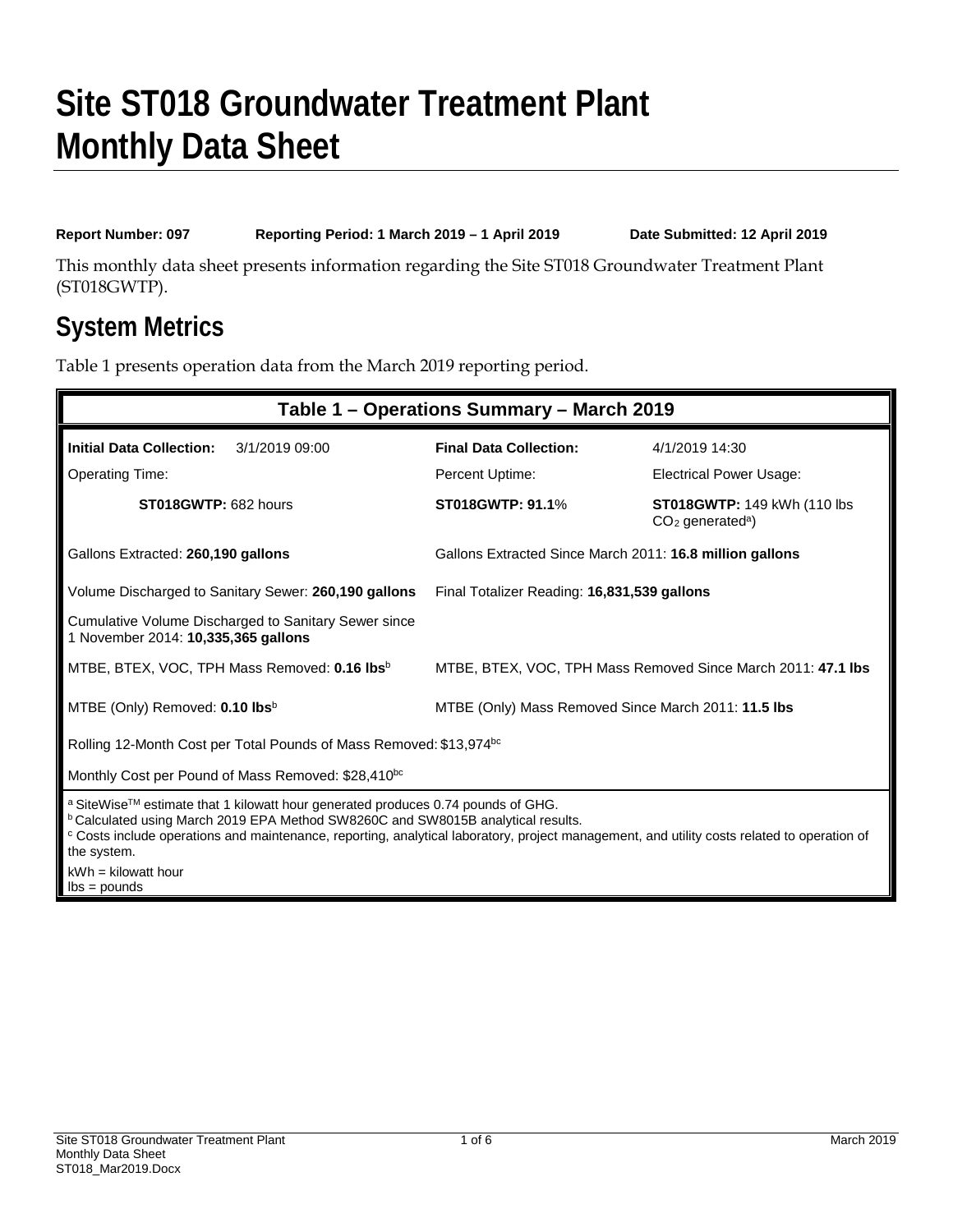# Site ST018 Groundwater Treatment Plant Monthly Data Sheet

**Report Number: 097** **Reporting Period: 1 March 2019 – 1 April 2019** **Date Submitted: 12 April 2019**

This monthly data sheet presents information regarding the Site ST018 Groundwater Treatment Plant (ST018GWTP).

## System Metrics

Table 1 presents operation data from the March 2019 reporting period.

| Table 1 – Operations Summary – March 2019 | | | |
|---|---|---|---|
| **Initial Data Collection:** | 3/1/2019 09:00 | **Final Data Collection:** | 4/1/2019 14:30 |
| Operating Time: | | Percent Uptime: | Electrical Power Usage: |
| **ST018GWTP:** 682 hours | | **ST018GWTP: 91.1**% | **ST018GWTP:** 149 kWh (110 lbs $CO_2$ generated[a]) |
| Gallons Extracted: **260,190 gallons** | | Gallons Extracted Since March 2011: **16.8 million gallons** | |
| Volume Discharged to Sanitary Sewer: **260,190 gallons** | | Final Totalizer Reading: **16,831,539 gallons** | |
| Cumulative Volume Discharged to Sanitary Sewer since 1 November 2014: **10,335,365 gallons** | | | |
| MTBE, BTEX, VOC, TPH Mass Removed: **0.16 lbs**[b] | | MTBE, BTEX, VOC, TPH Mass Removed Since March 2011: **47.1 lbs** | |
| MTBE (Only) Removed: **0.10 lbs**[b] | | MTBE (Only) Mass Removed Since March 2011: **11.5 lbs** | |
| Rolling 12-Month Cost per Total Pounds of Mass Removed: $13,974[bc] | | | |
| Monthly Cost per Pound of Mass Removed: $28,410[bc] | | | |

[a] SiteWise[TM] estimate that 1 kilowatt hour generated produces 0.74 pounds of GHG.
[b] Calculated using March 2019 EPA Method SW8260C and SW8015B analytical results.
[c] Costs include operations and maintenance, reporting, analytical laboratory, project management, and utility costs related to operation of the system.

kWh = kilowatt hour
lbs = pounds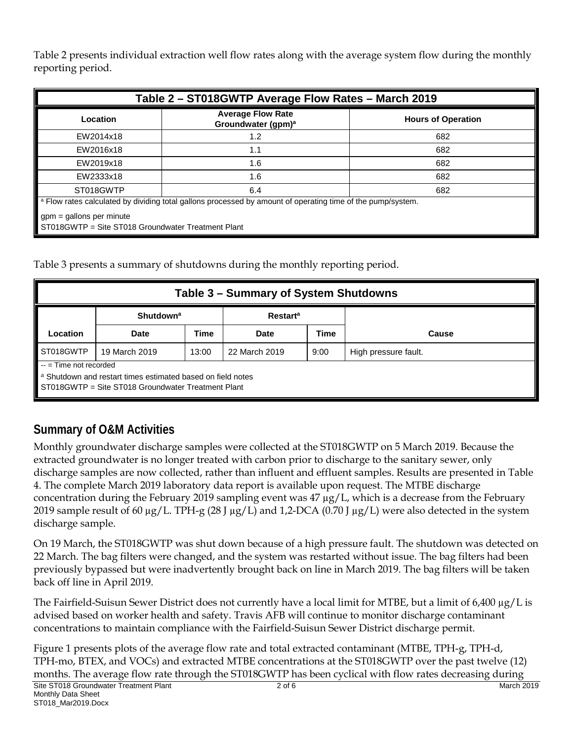Table 2 presents individual extraction well flow rates along with the average system flow during the monthly reporting period.

| Table 2 – ST018GWTP Average Flow Rates – March 2019 | | |
|---|---|---|
| Location | Average Flow Rate Groundwater (gpm)[a] | Hours of Operation |
| EW2014x18 | 1.2 | 682 |
| EW2016x18 | 1.1 | 682 |
| EW2019x18 | 1.6 | 682 |
| EW2333x18 | 1.6 | 682 |
| ST018GWTP | 6.4 | 682 |

[a] Flow rates calculated by dividing total gallons processed by amount of operating time of the pump/system.

gpm = gallons per minute
ST018GWTP = Site ST018 Groundwater Treatment Plant

Table 3 presents a summary of shutdowns during the monthly reporting period.

| Table 3 – Summary of System Shutdowns | | | | | |
|---|---|---|---|---|---|
| | Shutdown[a] | | Restart[a] | | |
| Location | Date | Time | Date | Time | Cause |
| ST018GWTP | 19 March 2019 | 13:00 | 22 March 2019 | 9:00 | High pressure fault. |

-- = Time not recorded
[a] Shutdown and restart times estimated based on field notes
ST018GWTP = Site ST018 Groundwater Treatment Plant

## Summary of O&M Activities

Monthly groundwater discharge samples were collected at the ST018GWTP on 5 March 2019. Because the extracted groundwater is no longer treated with carbon prior to discharge to the sanitary sewer, only discharge samples are now collected, rather than influent and effluent samples. Results are presented in Table 4. The complete March 2019 laboratory data report is available upon request. The MTBE discharge concentration during the February 2019 sampling event was 47 µg/L, which is a decrease from the February 2019 sample result of 60 µg/L. TPH-g (28 J µg/L) and 1,2-DCA (0.70 J µg/L) were also detected in the system discharge sample.

On 19 March, the ST018GWTP was shut down because of a high pressure fault. The shutdown was detected on 22 March. The bag filters were changed, and the system was restarted without issue. The bag filters had been previously bypassed but were inadvertently brought back on line in March 2019. The bag filters will be taken back off line in April 2019.

The Fairfield-Suisun Sewer District does not currently have a local limit for MTBE, but a limit of 6,400 µg/L is advised based on worker health and safety. Travis AFB will continue to monitor discharge contaminant concentrations to maintain compliance with the Fairfield-Suisun Sewer District discharge permit.

Figure 1 presents plots of the average flow rate and total extracted contaminant (MTBE, TPH-g, TPH-d, TPH-mo, BTEX, and VOCs) and extracted MTBE concentrations at the ST018GWTP over the past twelve (12) months. The average flow rate through the ST018GWTP has been cyclical with flow rates decreasing during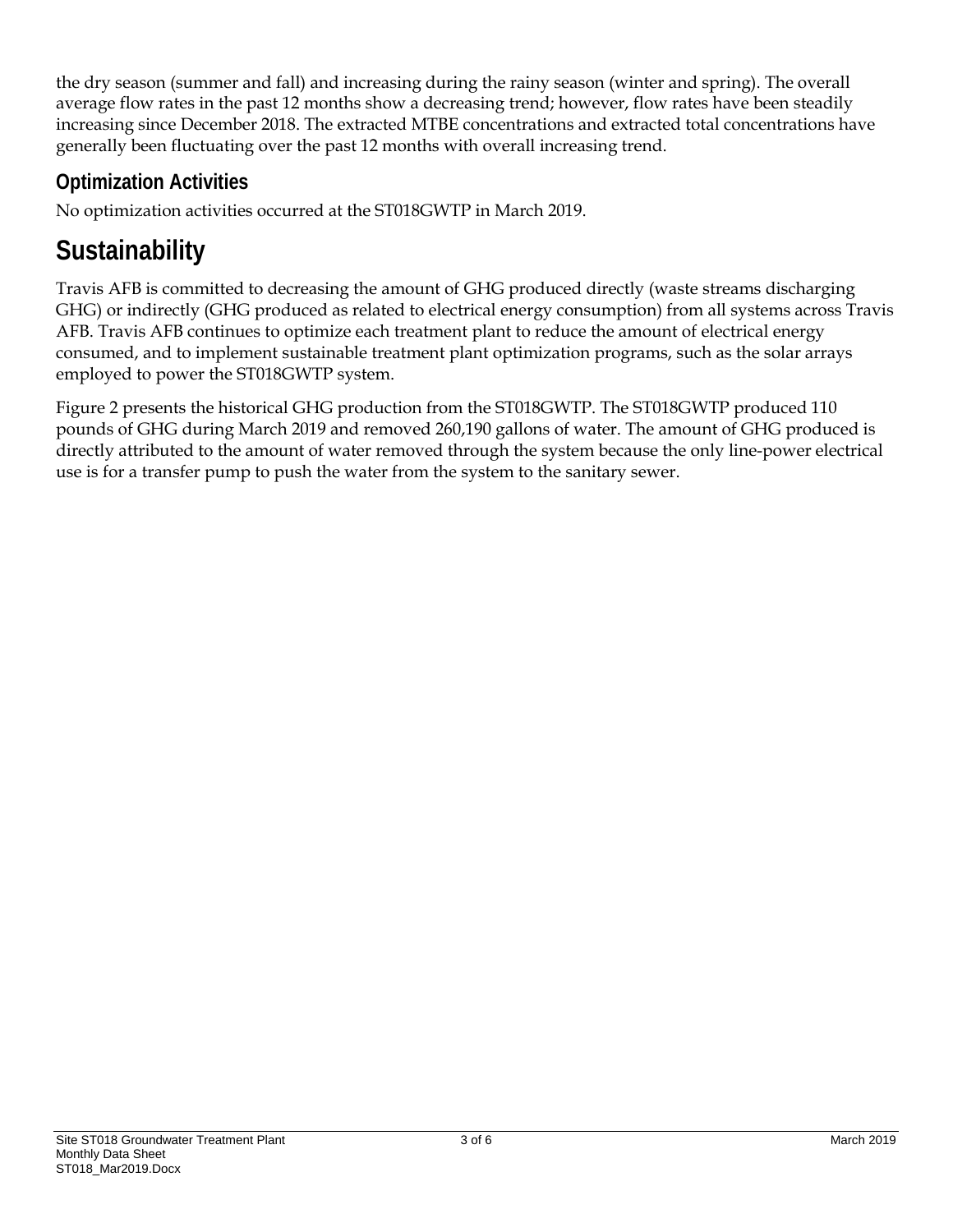the dry season (summer and fall) and increasing during the rainy season (winter and spring). The overall average flow rates in the past 12 months show a decreasing trend; however, flow rates have been steadily increasing since December 2018. The extracted MTBE concentrations and extracted total concentrations have generally been fluctuating over the past 12 months with overall increasing trend.

### Optimization Activities

No optimization activities occurred at the ST018GWTP in March 2019.

## Sustainability

Travis AFB is committed to decreasing the amount of GHG produced directly (waste streams discharging GHG) or indirectly (GHG produced as related to electrical energy consumption) from all systems across Travis AFB. Travis AFB continues to optimize each treatment plant to reduce the amount of electrical energy consumed, and to implement sustainable treatment plant optimization programs, such as the solar arrays employed to power the ST018GWTP system.

Figure 2 presents the historical GHG production from the ST018GWTP. The ST018GWTP produced 110 pounds of GHG during March 2019 and removed 260,190 gallons of water. The amount of GHG produced is directly attributed to the amount of water removed through the system because the only line-power electrical use is for a transfer pump to push the water from the system to the sanitary sewer.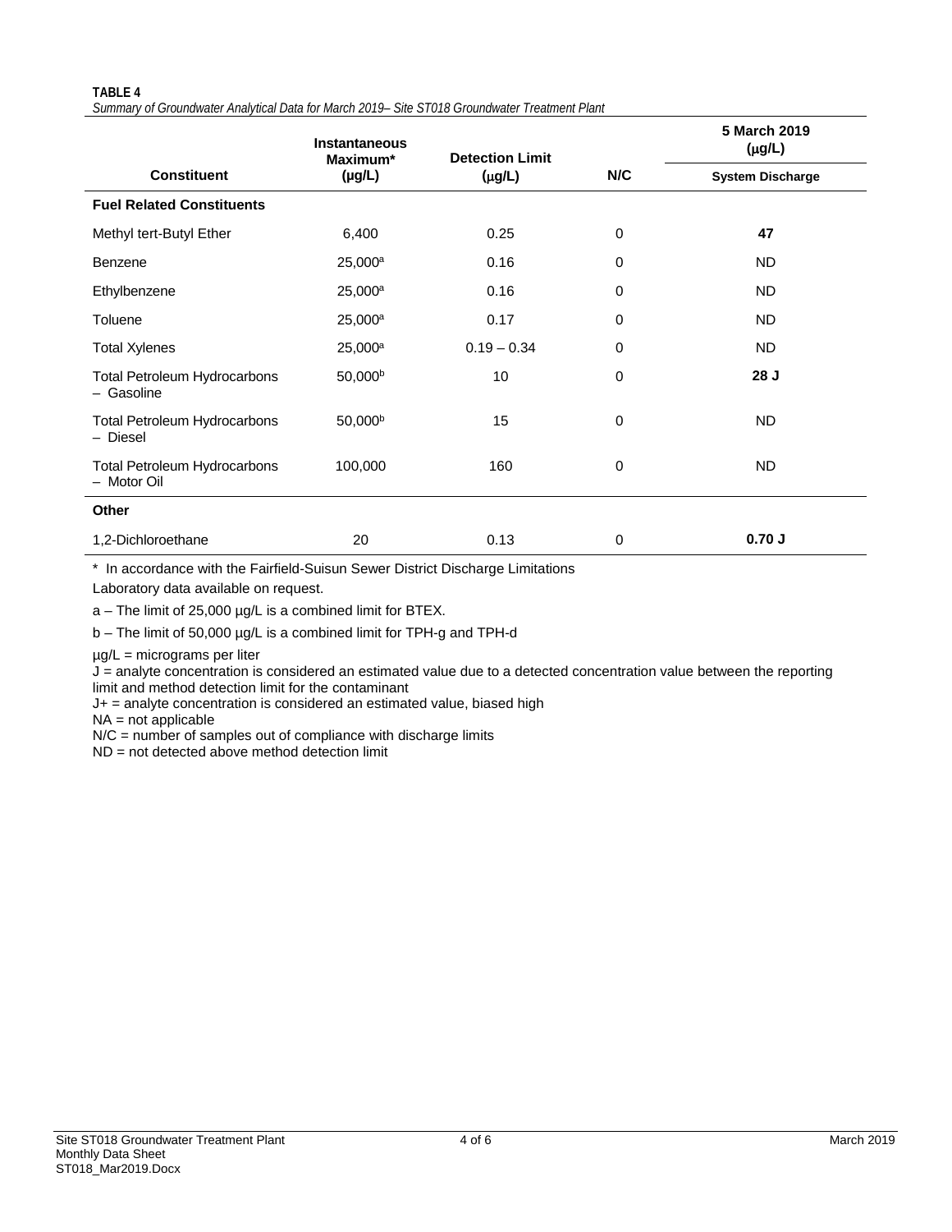**TABLE 4**

*Summary of Groundwater Analytical Data for March 2019– Site ST018 Groundwater Treatment Plant*

| Constituent | Instantaneous Maximum* (µg/L) | Detection Limit (µg/L) | N/C | 5 March 2019 (µg/L) |
|---|---|---|---|---|
| | | | | System Discharge |
| **Fuel Related Constituents** | | | | |
| Methyl tert-Butyl Ether | 6,400 | 0.25 | 0 | **47** |
| Benzene | 25,000[a] | 0.16 | 0 | ND |
| Ethylbenzene | 25,000[a] | 0.16 | 0 | ND |
| Toluene | 25,000[a] | 0.17 | 0 | ND |
| Total Xylenes | 25,000[a] | 0.19 – 0.34 | 0 | ND |
| Total Petroleum Hydrocarbons – Gasoline | 50,000[b] | 10 | 0 | **28 J** |
| Total Petroleum Hydrocarbons – Diesel | 50,000[b] | 15 | 0 | ND |
| Total Petroleum Hydrocarbons – Motor Oil | 100,000 | 160 | 0 | ND |
| **Other** | | | | |
| 1,2-Dichloroethane | 20 | 0.13 | 0 | **0.70 J** |

\* In accordance with the Fairfield-Suisun Sewer District Discharge Limitations

Laboratory data available on request.

a – The limit of 25,000 µg/L is a combined limit for BTEX.

b – The limit of 50,000 µg/L is a combined limit for TPH-g and TPH-d

µg/L = micrograms per liter
J = analyte concentration is considered an estimated value due to a detected concentration value between the reporting limit and method detection limit for the contaminant
J+ = analyte concentration is considered an estimated value, biased high
NA = not applicable
N/C = number of samples out of compliance with discharge limits
ND = not detected above method detection limit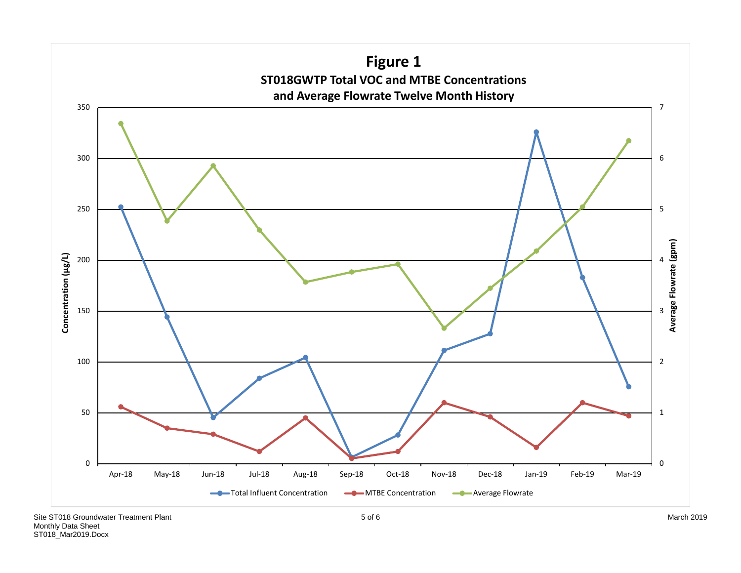# Figure 1

## ST018GWTP Total VOC and MTBE Concentrations and Average Flowrate Twelve Month History

Concentration (µg/L) — Average Flowrate (gpm)

Apr-18, May-18, Jun-18, Jul-18, Aug-18, Sep-18, Oct-18, Nov-18, Dec-18, Jan-19, Feb-19, Mar-19

Total Influent Concentration — MTBE Concentration — Average Flowrate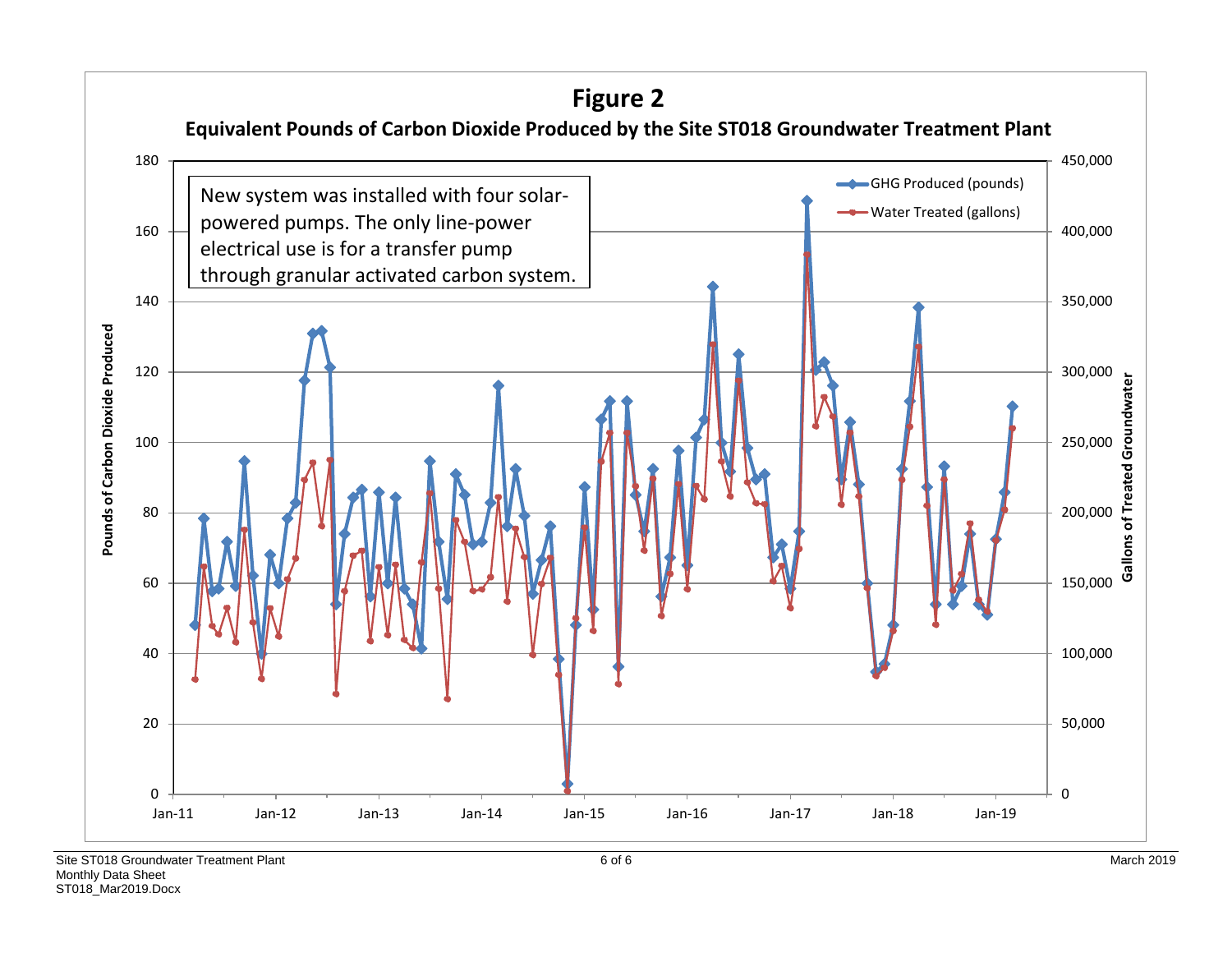# Figure 2

## Equivalent Pounds of Carbon Dioxide Produced by the Site ST018 Groundwater Treatment Plant

New system was installed with four solar-powered pumps. The only line-power electrical use is for a transfer pump through granular activated carbon system.

- GHG Produced (pounds)
- Water Treated (gallons)

Pounds of Carbon Dioxide Produced: 0, 20, 40, 60, 80, 100, 120, 140, 160, 180

Gallons of Treated Groundwater: 0, 50,000, 100,000, 150,000, 200,000, 250,000, 300,000, 350,000, 400,000, 450,000

Jan-11, Jan-12, Jan-13, Jan-14, Jan-15, Jan-16, Jan-17, Jan-18, Jan-19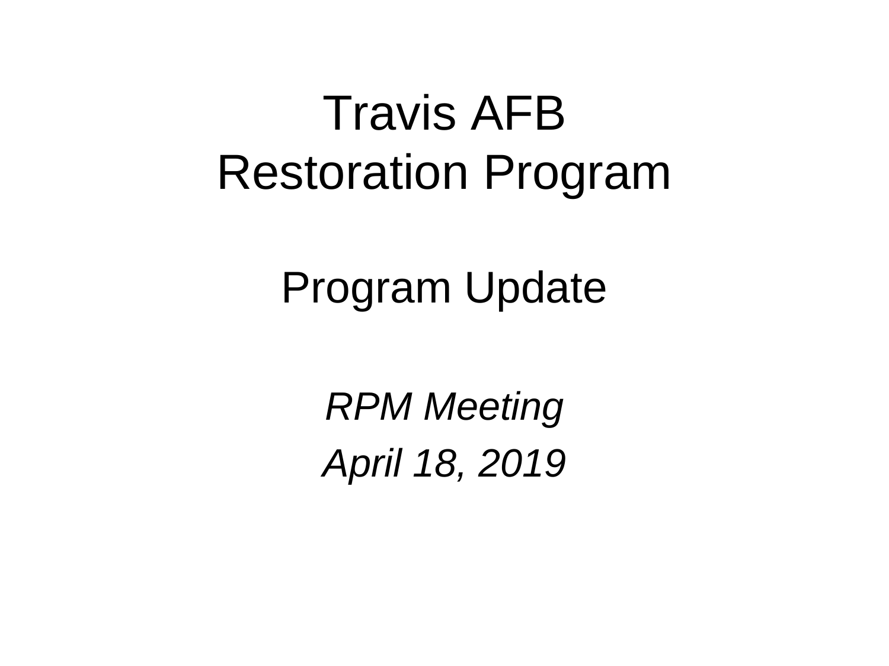# Travis AFB
# Restoration Program

## Program Update

*RPM Meeting*

*April 18, 2019*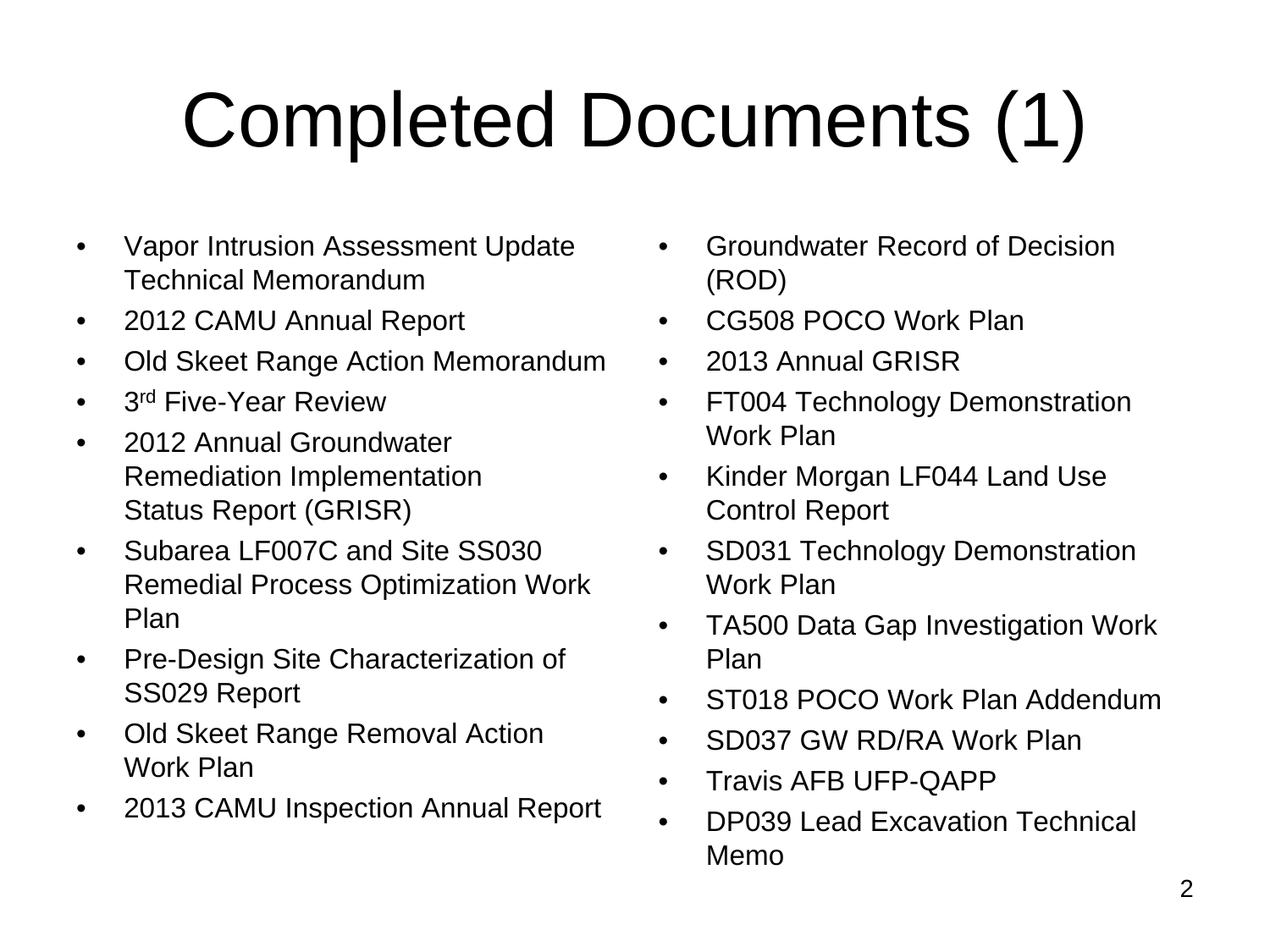# Completed Documents (1)

- Vapor Intrusion Assessment Update Technical Memorandum
- 2012 CAMU Annual Report
- Old Skeet Range Action Memorandum
- 3rd Five-Year Review
- 2012 Annual Groundwater Remediation Implementation Status Report (GRISR)
- Subarea LF007C and Site SS030 Remedial Process Optimization Work Plan
- Pre-Design Site Characterization of SS029 Report
- Old Skeet Range Removal Action Work Plan
- 2013 CAMU Inspection Annual Report
- Groundwater Record of Decision (ROD)
- CG508 POCO Work Plan
- 2013 Annual GRISR
- FT004 Technology Demonstration Work Plan
- Kinder Morgan LF044 Land Use Control Report
- SD031 Technology Demonstration Work Plan
- TA500 Data Gap Investigation Work Plan
- ST018 POCO Work Plan Addendum
- SD037 GW RD/RA Work Plan
- Travis AFB UFP-QAPP
- DP039 Lead Excavation Technical Memo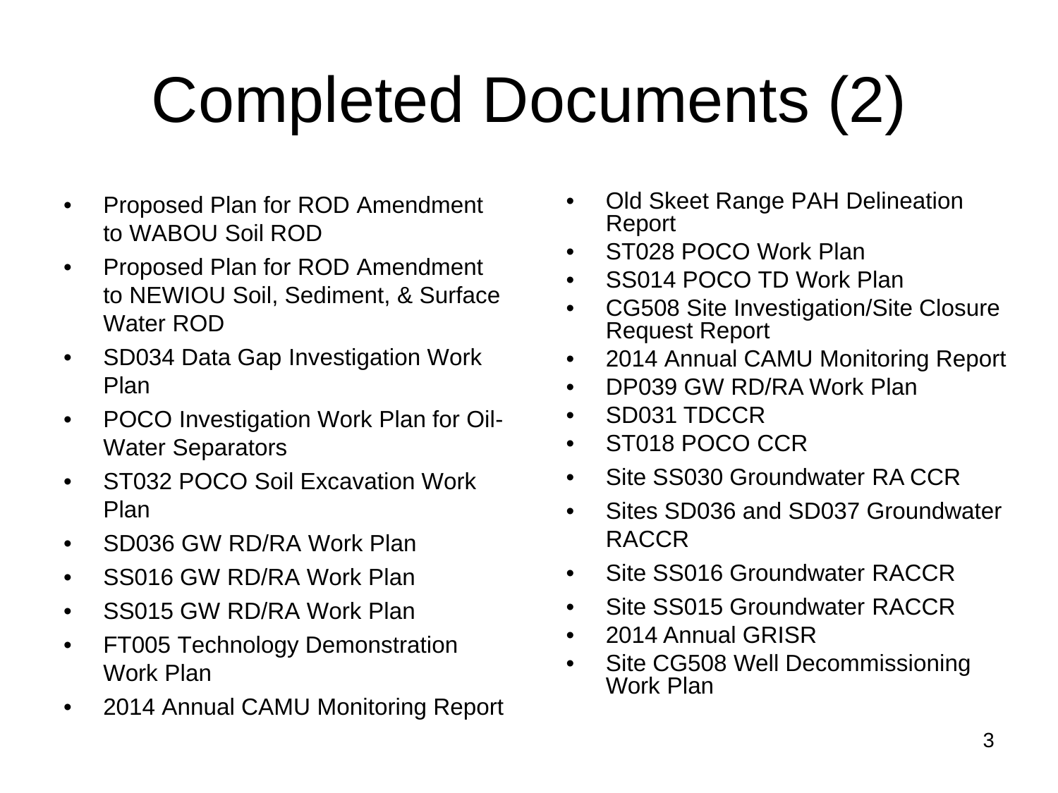# Completed Documents (2)

- Proposed Plan for ROD Amendment to WABOU Soil ROD
- Proposed Plan for ROD Amendment to NEWIOU Soil, Sediment, & Surface Water ROD
- SD034 Data Gap Investigation Work Plan
- POCO Investigation Work Plan for Oil-Water Separators
- ST032 POCO Soil Excavation Work Plan
- SD036 GW RD/RA Work Plan
- SS016 GW RD/RA Work Plan
- SS015 GW RD/RA Work Plan
- FT005 Technology Demonstration Work Plan
- 2014 Annual CAMU Monitoring Report
- Old Skeet Range PAH Delineation Report
- ST028 POCO Work Plan
- SS014 POCO TD Work Plan
- CG508 Site Investigation/Site Closure Request Report
- 2014 Annual CAMU Monitoring Report
- DP039 GW RD/RA Work Plan
- SD031 TDCCR
- ST018 POCO CCR
- Site SS030 Groundwater RA CCR
- Sites SD036 and SD037 Groundwater RACCR
- Site SS016 Groundwater RACCR
- Site SS015 Groundwater RACCR
- 2014 Annual GRISR
- Site CG508 Well Decommissioning Work Plan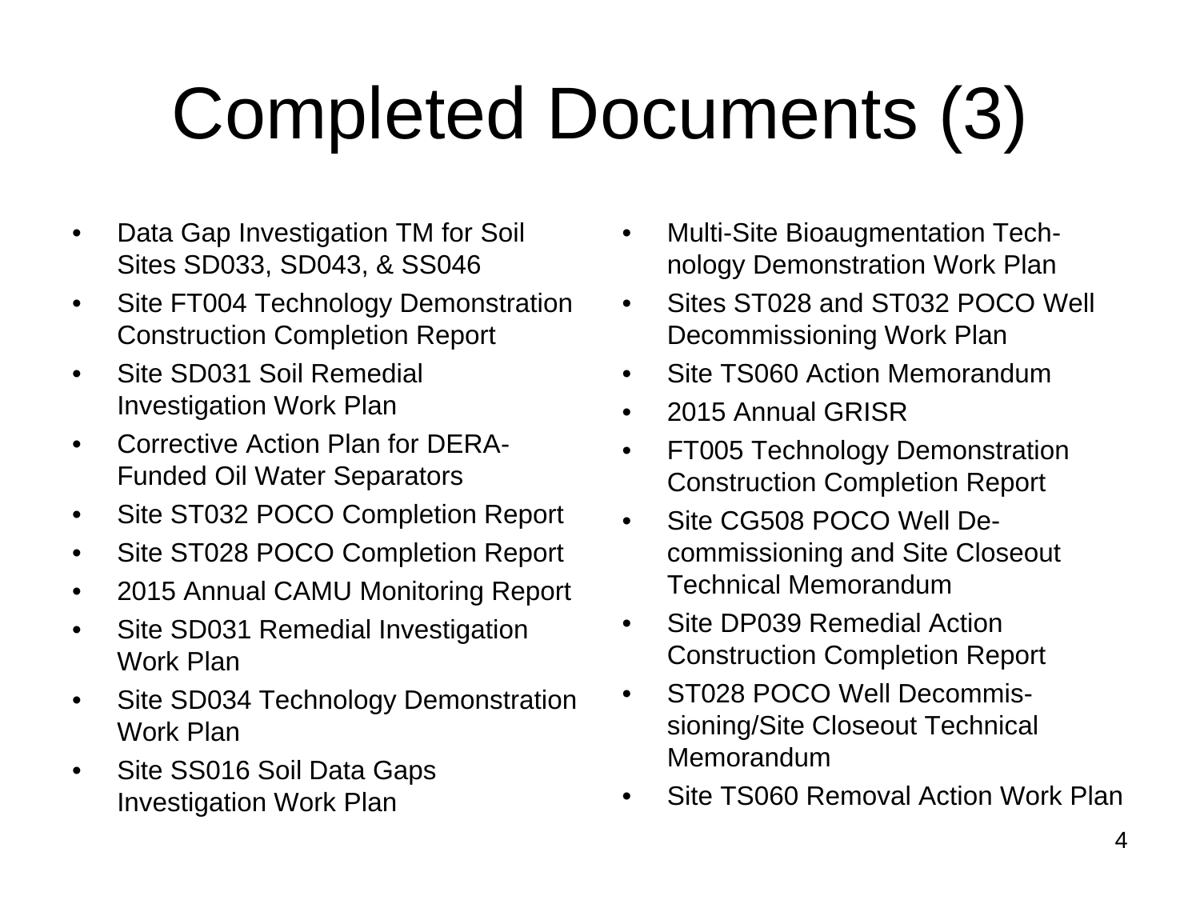# Completed Documents (3)

- Data Gap Investigation TM for Soil Sites SD033, SD043, & SS046
- Site FT004 Technology Demonstration Construction Completion Report
- Site SD031 Soil Remedial Investigation Work Plan
- Corrective Action Plan for DERA-Funded Oil Water Separators
- Site ST032 POCO Completion Report
- Site ST028 POCO Completion Report
- 2015 Annual CAMU Monitoring Report
- Site SD031 Remedial Investigation Work Plan
- Site SD034 Technology Demonstration Work Plan
- Site SS016 Soil Data Gaps Investigation Work Plan
- Multi-Site Bioaugmentation Technology Demonstration Work Plan
- Sites ST028 and ST032 POCO Well Decommissioning Work Plan
- Site TS060 Action Memorandum
- 2015 Annual GRISR
- FT005 Technology Demonstration Construction Completion Report
- Site CG508 POCO Well Decommissioning and Site Closeout Technical Memorandum
- Site DP039 Remedial Action Construction Completion Report
- ST028 POCO Well Decommissioning/Site Closeout Technical Memorandum
- Site TS060 Removal Action Work Plan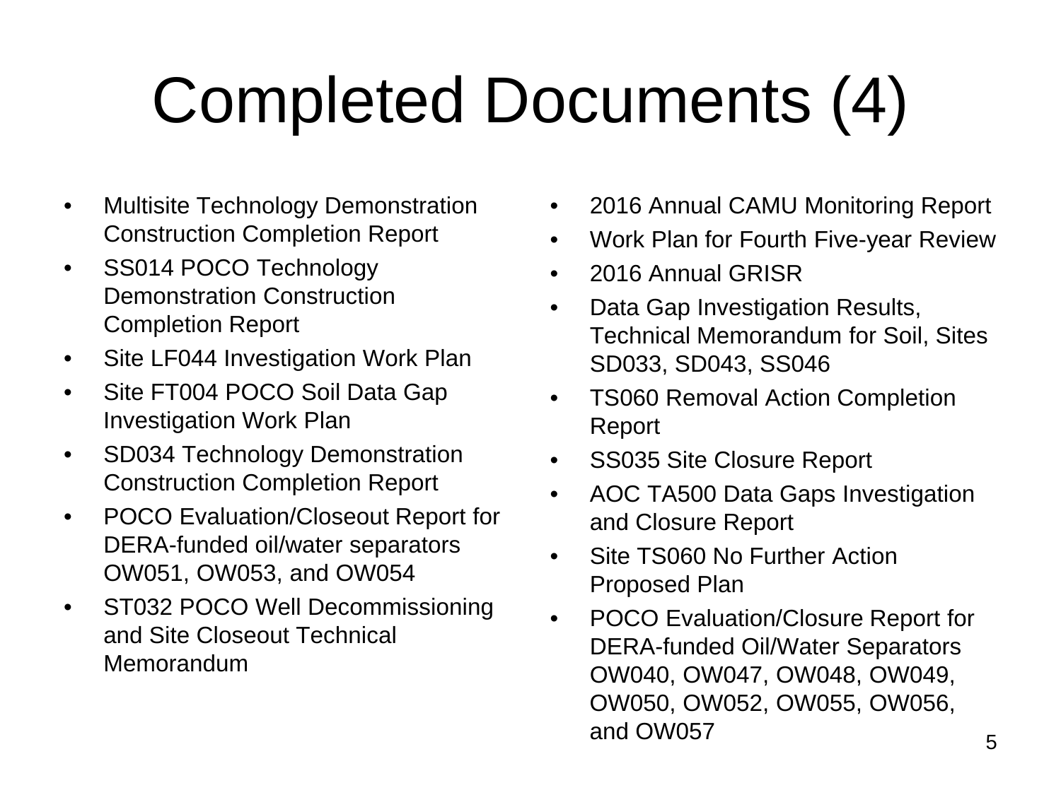# Completed Documents (4)

- Multisite Technology Demonstration Construction Completion Report
- SS014 POCO Technology Demonstration Construction Completion Report
- Site LF044 Investigation Work Plan
- Site FT004 POCO Soil Data Gap Investigation Work Plan
- SD034 Technology Demonstration Construction Completion Report
- POCO Evaluation/Closeout Report for DERA-funded oil/water separators OW051, OW053, and OW054
- ST032 POCO Well Decommissioning and Site Closeout Technical Memorandum
- 2016 Annual CAMU Monitoring Report
- Work Plan for Fourth Five-year Review
- 2016 Annual GRISR
- Data Gap Investigation Results, Technical Memorandum for Soil, Sites SD033, SD043, SS046
- TS060 Removal Action Completion Report
- SS035 Site Closure Report
- AOC TA500 Data Gaps Investigation and Closure Report
- Site TS060 No Further Action Proposed Plan
- POCO Evaluation/Closure Report for DERA-funded Oil/Water Separators OW040, OW047, OW048, OW049, OW050, OW052, OW055, OW056, and OW057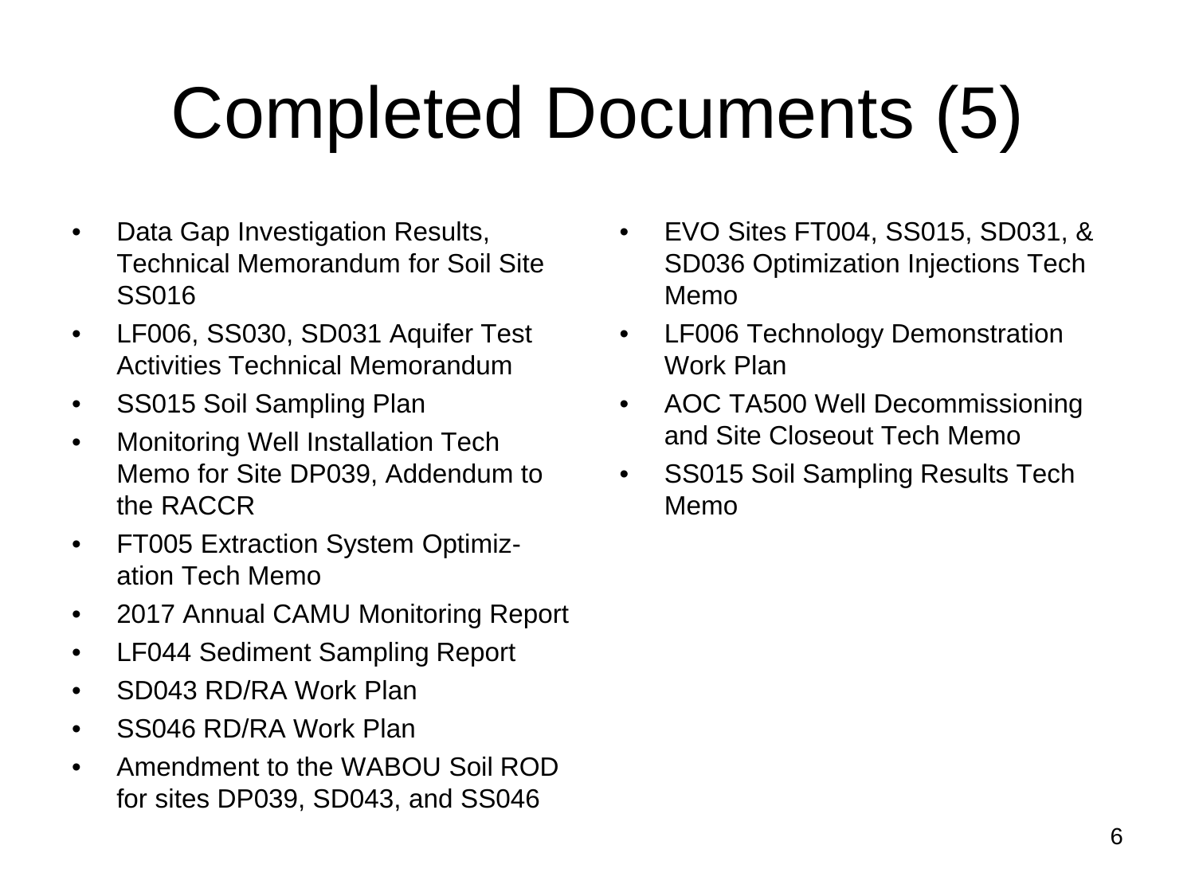# Completed Documents (5)

- Data Gap Investigation Results, Technical Memorandum for Soil Site SS016
- LF006, SS030, SD031 Aquifer Test Activities Technical Memorandum
- SS015 Soil Sampling Plan
- Monitoring Well Installation Tech Memo for Site DP039, Addendum to the RACCR
- FT005 Extraction System Optimization Tech Memo
- 2017 Annual CAMU Monitoring Report
- LF044 Sediment Sampling Report
- SD043 RD/RA Work Plan
- SS046 RD/RA Work Plan
- Amendment to the WABOU Soil ROD for sites DP039, SD043, and SS046
- EVO Sites FT004, SS015, SD031, & SD036 Optimization Injections Tech Memo
- LF006 Technology Demonstration Work Plan
- AOC TA500 Well Decommissioning and Site Closeout Tech Memo
- SS015 Soil Sampling Results Tech Memo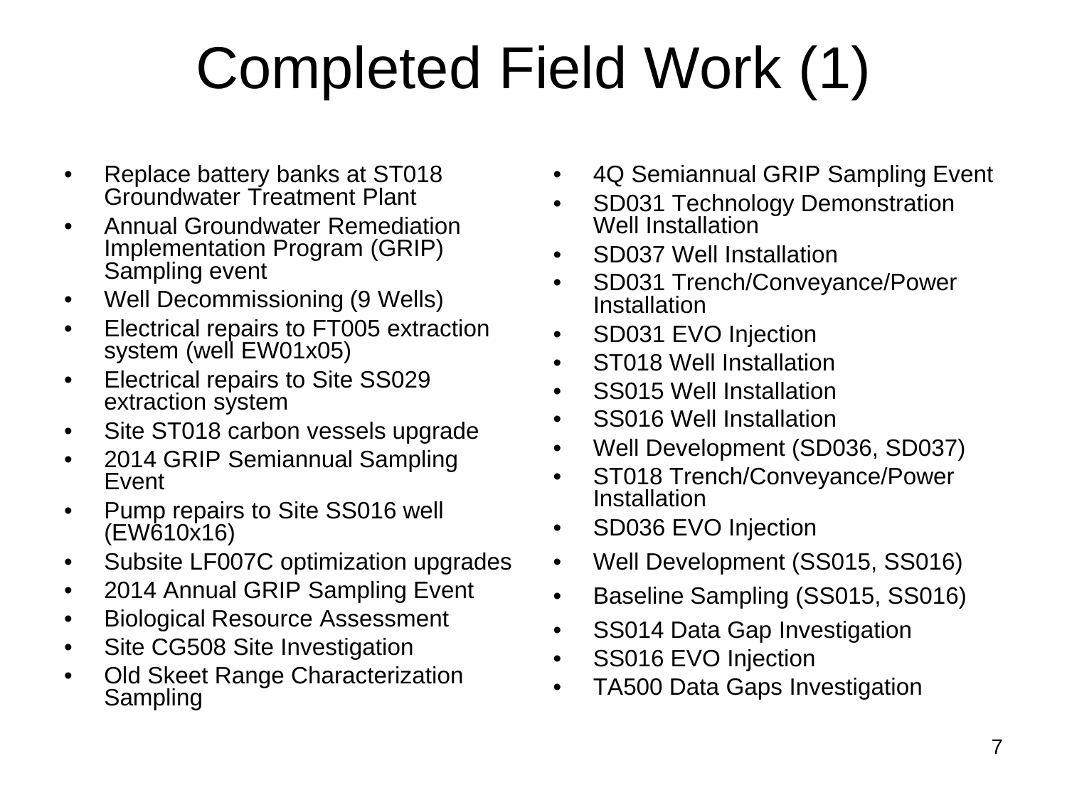# Completed Field Work (1)

- Replace battery banks at ST018 Groundwater Treatment Plant
- Annual Groundwater Remediation Implementation Program (GRIP) Sampling event
- Well Decommissioning (9 Wells)
- Electrical repairs to FT005 extraction system (well EW01x05)
- Electrical repairs to Site SS029 extraction system
- Site ST018 carbon vessels upgrade
- 2014 GRIP Semiannual Sampling Event
- Pump repairs to Site SS016 well (EW610x16)
- Subsite LF007C optimization upgrades
- 2014 Annual GRIP Sampling Event
- Biological Resource Assessment
- Site CG508 Site Investigation
- Old Skeet Range Characterization Sampling
- 4Q Semiannual GRIP Sampling Event
- SD031 Technology Demonstration Well Installation
- SD037 Well Installation
- SD031 Trench/Conveyance/Power Installation
- SD031 EVO Injection
- ST018 Well Installation
- SS015 Well Installation
- SS016 Well Installation
- Well Development (SD036, SD037)
- ST018 Trench/Conveyance/Power Installation
- SD036 EVO Injection
- Well Development (SS015, SS016)
- Baseline Sampling (SS015, SS016)
- SS014 Data Gap Investigation
- SS016 EVO Injection
- TA500 Data Gaps Investigation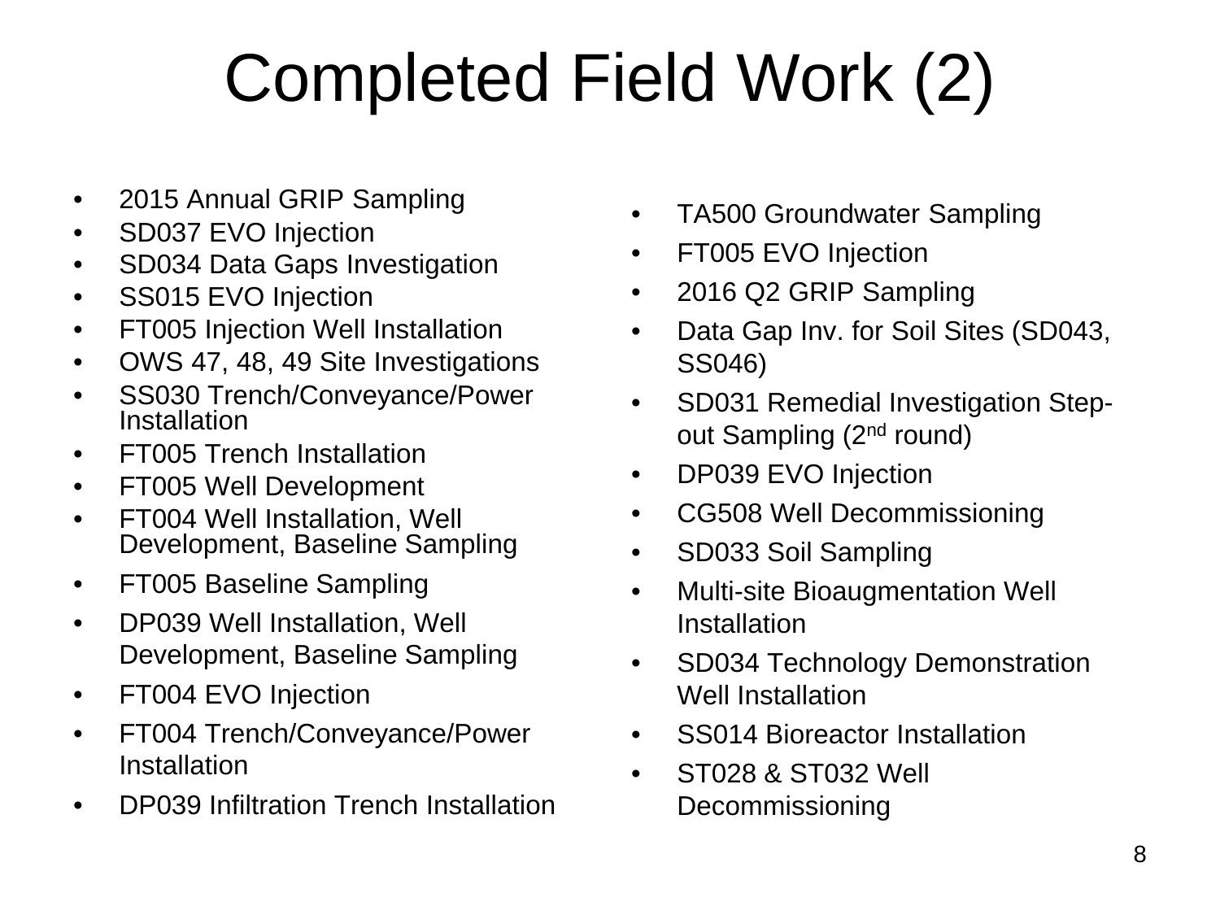# Completed Field Work (2)

- 2015 Annual GRIP Sampling
- SD037 EVO Injection
- SD034 Data Gaps Investigation
- SS015 EVO Injection
- FT005 Injection Well Installation
- OWS 47, 48, 49 Site Investigations
- SS030 Trench/Conveyance/Power Installation
- FT005 Trench Installation
- FT005 Well Development
- FT004 Well Installation, Well Development, Baseline Sampling
- FT005 Baseline Sampling
- DP039 Well Installation, Well Development, Baseline Sampling
- FT004 EVO Injection
- FT004 Trench/Conveyance/Power Installation
- DP039 Infiltration Trench Installation
- TA500 Groundwater Sampling
- FT005 EVO Injection
- 2016 Q2 GRIP Sampling
- Data Gap Inv. for Soil Sites (SD043, SS046)
- SD031 Remedial Investigation Step-out Sampling (2nd round)
- DP039 EVO Injection
- CG508 Well Decommissioning
- SD033 Soil Sampling
- Multi-site Bioaugmentation Well Installation
- SD034 Technology Demonstration Well Installation
- SS014 Bioreactor Installation
- ST028 & ST032 Well Decommissioning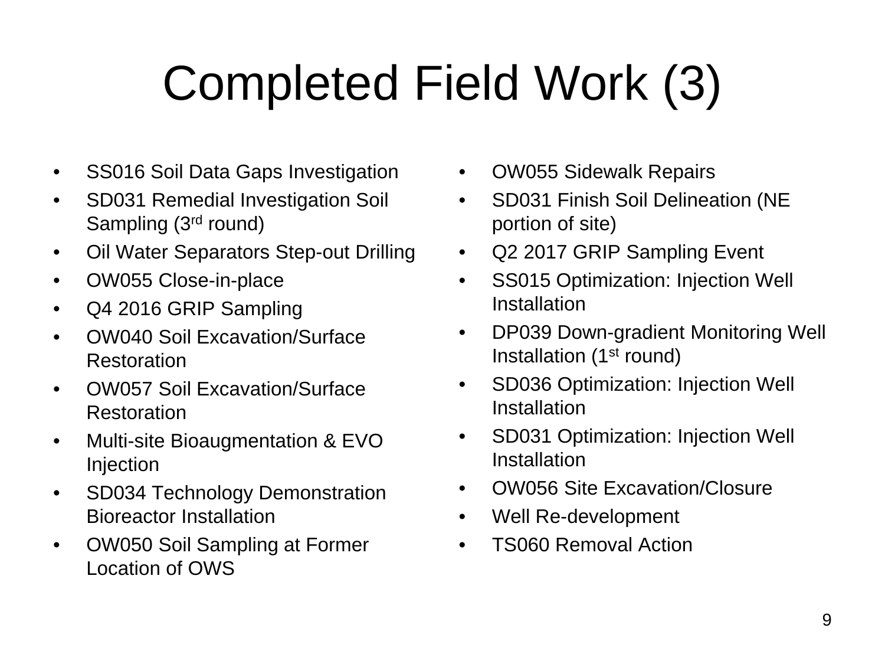# Completed Field Work (3)

- SS016 Soil Data Gaps Investigation
- SD031 Remedial Investigation Soil Sampling (3rd round)
- Oil Water Separators Step-out Drilling
- OW055 Close-in-place
- Q4 2016 GRIP Sampling
- OW040 Soil Excavation/Surface Restoration
- OW057 Soil Excavation/Surface Restoration
- Multi-site Bioaugmentation & EVO Injection
- SD034 Technology Demonstration Bioreactor Installation
- OW050 Soil Sampling at Former Location of OWS
- OW055 Sidewalk Repairs
- SD031 Finish Soil Delineation (NE portion of site)
- Q2 2017 GRIP Sampling Event
- SS015 Optimization: Injection Well Installation
- DP039 Down-gradient Monitoring Well Installation (1st round)
- SD036 Optimization: Injection Well Installation
- SD031 Optimization: Injection Well Installation
- OW056 Site Excavation/Closure
- Well Re-development
- TS060 Removal Action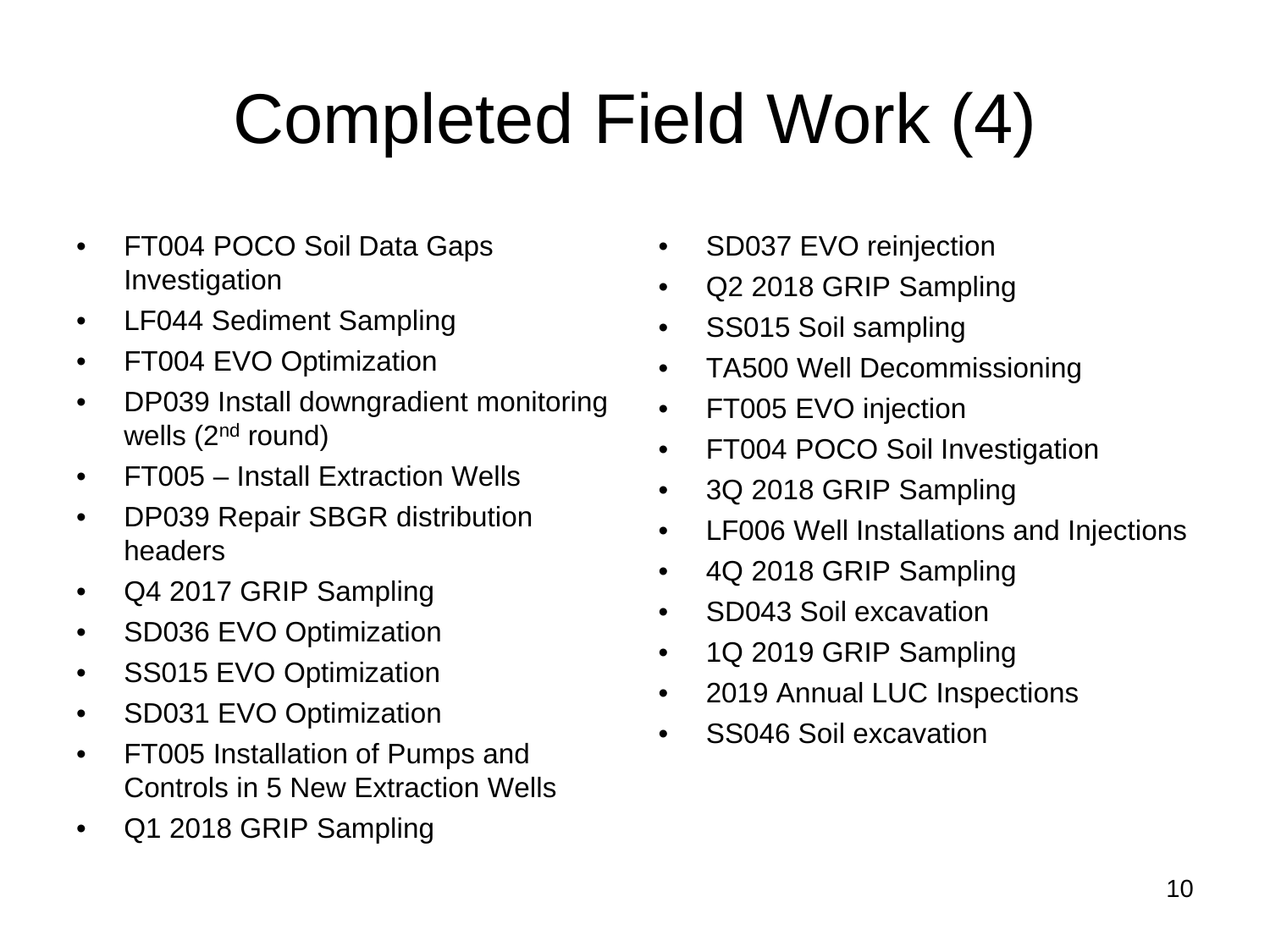# Completed Field Work (4)

- FT004 POCO Soil Data Gaps Investigation
- LF044 Sediment Sampling
- FT004 EVO Optimization
- DP039 Install downgradient monitoring wells (2nd round)
- FT005 – Install Extraction Wells
- DP039 Repair SBGR distribution headers
- Q4 2017 GRIP Sampling
- SD036 EVO Optimization
- SS015 EVO Optimization
- SD031 EVO Optimization
- FT005 Installation of Pumps and Controls in 5 New Extraction Wells
- Q1 2018 GRIP Sampling
- SD037 EVO reinjection
- Q2 2018 GRIP Sampling
- SS015 Soil sampling
- TA500 Well Decommissioning
- FT005 EVO injection
- FT004 POCO Soil Investigation
- 3Q 2018 GRIP Sampling
- LF006 Well Installations and Injections
- 4Q 2018 GRIP Sampling
- SD043 Soil excavation
- 1Q 2019 GRIP Sampling
- 2019 Annual LUC Inspections
- SS046 Soil excavation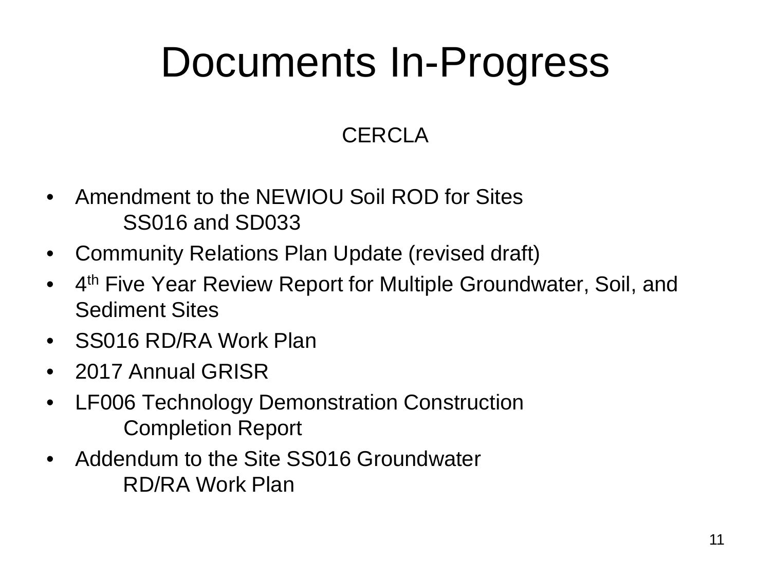# Documents In-Progress

CERCLA

- Amendment to the NEWIOU Soil ROD for Sites SS016 and SD033
- Community Relations Plan Update (revised draft)
- 4th Five Year Review Report for Multiple Groundwater, Soil, and Sediment Sites
- SS016 RD/RA Work Plan
- 2017 Annual GRISR
- LF006 Technology Demonstration Construction Completion Report
- Addendum to the Site SS016 Groundwater RD/RA Work Plan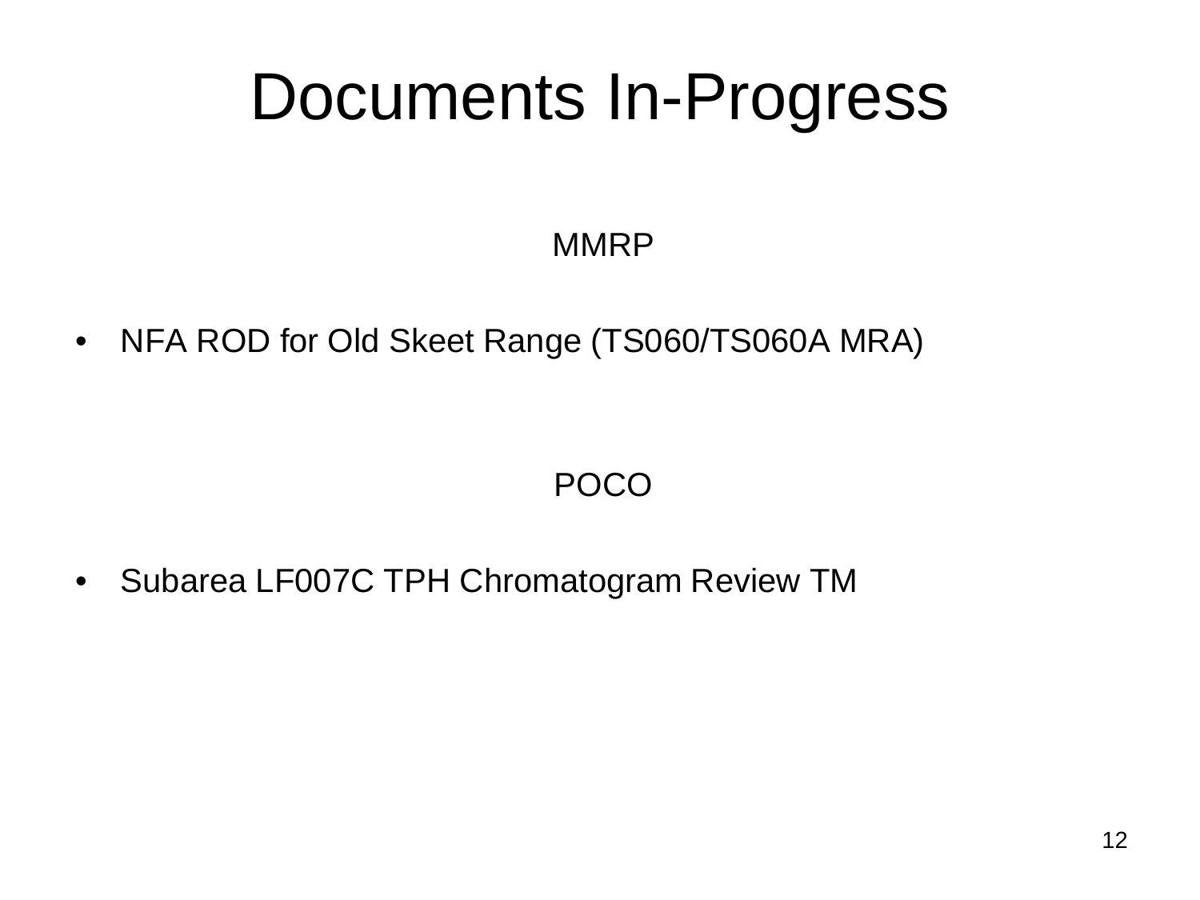# Documents In-Progress

MMRP

- NFA ROD for Old Skeet Range (TS060/TS060A MRA)

POCO

- Subarea LF007C TPH Chromatogram Review TM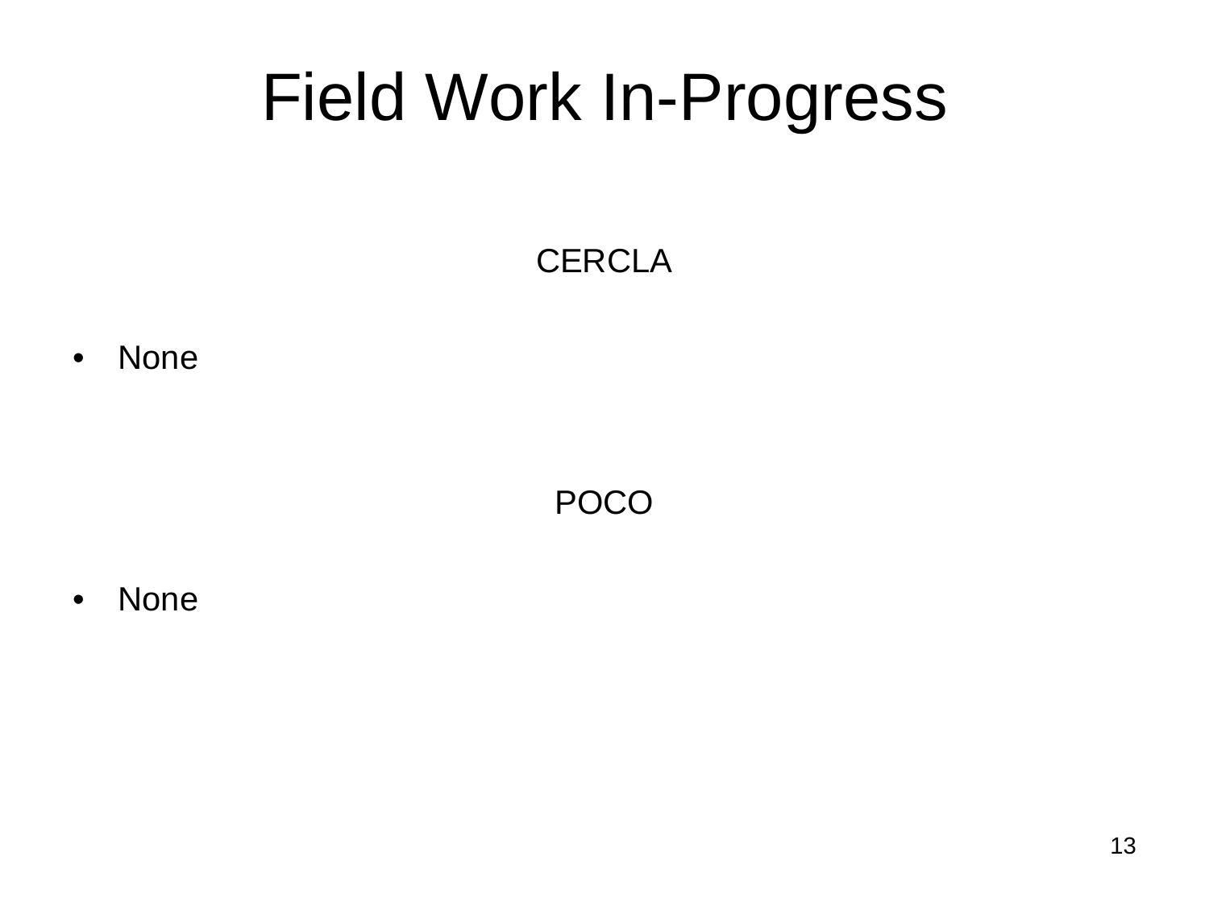# Field Work In-Progress

CERCLA

- None

POCO

- None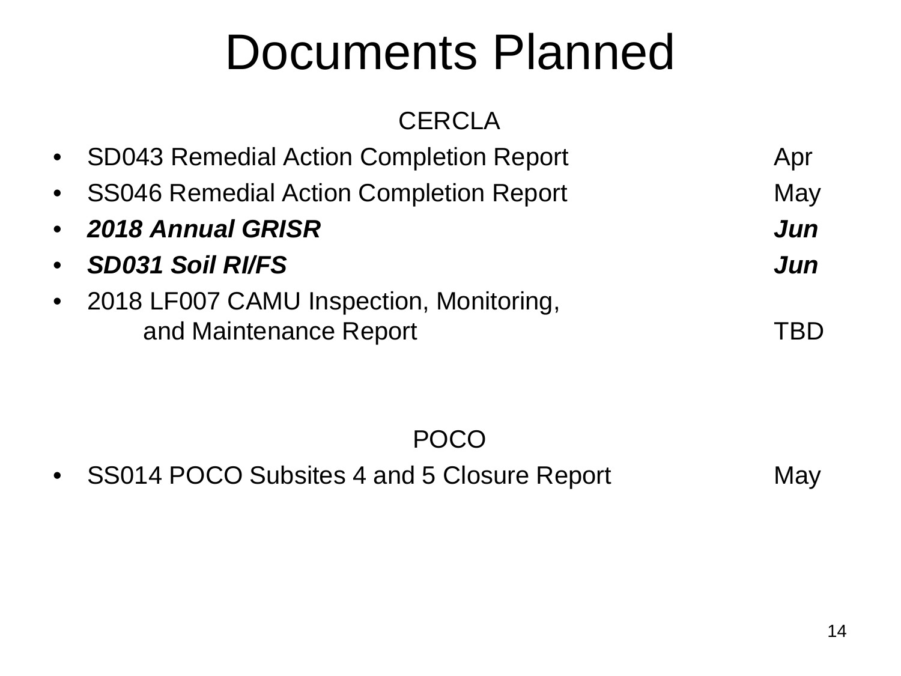# Documents Planned

## CERCLA

- SD043 Remedial Action Completion Report — Apr
- SS046 Remedial Action Completion Report — May
- ***2018 Annual GRISR*** — ***Jun***
- ***SD031 Soil RI/FS*** — ***Jun***
- 2018 LF007 CAMU Inspection, Monitoring, and Maintenance Report — TBD

## POCO

- SS014 POCO Subsites 4 and 5 Closure Report — May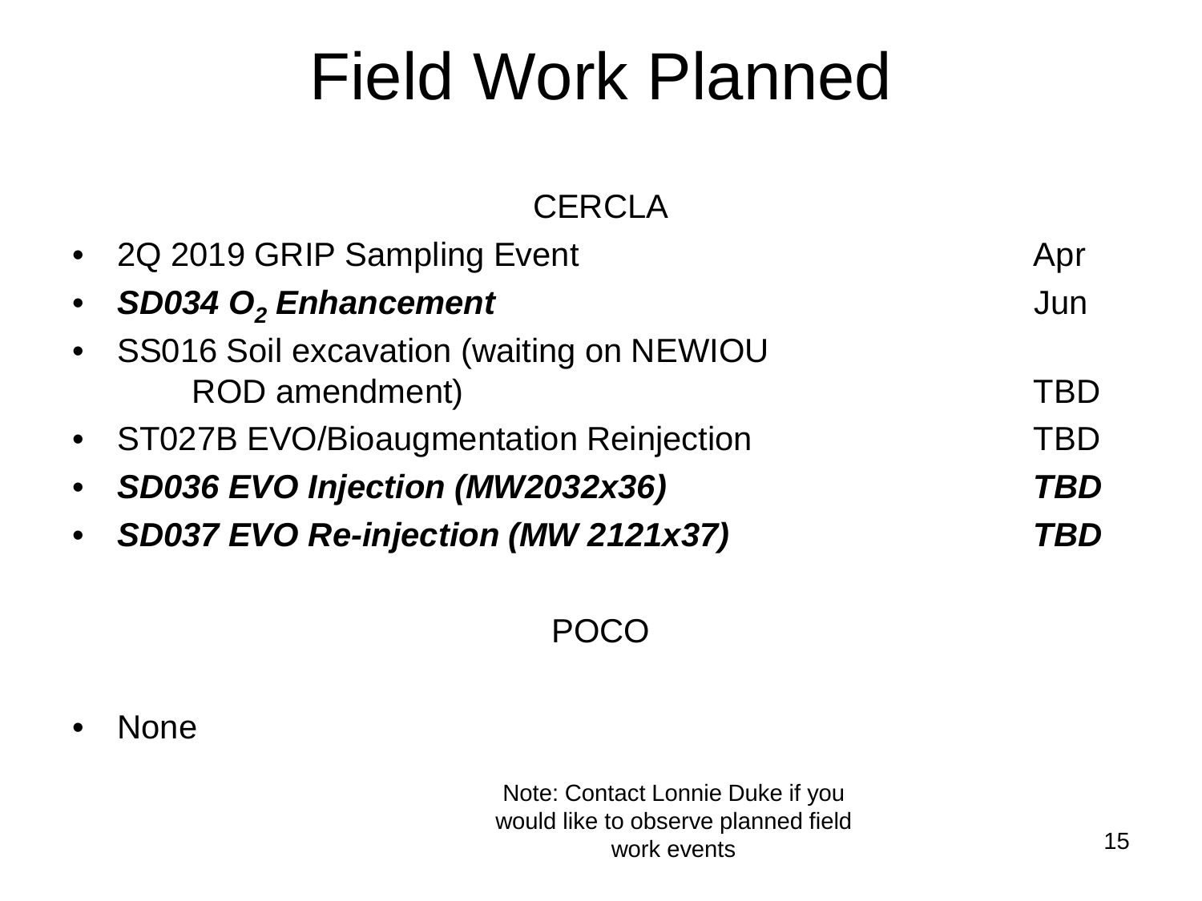# Field Work Planned

CERCLA

- 2Q 2019 GRIP Sampling Event — Apr
- ***SD034 $O_2$ Enhancement*** — Jun
- SS016 Soil excavation (waiting on NEWIOU ROD amendment) — TBD
- ST027B EVO/Bioaugmentation Reinjection — TBD
- ***SD036 EVO Injection (MW2032x36)*** — ***TBD***
- ***SD037 EVO Re-injection (MW 2121x37)*** — ***TBD***

POCO

- None

Note: Contact Lonnie Duke if you would like to observe planned field work events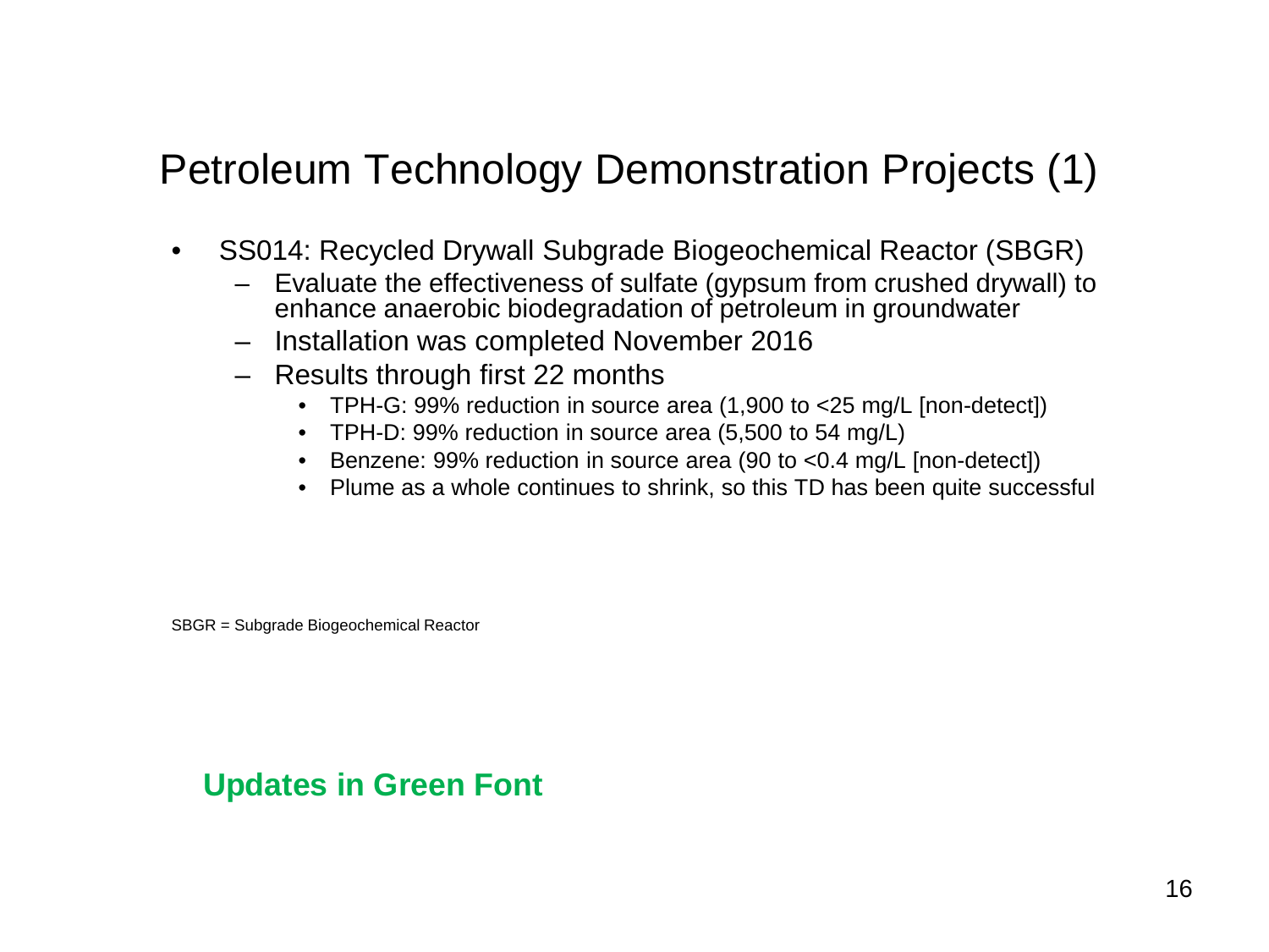# Petroleum Technology Demonstration Projects (1)

- SS014: Recycled Drywall Subgrade Biogeochemical Reactor (SBGR)
  - Evaluate the effectiveness of sulfate (gypsum from crushed drywall) to enhance anaerobic biodegradation of petroleum in groundwater
  - Installation was completed November 2016
  - Results through first 22 months
    - TPH-G: 99% reduction in source area (1,900 to <25 mg/L [non-detect])
    - TPH-D: 99% reduction in source area (5,500 to 54 mg/L)
    - Benzene: 99% reduction in source area (90 to <0.4 mg/L [non-detect])
    - Plume as a whole continues to shrink, so this TD has been quite successful

SBGR = Subgrade Biogeochemical Reactor

**Updates in Green Font**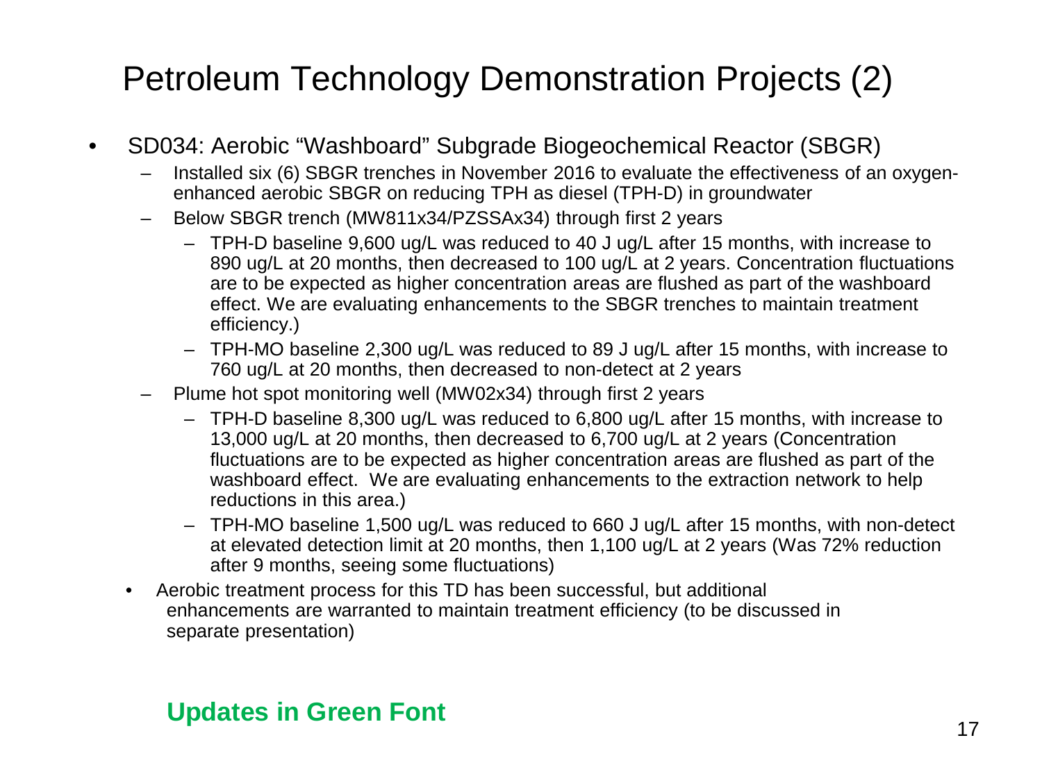# Petroleum Technology Demonstration Projects (2)

- SD034: Aerobic "Washboard" Subgrade Biogeochemical Reactor (SBGR)
  - Installed six (6) SBGR trenches in November 2016 to evaluate the effectiveness of an oxygen-enhanced aerobic SBGR on reducing TPH as diesel (TPH-D) in groundwater
  - Below SBGR trench (MW811x34/PZSSAx34) through first 2 years
    - TPH-D baseline 9,600 ug/L was reduced to 40 J ug/L after 15 months, with increase to 890 ug/L at 20 months, then decreased to 100 ug/L at 2 years. Concentration fluctuations are to be expected as higher concentration areas are flushed as part of the washboard effect. We are evaluating enhancements to the SBGR trenches to maintain treatment efficiency.)
    - TPH-MO baseline 2,300 ug/L was reduced to 89 J ug/L after 15 months, with increase to 760 ug/L at 20 months, then decreased to non-detect at 2 years
  - Plume hot spot monitoring well (MW02x34) through first 2 years
    - TPH-D baseline 8,300 ug/L was reduced to 6,800 ug/L after 15 months, with increase to 13,000 ug/L at 20 months, then decreased to 6,700 ug/L at 2 years (Concentration fluctuations are to be expected as higher concentration areas are flushed as part of the washboard effect. We are evaluating enhancements to the extraction network to help reductions in this area.)
    - TPH-MO baseline 1,500 ug/L was reduced to 660 J ug/L after 15 months, with non-detect at elevated detection limit at 20 months, then 1,100 ug/L at 2 years (Was 72% reduction after 9 months, seeing some fluctuations)
  - Aerobic treatment process for this TD has been successful, but additional enhancements are warranted to maintain treatment efficiency (to be discussed in separate presentation)

**Updates in Green Font**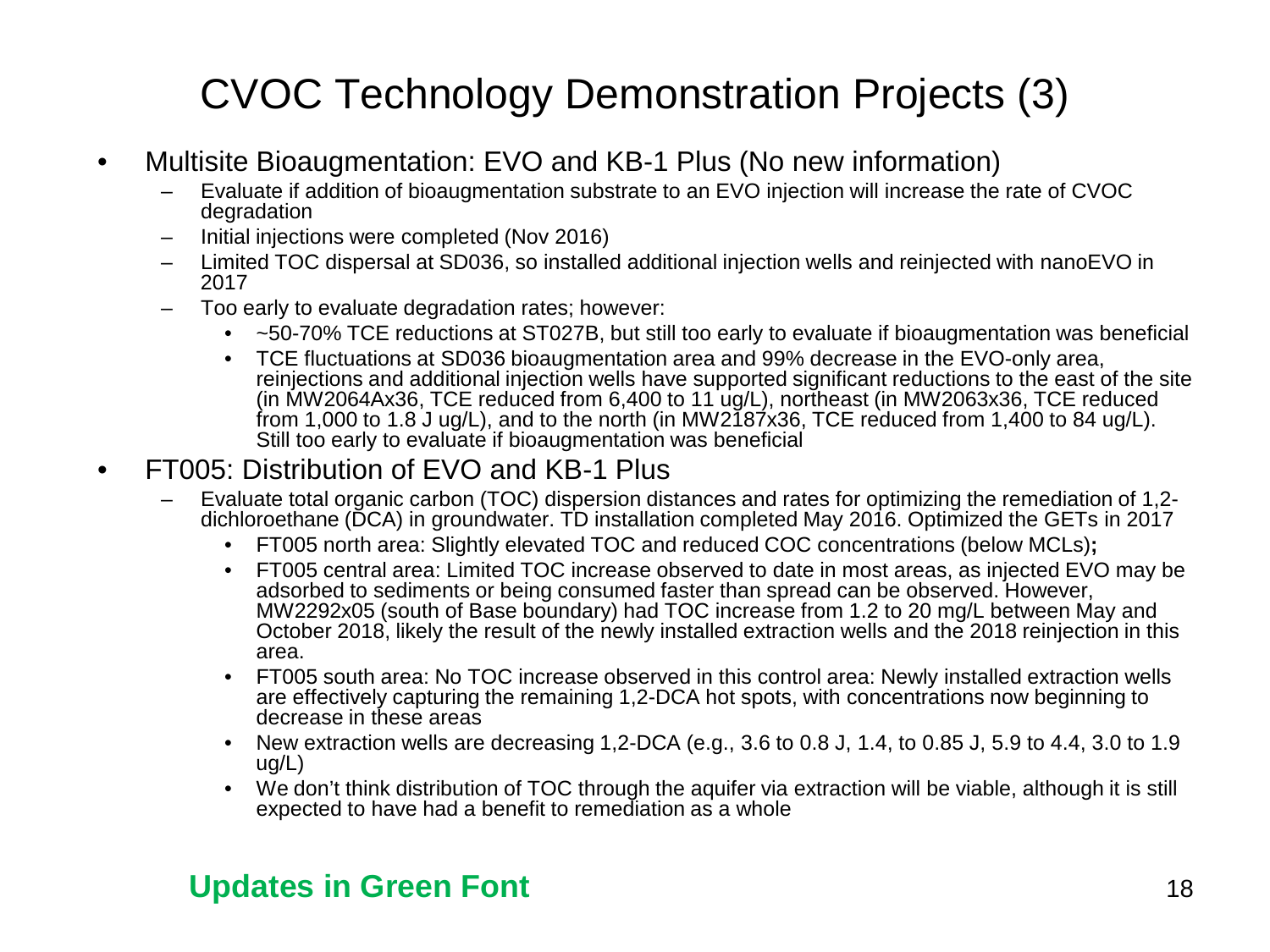# CVOC Technology Demonstration Projects (3)

- Multisite Bioaugmentation: EVO and KB-1 Plus (No new information)
  - Evaluate if addition of bioaugmentation substrate to an EVO injection will increase the rate of CVOC degradation
  - Initial injections were completed (Nov 2016)
  - Limited TOC dispersal at SD036, so installed additional injection wells and reinjected with nanoEVO in 2017
  - Too early to evaluate degradation rates; however:
    - ~50-70% TCE reductions at ST027B, but still too early to evaluate if bioaugmentation was beneficial
    - TCE fluctuations at SD036 bioaugmentation area and 99% decrease in the EVO-only area, reinjections and additional injection wells have supported significant reductions to the east of the site (in MW2064Ax36, TCE reduced from 6,400 to 11 ug/L), northeast (in MW2063x36, TCE reduced from 1,000 to 1.8 J ug/L), and to the north (in MW2187x36, TCE reduced from 1,400 to 84 ug/L). Still too early to evaluate if bioaugmentation was beneficial
- FT005: Distribution of EVO and KB-1 Plus
  - Evaluate total organic carbon (TOC) dispersion distances and rates for optimizing the remediation of 1,2-dichloroethane (DCA) in groundwater. TD installation completed May 2016. Optimized the GETs in 2017
    - FT005 north area: Slightly elevated TOC and reduced COC concentrations (below MCLs);
    - FT005 central area: Limited TOC increase observed to date in most areas, as injected EVO may be adsorbed to sediments or being consumed faster than spread can be observed. However, MW2292x05 (south of Base boundary) had TOC increase from 1.2 to 20 mg/L between May and October 2018, likely the result of the newly installed extraction wells and the 2018 reinjection in this area.
    - FT005 south area: No TOC increase observed in this control area: Newly installed extraction wells are effectively capturing the remaining 1,2-DCA hot spots, with concentrations now beginning to decrease in these areas
    - New extraction wells are decreasing 1,2-DCA (e.g., 3.6 to 0.8 J, 1.4, to 0.85 J, 5.9 to 4.4, 3.0 to 1.9 ug/L)
    - We don't think distribution of TOC through the aquifer via extraction will be viable, although it is still expected to have had a benefit to remediation as a whole

**Updates in Green Font**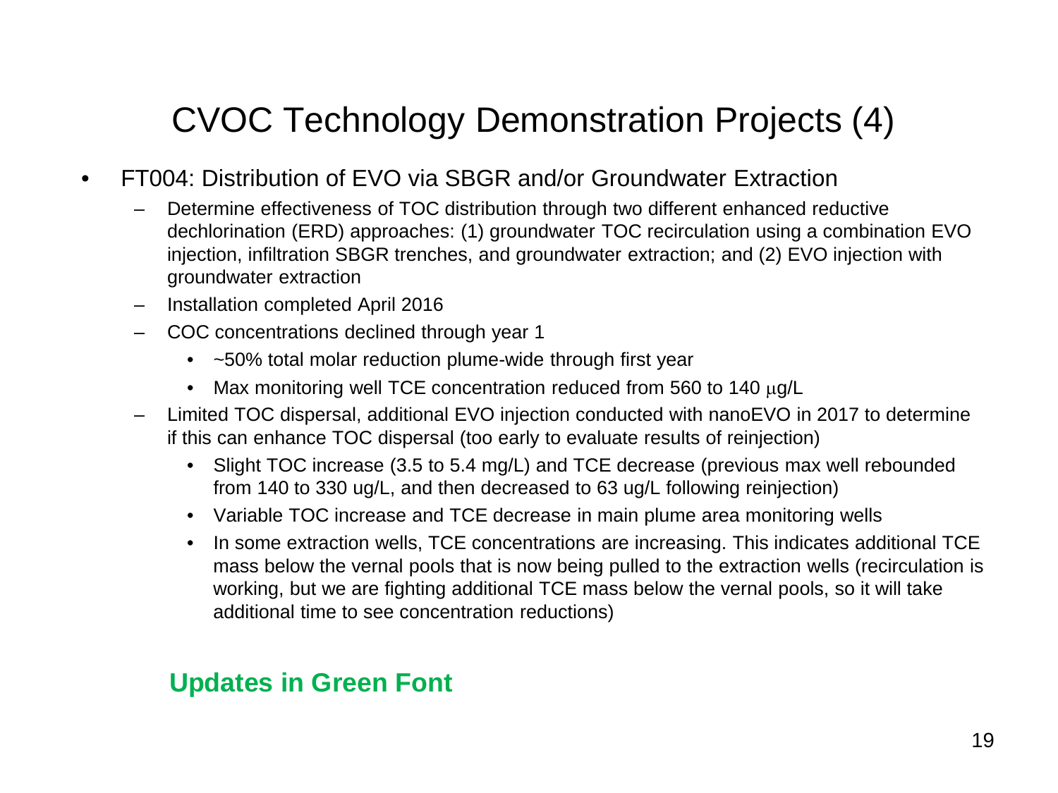# CVOC Technology Demonstration Projects (4)

- FT004: Distribution of EVO via SBGR and/or Groundwater Extraction
  - Determine effectiveness of TOC distribution through two different enhanced reductive dechlorination (ERD) approaches: (1) groundwater TOC recirculation using a combination EVO injection, infiltration SBGR trenches, and groundwater extraction; and (2) EVO injection with groundwater extraction
  - Installation completed April 2016
  - COC concentrations declined through year 1
    - ~50% total molar reduction plume-wide through first year
    - Max monitoring well TCE concentration reduced from 560 to 140 $\mu$g/L
  - Limited TOC dispersal, additional EVO injection conducted with nanoEVO in 2017 to determine if this can enhance TOC dispersal (too early to evaluate results of reinjection)
    - Slight TOC increase (3.5 to 5.4 mg/L) and TCE decrease (previous max well rebounded from 140 to 330 ug/L, and then decreased to 63 ug/L following reinjection)
    - Variable TOC increase and TCE decrease in main plume area monitoring wells
    - In some extraction wells, TCE concentrations are increasing. This indicates additional TCE mass below the vernal pools that is now being pulled to the extraction wells (recirculation is working, but we are fighting additional TCE mass below the vernal pools, so it will take additional time to see concentration reductions)

**Updates in Green Font**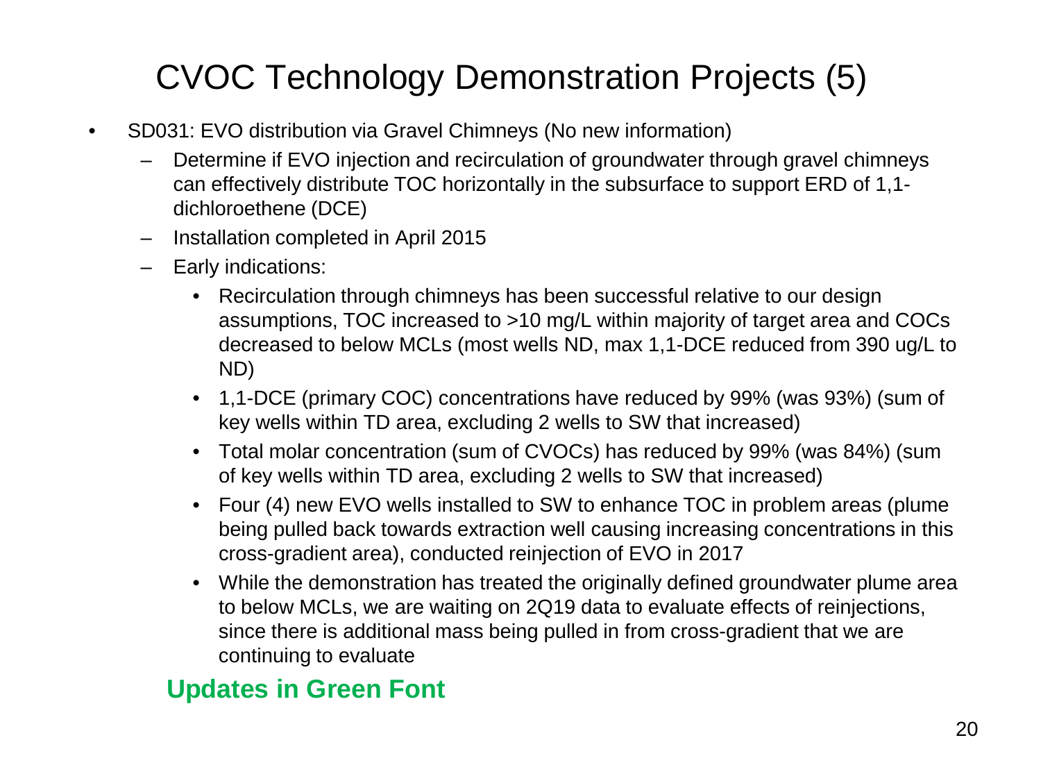# CVOC Technology Demonstration Projects (5)

- SD031: EVO distribution via Gravel Chimneys (No new information)
  - Determine if EVO injection and recirculation of groundwater through gravel chimneys can effectively distribute TOC horizontally in the subsurface to support ERD of 1,1-dichloroethene (DCE)
  - Installation completed in April 2015
  - Early indications:
    - Recirculation through chimneys has been successful relative to our design assumptions, TOC increased to >10 mg/L within majority of target area and COCs decreased to below MCLs (most wells ND, max 1,1-DCE reduced from 390 ug/L to ND)
    - 1,1-DCE (primary COC) concentrations have reduced by 99% (was 93%) (sum of key wells within TD area, excluding 2 wells to SW that increased)
    - Total molar concentration (sum of CVOCs) has reduced by 99% (was 84%) (sum of key wells within TD area, excluding 2 wells to SW that increased)
    - Four (4) new EVO wells installed to SW to enhance TOC in problem areas (plume being pulled back towards extraction well causing increasing concentrations in this cross-gradient area), conducted reinjection of EVO in 2017
    - While the demonstration has treated the originally defined groundwater plume area to below MCLs, we are waiting on 2Q19 data to evaluate effects of reinjections, since there is additional mass being pulled in from cross-gradient that we are continuing to evaluate

**Updates in Green Font**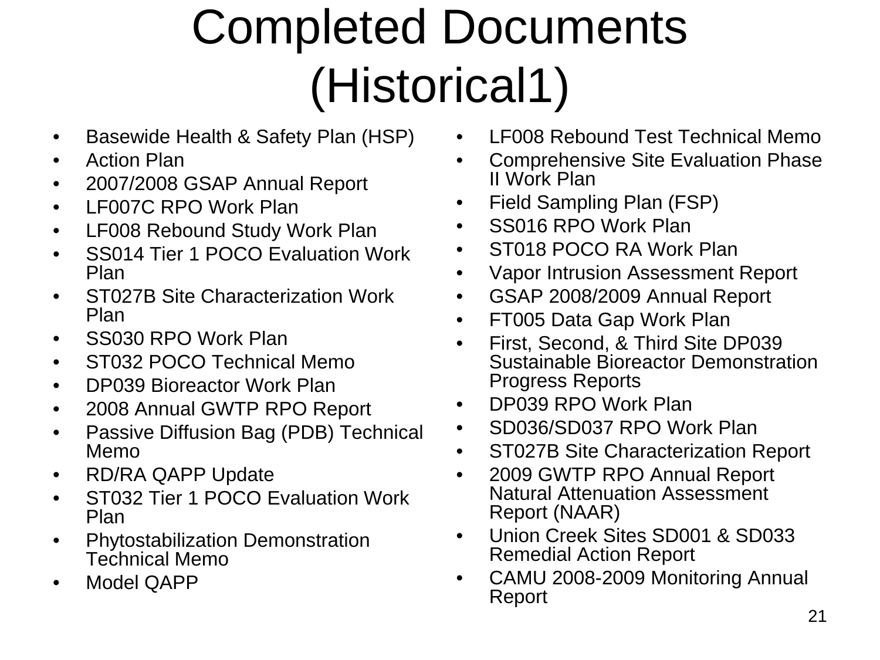# Completed Documents (Historical1)

- Basewide Health & Safety Plan (HSP)
- Action Plan
- 2007/2008 GSAP Annual Report
- LF007C RPO Work Plan
- LF008 Rebound Study Work Plan
- SS014 Tier 1 POCO Evaluation Work Plan
- ST027B Site Characterization Work Plan
- SS030 RPO Work Plan
- ST032 POCO Technical Memo
- DP039 Bioreactor Work Plan
- 2008 Annual GWTP RPO Report
- Passive Diffusion Bag (PDB) Technical Memo
- RD/RA QAPP Update
- ST032 Tier 1 POCO Evaluation Work Plan
- Phytostabilization Demonstration Technical Memo
- Model QAPP
- LF008 Rebound Test Technical Memo
- Comprehensive Site Evaluation Phase II Work Plan
- Field Sampling Plan (FSP)
- SS016 RPO Work Plan
- ST018 POCO RA Work Plan
- Vapor Intrusion Assessment Report
- GSAP 2008/2009 Annual Report
- FT005 Data Gap Work Plan
- First, Second, & Third Site DP039 Sustainable Bioreactor Demonstration Progress Reports
- DP039 RPO Work Plan
- SD036/SD037 RPO Work Plan
- ST027B Site Characterization Report
- 2009 GWTP RPO Annual Report Natural Attenuation Assessment Report (NAAR)
- Union Creek Sites SD001 & SD033 Remedial Action Report
- CAMU 2008-2009 Monitoring Annual Report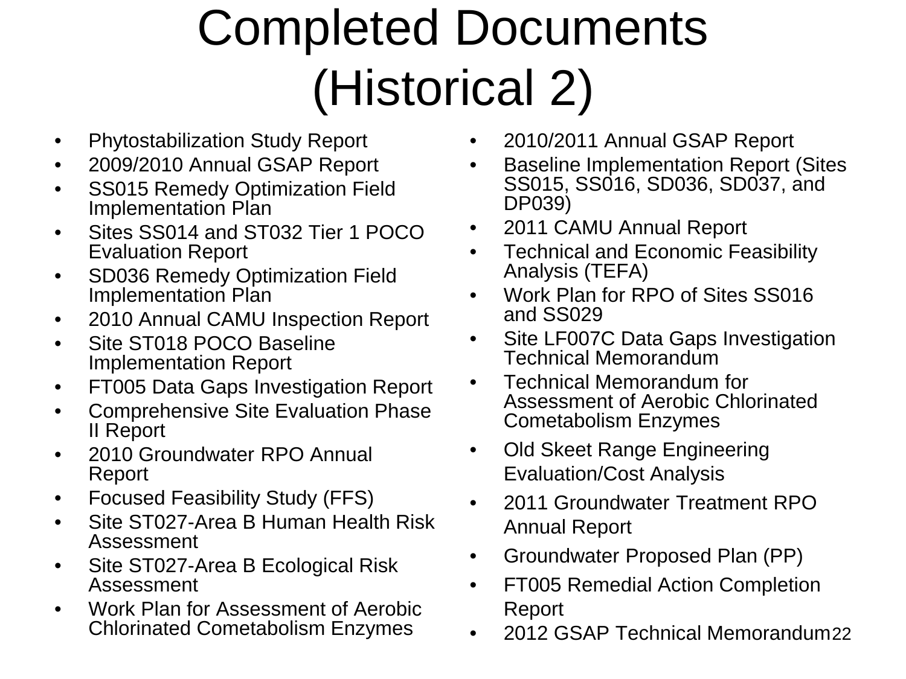# Completed Documents (Historical 2)

- Phytostabilization Study Report
- 2009/2010 Annual GSAP Report
- SS015 Remedy Optimization Field Implementation Plan
- Sites SS014 and ST032 Tier 1 POCO Evaluation Report
- SD036 Remedy Optimization Field Implementation Plan
- 2010 Annual CAMU Inspection Report
- Site ST018 POCO Baseline Implementation Report
- FT005 Data Gaps Investigation Report
- Comprehensive Site Evaluation Phase II Report
- 2010 Groundwater RPO Annual Report
- Focused Feasibility Study (FFS)
- Site ST027-Area B Human Health Risk Assessment
- Site ST027-Area B Ecological Risk Assessment
- Work Plan for Assessment of Aerobic Chlorinated Cometabolism Enzymes
- 2010/2011 Annual GSAP Report
- Baseline Implementation Report (Sites SS015, SS016, SD036, SD037, and DP039)
- 2011 CAMU Annual Report
- Technical and Economic Feasibility Analysis (TEFA)
- Work Plan for RPO of Sites SS016 and SS029
- Site LF007C Data Gaps Investigation Technical Memorandum
- Technical Memorandum for Assessment of Aerobic Chlorinated Cometabolism Enzymes
- Old Skeet Range Engineering Evaluation/Cost Analysis
- 2011 Groundwater Treatment RPO Annual Report
- Groundwater Proposed Plan (PP)
- FT005 Remedial Action Completion Report
- 2012 GSAP Technical Memorandum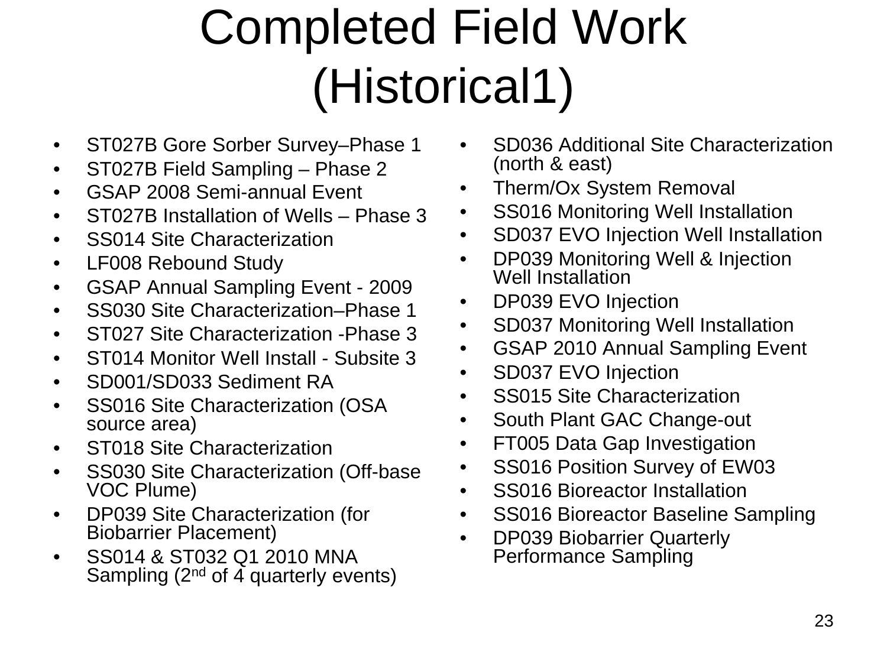# Completed Field Work (Historical1)

- ST027B Gore Sorber Survey–Phase 1
- ST027B Field Sampling – Phase 2
- GSAP 2008 Semi-annual Event
- ST027B Installation of Wells – Phase 3
- SS014 Site Characterization
- LF008 Rebound Study
- GSAP Annual Sampling Event - 2009
- SS030 Site Characterization–Phase 1
- ST027 Site Characterization -Phase 3
- ST014 Monitor Well Install - Subsite 3
- SD001/SD033 Sediment RA
- SS016 Site Characterization (OSA source area)
- ST018 Site Characterization
- SS030 Site Characterization (Off-base VOC Plume)
- DP039 Site Characterization (for Biobarrier Placement)
- SS014 & ST032 Q1 2010 MNA Sampling (2nd of 4 quarterly events)
- SD036 Additional Site Characterization (north & east)
- Therm/Ox System Removal
- SS016 Monitoring Well Installation
- SD037 EVO Injection Well Installation
- DP039 Monitoring Well & Injection Well Installation
- DP039 EVO Injection
- SD037 Monitoring Well Installation
- GSAP 2010 Annual Sampling Event
- SD037 EVO Injection
- SS015 Site Characterization
- South Plant GAC Change-out
- FT005 Data Gap Investigation
- SS016 Position Survey of EW03
- SS016 Bioreactor Installation
- SS016 Bioreactor Baseline Sampling
- DP039 Biobarrier Quarterly Performance Sampling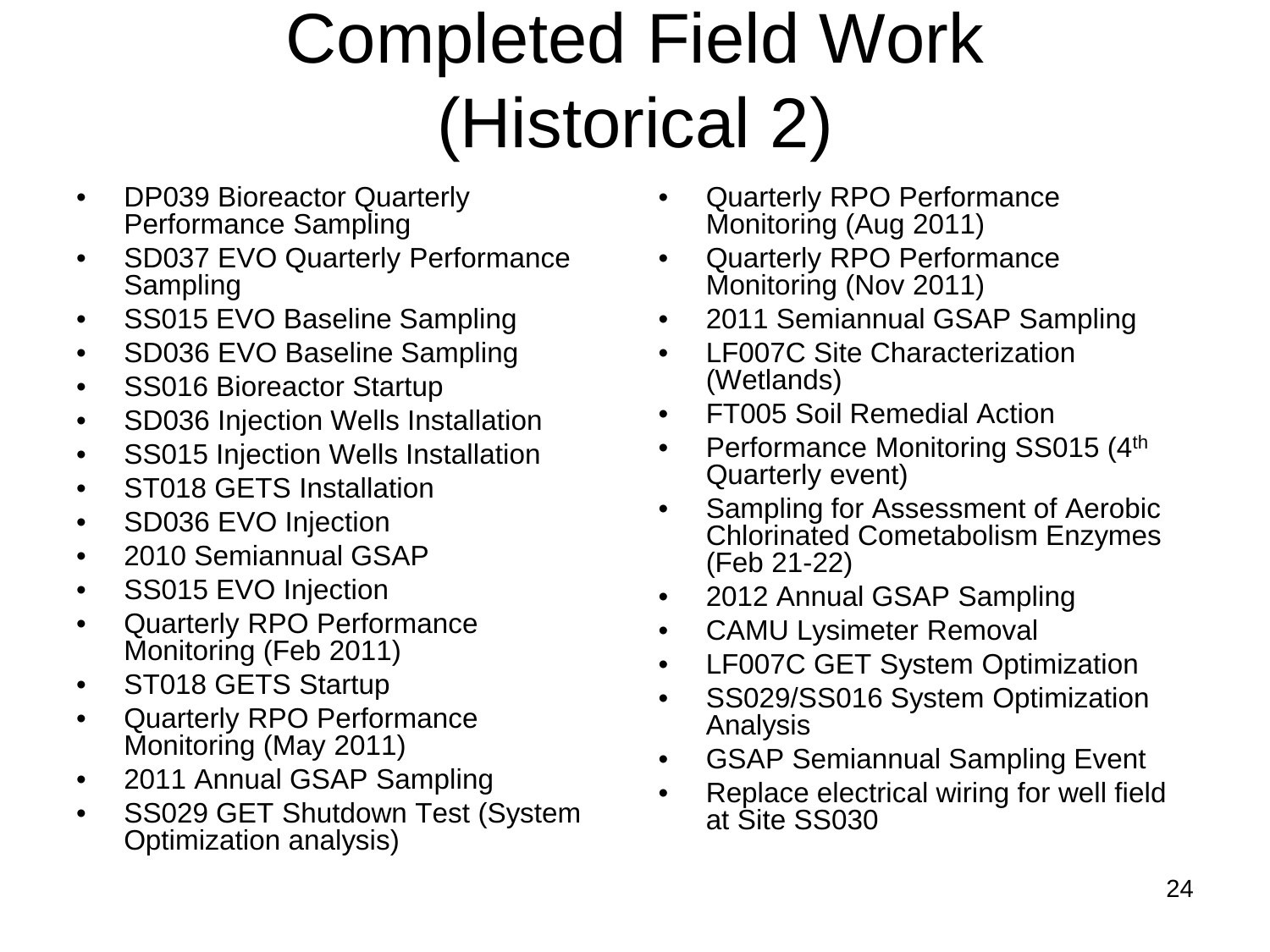# Completed Field Work (Historical 2)

- DP039 Bioreactor Quarterly Performance Sampling
- SD037 EVO Quarterly Performance Sampling
- SS015 EVO Baseline Sampling
- SD036 EVO Baseline Sampling
- SS016 Bioreactor Startup
- SD036 Injection Wells Installation
- SS015 Injection Wells Installation
- ST018 GETS Installation
- SD036 EVO Injection
- 2010 Semiannual GSAP
- SS015 EVO Injection
- Quarterly RPO Performance Monitoring (Feb 2011)
- ST018 GETS Startup
- Quarterly RPO Performance Monitoring (May 2011)
- 2011 Annual GSAP Sampling
- SS029 GET Shutdown Test (System Optimization analysis)
- Quarterly RPO Performance Monitoring (Aug 2011)
- Quarterly RPO Performance Monitoring (Nov 2011)
- 2011 Semiannual GSAP Sampling
- LF007C Site Characterization (Wetlands)
- FT005 Soil Remedial Action
- Performance Monitoring SS015 ($4^{th}$ Quarterly event)
- Sampling for Assessment of Aerobic Chlorinated Cometabolism Enzymes (Feb 21-22)
- 2012 Annual GSAP Sampling
- CAMU Lysimeter Removal
- LF007C GET System Optimization
- SS029/SS016 System Optimization Analysis
- GSAP Semiannual Sampling Event
- Replace electrical wiring for well field at Site SS030